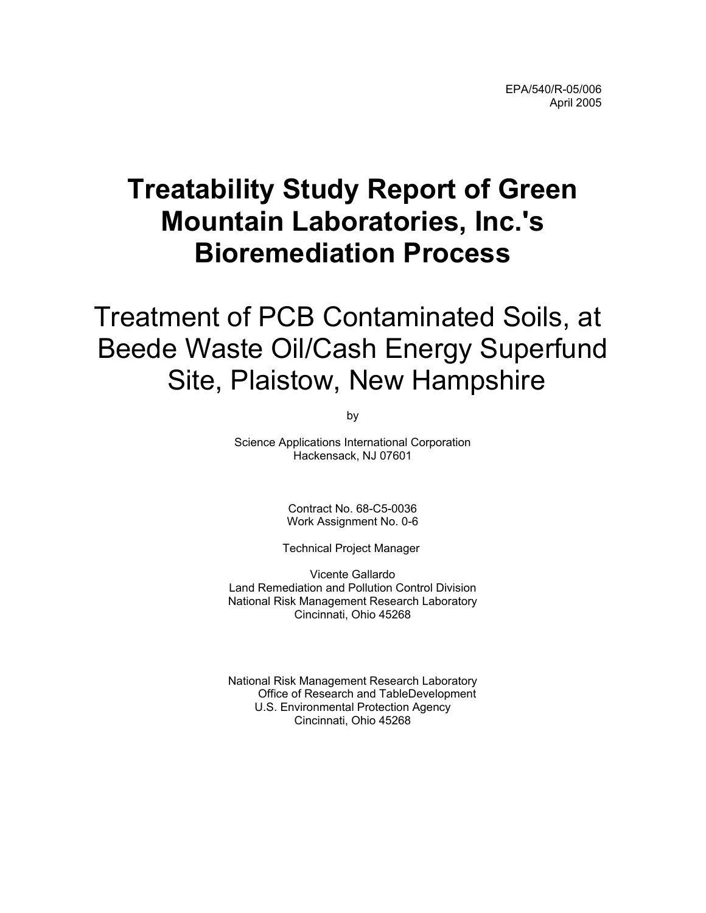EPA/540/R-05/006
April 2005

# Treatability Study Report of Green Mountain Laboratories, Inc.'s Bioremediation Process

## Treatment of PCB Contaminated Soils, at Beede Waste Oil/Cash Energy Superfund Site, Plaistow, New Hampshire

by

Science Applications International Corporation
Hackensack, NJ 07601

Contract No. 68-C5-0036
Work Assignment No. 0-6

Technical Project Manager

Vicente Gallardo
Land Remediation and Pollution Control Division
National Risk Management Research Laboratory
Cincinnati, Ohio 45268

National Risk Management Research Laboratory
Office of Research and TableDevelopment
U.S. Environmental Protection Agency
Cincinnati, Ohio 45268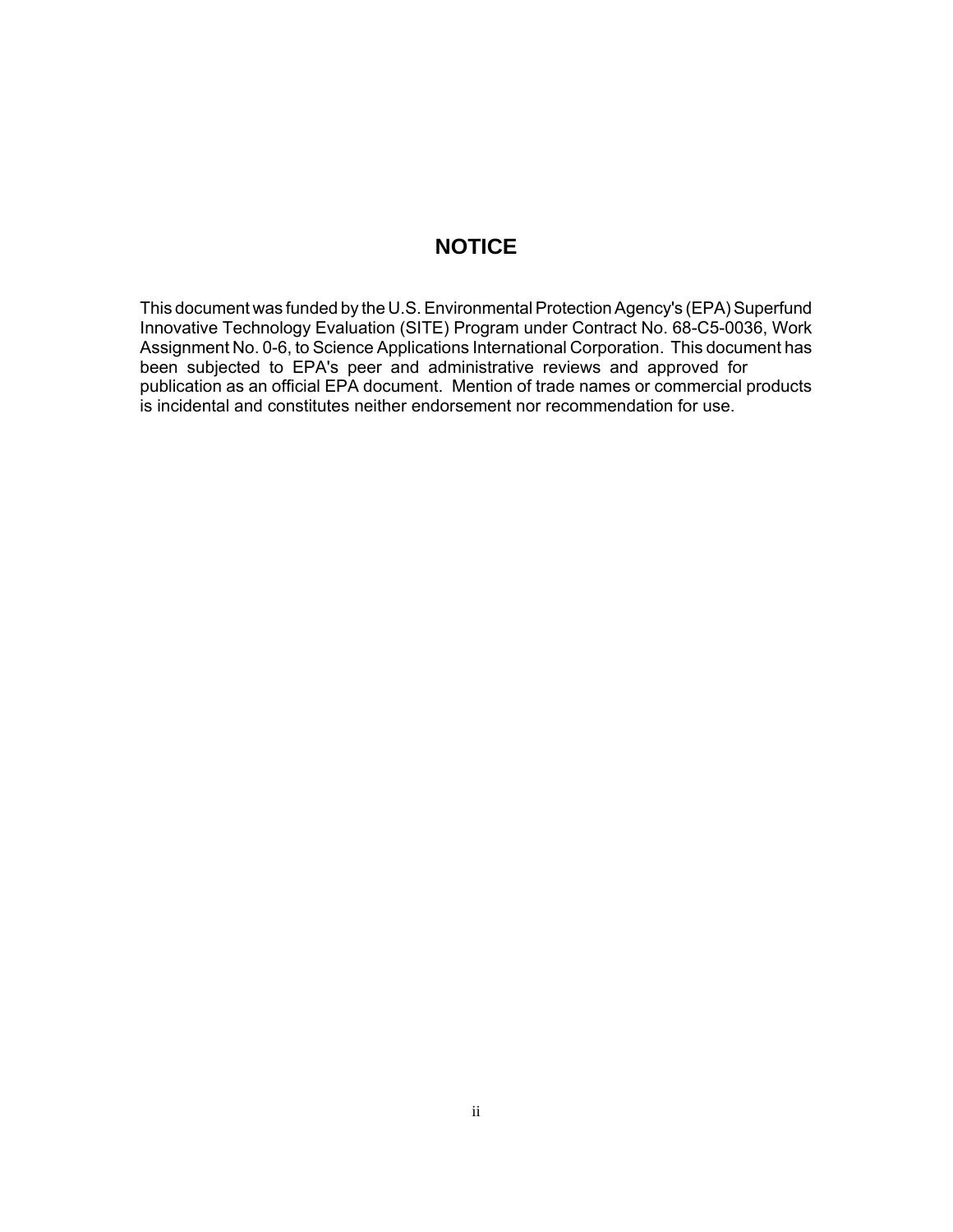# NOTICE

This document was funded by the U.S. Environmental Protection Agency's (EPA) Superfund Innovative Technology Evaluation (SITE) Program under Contract No. 68-C5-0036, Work Assignment No. 0-6, to Science Applications International Corporation. This document has been subjected to EPA's peer and administrative reviews and approved for publication as an official EPA document. Mention of trade names or commercial products is incidental and constitutes neither endorsement nor recommendation for use.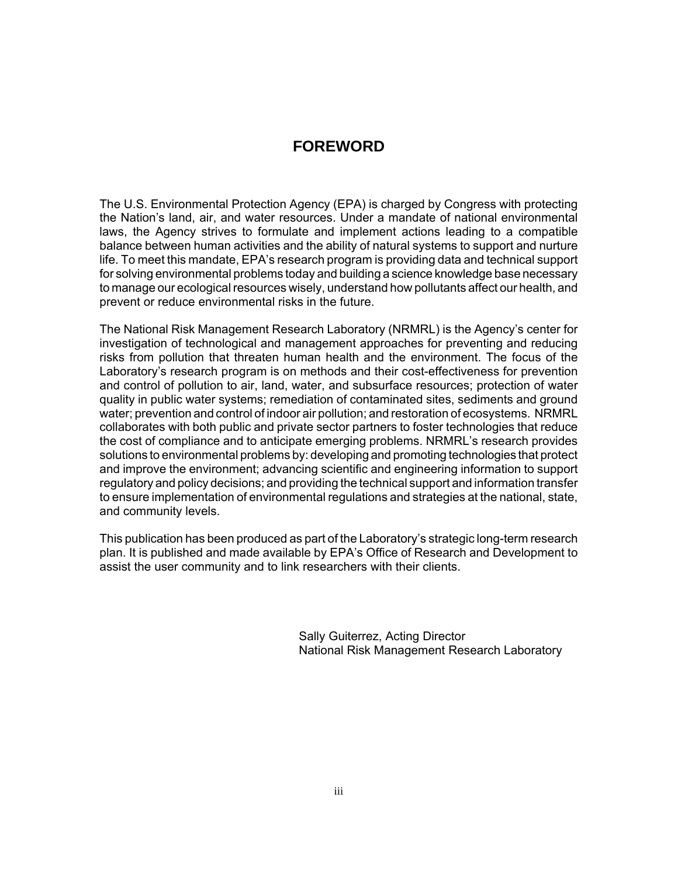# FOREWORD

The U.S. Environmental Protection Agency (EPA) is charged by Congress with protecting the Nation's land, air, and water resources. Under a mandate of national environmental laws, the Agency strives to formulate and implement actions leading to a compatible balance between human activities and the ability of natural systems to support and nurture life. To meet this mandate, EPA's research program is providing data and technical support for solving environmental problems today and building a science knowledge base necessary to manage our ecological resources wisely, understand how pollutants affect our health, and prevent or reduce environmental risks in the future.

The National Risk Management Research Laboratory (NRMRL) is the Agency's center for investigation of technological and management approaches for preventing and reducing risks from pollution that threaten human health and the environment. The focus of the Laboratory's research program is on methods and their cost-effectiveness for prevention and control of pollution to air, land, water, and subsurface resources; protection of water quality in public water systems; remediation of contaminated sites, sediments and ground water; prevention and control of indoor air pollution; and restoration of ecosystems. NRMRL collaborates with both public and private sector partners to foster technologies that reduce the cost of compliance and to anticipate emerging problems. NRMRL's research provides solutions to environmental problems by: developing and promoting technologies that protect and improve the environment; advancing scientific and engineering information to support regulatory and policy decisions; and providing the technical support and information transfer to ensure implementation of environmental regulations and strategies at the national, state, and community levels.

This publication has been produced as part of the Laboratory's strategic long-term research plan. It is published and made available by EPA's Office of Research and Development to assist the user community and to link researchers with their clients.

Sally Guiterrez, Acting Director
National Risk Management Research Laboratory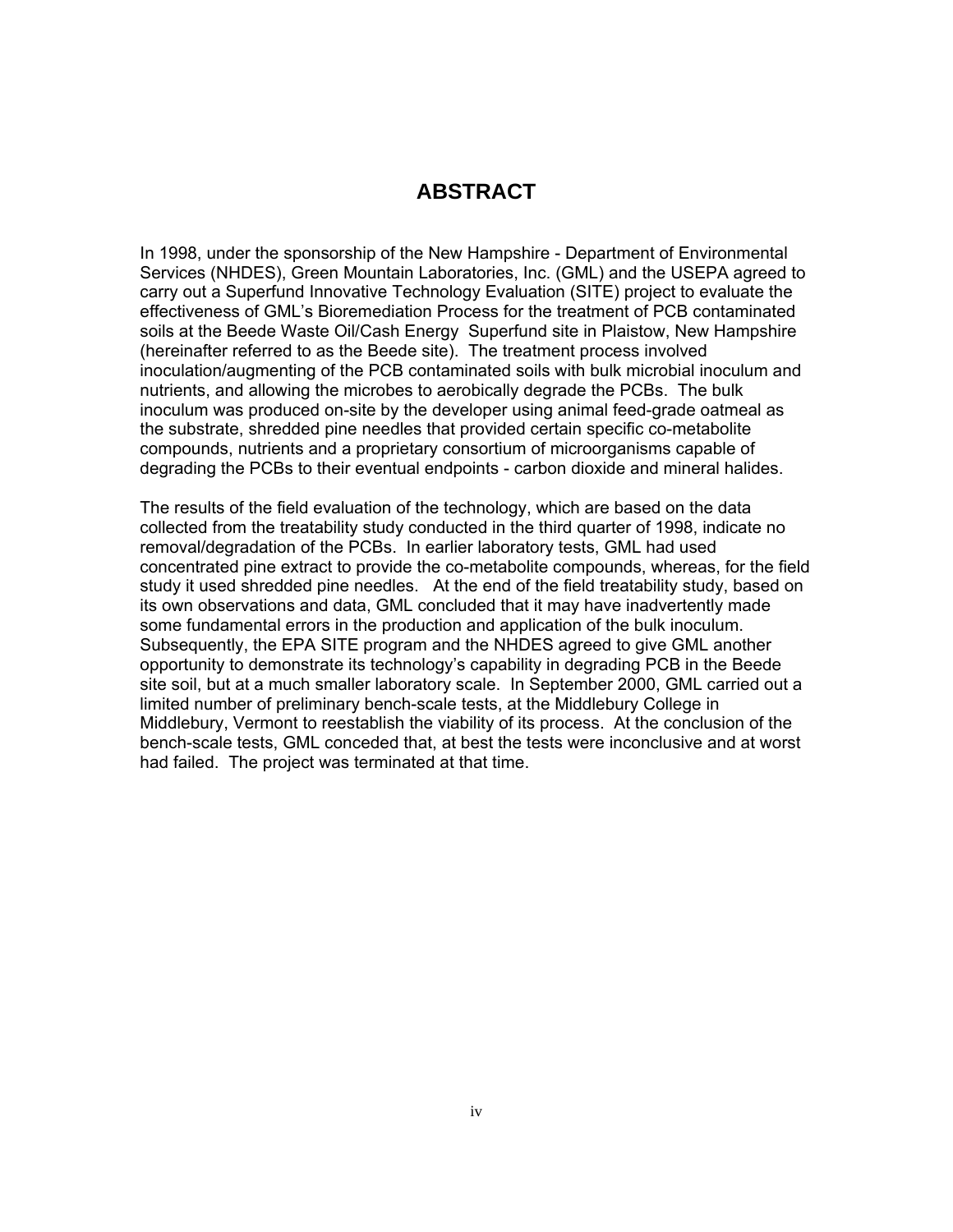# ABSTRACT

In 1998, under the sponsorship of the New Hampshire - Department of Environmental Services (NHDES), Green Mountain Laboratories, Inc. (GML) and the USEPA agreed to carry out a Superfund Innovative Technology Evaluation (SITE) project to evaluate the effectiveness of GML's Bioremediation Process for the treatment of PCB contaminated soils at the Beede Waste Oil/Cash Energy Superfund site in Plaistow, New Hampshire (hereinafter referred to as the Beede site). The treatment process involved inoculation/augmenting of the PCB contaminated soils with bulk microbial inoculum and nutrients, and allowing the microbes to aerobically degrade the PCBs. The bulk inoculum was produced on-site by the developer using animal feed-grade oatmeal as the substrate, shredded pine needles that provided certain specific co-metabolite compounds, nutrients and a proprietary consortium of microorganisms capable of degrading the PCBs to their eventual endpoints - carbon dioxide and mineral halides.

The results of the field evaluation of the technology, which are based on the data collected from the treatability study conducted in the third quarter of 1998, indicate no removal/degradation of the PCBs. In earlier laboratory tests, GML had used concentrated pine extract to provide the co-metabolite compounds, whereas, for the field study it used shredded pine needles. At the end of the field treatability study, based on its own observations and data, GML concluded that it may have inadvertently made some fundamental errors in the production and application of the bulk inoculum. Subsequently, the EPA SITE program and the NHDES agreed to give GML another opportunity to demonstrate its technology's capability in degrading PCB in the Beede site soil, but at a much smaller laboratory scale. In September 2000, GML carried out a limited number of preliminary bench-scale tests, at the Middlebury College in Middlebury, Vermont to reestablish the viability of its process. At the conclusion of the bench-scale tests, GML conceded that, at best the tests were inconclusive and at worst had failed. The project was terminated at that time.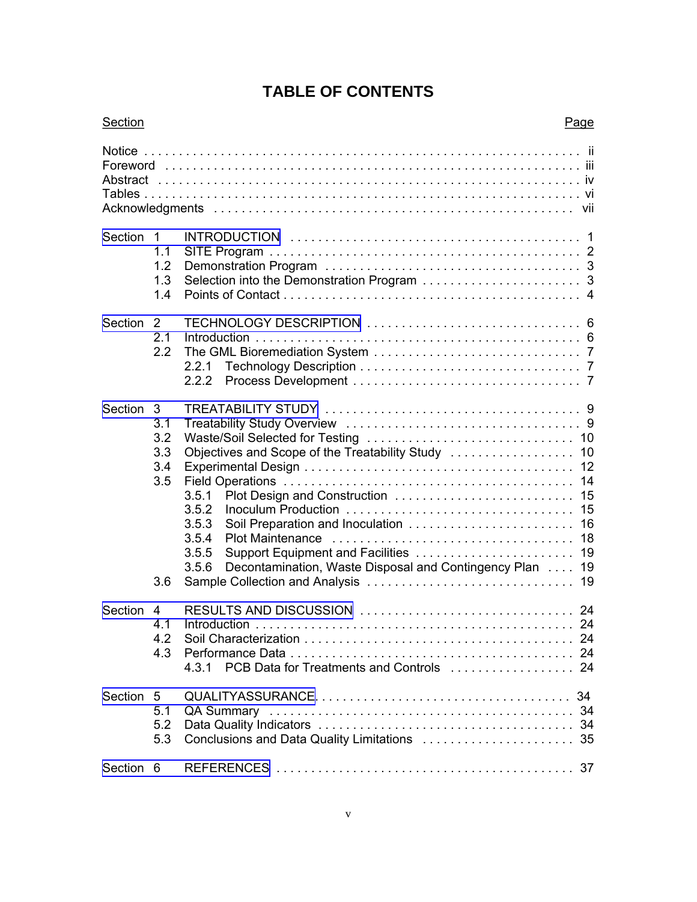# TABLE OF CONTENTS

| Section | | | Page |
|---|---|---|---|
| Notice | | | ii |
| Foreword | | | iii |
| Abstract | | | iv |
| Tables | | | vi |
| Acknowledgments | | | vii |
| Section 1 | | INTRODUCTION | 1 |
| | 1.1 | SITE Program | 2 |
| | 1.2 | Demonstration Program | 3 |
| | 1.3 | Selection into the Demonstration Program | 3 |
| | 1.4 | Points of Contact | 4 |
| Section 2 | | TECHNOLOGY DESCRIPTION | 6 |
| | 2.1 | Introduction | 6 |
| | 2.2 | The GML Bioremediation System | 7 |
| | | 2.2.1 Technology Description | 7 |
| | | 2.2.2 Process Development | 7 |
| Section 3 | | TREATABILITY STUDY | 9 |
| | 3.1 | Treatability Study Overview | 9 |
| | 3.2 | Waste/Soil Selected for Testing | 10 |
| | 3.3 | Objectives and Scope of the Treatability Study | 10 |
| | 3.4 | Experimental Design | 12 |
| | 3.5 | Field Operations | 14 |
| | | 3.5.1 Plot Design and Construction | 15 |
| | | 3.5.2 Inoculum Production | 15 |
| | | 3.5.3 Soil Preparation and Inoculation | 16 |
| | | 3.5.4 Plot Maintenance | 18 |
| | | 3.5.5 Support Equipment and Facilities | 19 |
| | | 3.5.6 Decontamination, Waste Disposal and Contingency Plan | 19 |
| | 3.6 | Sample Collection and Analysis | 19 |
| Section 4 | | RESULTS AND DISCUSSION | 24 |
| | 4.1 | Introduction | 24 |
| | 4.2 | Soil Characterization | 24 |
| | 4.3 | Performance Data | 24 |
| | | 4.3.1 PCB Data for Treatments and Controls | 24 |
| Section 5 | | QUALITYASSURANCE | 34 |
| | 5.1 | QA Summary | 34 |
| | 5.2 | Data Quality Indicators | 34 |
| | 5.3 | Conclusions and Data Quality Limitations | 35 |
| Section 6 | | REFERENCES | 37 |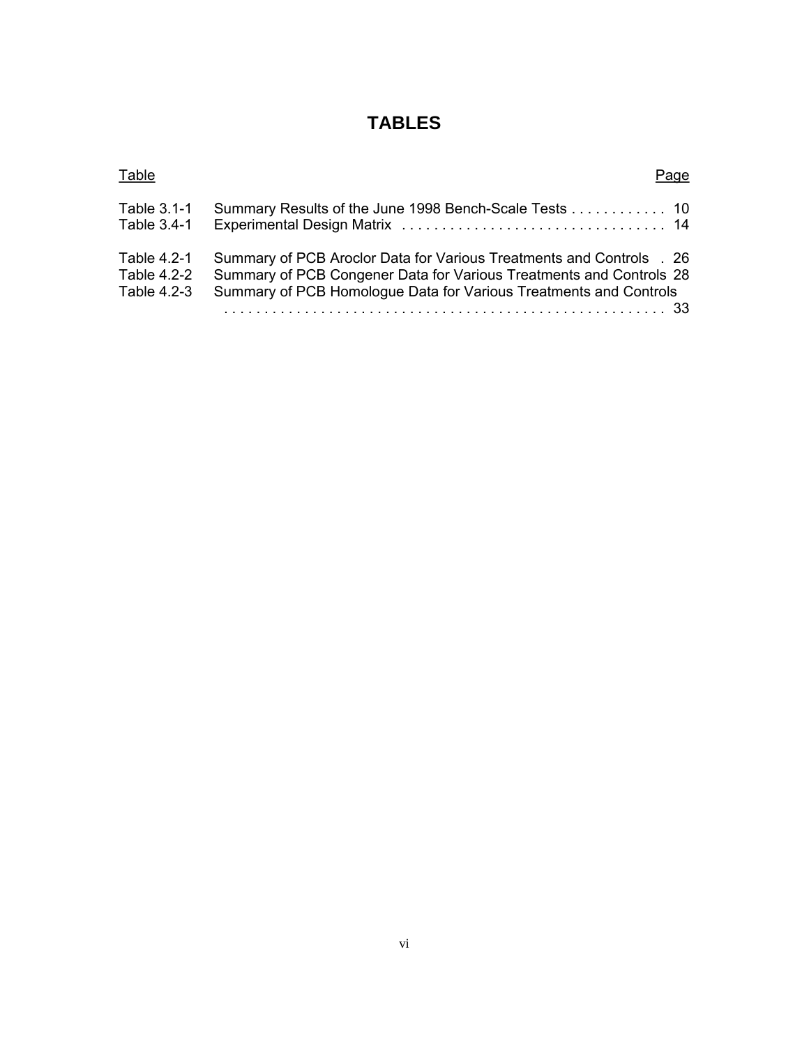# TABLES

| Table | | Page |
|---|---|---|
| Table 3.1-1 | Summary Results of the June 1998 Bench-Scale Tests | 10 |
| Table 3.4-1 | Experimental Design Matrix | 14 |
| Table 4.2-1 | Summary of PCB Aroclor Data for Various Treatments and Controls | 26 |
| Table 4.2-2 | Summary of PCB Congener Data for Various Treatments and Controls | 28 |
| Table 4.2-3 | Summary of PCB Homologue Data for Various Treatments and Controls | 33 |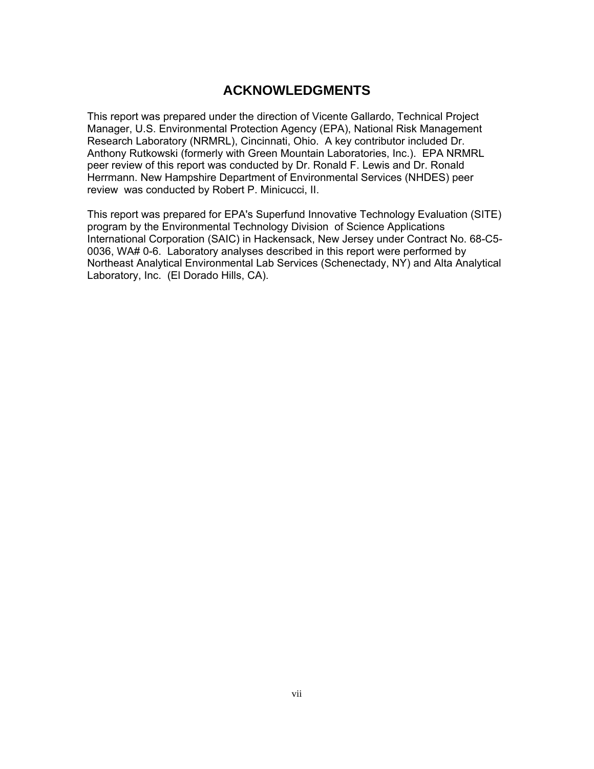# ACKNOWLEDGMENTS

This report was prepared under the direction of Vicente Gallardo, Technical Project Manager, U.S. Environmental Protection Agency (EPA), National Risk Management Research Laboratory (NRMRL), Cincinnati, Ohio. A key contributor included Dr. Anthony Rutkowski (formerly with Green Mountain Laboratories, Inc.). EPA NRMRL peer review of this report was conducted by Dr. Ronald F. Lewis and Dr. Ronald Herrmann. New Hampshire Department of Environmental Services (NHDES) peer review was conducted by Robert P. Minicucci, II.

This report was prepared for EPA's Superfund Innovative Technology Evaluation (SITE) program by the Environmental Technology Division of Science Applications International Corporation (SAIC) in Hackensack, New Jersey under Contract No. 68-C5-0036, WA# 0-6. Laboratory analyses described in this report were performed by Northeast Analytical Environmental Lab Services (Schenectady, NY) and Alta Analytical Laboratory, Inc. (El Dorado Hills, CA).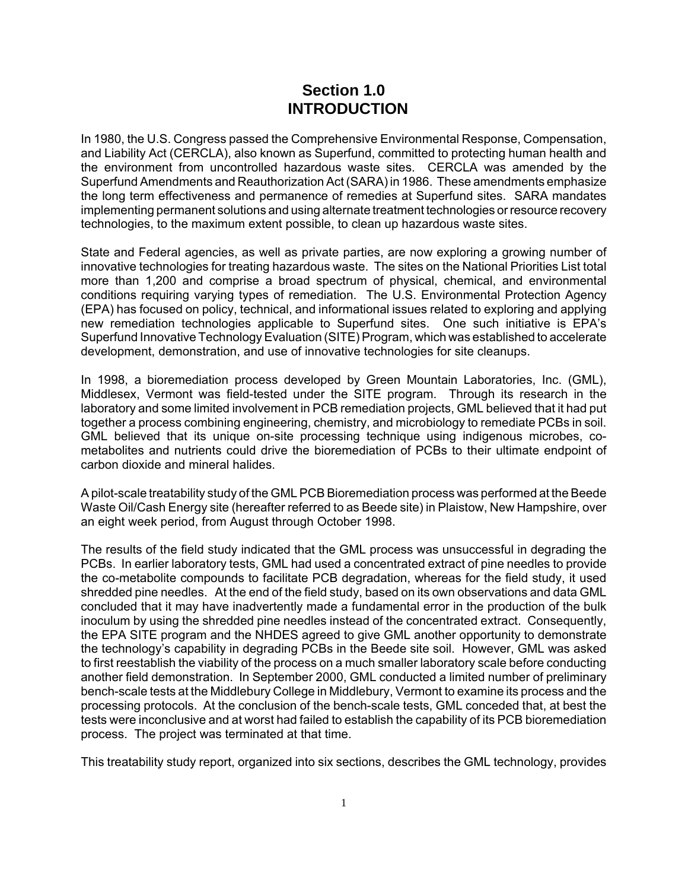# Section 1.0
# INTRODUCTION

In 1980, the U.S. Congress passed the Comprehensive Environmental Response, Compensation, and Liability Act (CERCLA), also known as Superfund, committed to protecting human health and the environment from uncontrolled hazardous waste sites. CERCLA was amended by the Superfund Amendments and Reauthorization Act (SARA) in 1986. These amendments emphasize the long term effectiveness and permanence of remedies at Superfund sites. SARA mandates implementing permanent solutions and using alternate treatment technologies or resource recovery technologies, to the maximum extent possible, to clean up hazardous waste sites.

State and Federal agencies, as well as private parties, are now exploring a growing number of innovative technologies for treating hazardous waste. The sites on the National Priorities List total more than 1,200 and comprise a broad spectrum of physical, chemical, and environmental conditions requiring varying types of remediation. The U.S. Environmental Protection Agency (EPA) has focused on policy, technical, and informational issues related to exploring and applying new remediation technologies applicable to Superfund sites. One such initiative is EPA's Superfund Innovative Technology Evaluation (SITE) Program, which was established to accelerate development, demonstration, and use of innovative technologies for site cleanups.

In 1998, a bioremediation process developed by Green Mountain Laboratories, Inc. (GML), Middlesex, Vermont was field-tested under the SITE program. Through its research in the laboratory and some limited involvement in PCB remediation projects, GML believed that it had put together a process combining engineering, chemistry, and microbiology to remediate PCBs in soil. GML believed that its unique on-site processing technique using indigenous microbes, co-metabolites and nutrients could drive the bioremediation of PCBs to their ultimate endpoint of carbon dioxide and mineral halides.

A pilot-scale treatability study of the GML PCB Bioremediation process was performed at the Beede Waste Oil/Cash Energy site (hereafter referred to as Beede site) in Plaistow, New Hampshire, over an eight week period, from August through October 1998.

The results of the field study indicated that the GML process was unsuccessful in degrading the PCBs. In earlier laboratory tests, GML had used a concentrated extract of pine needles to provide the co-metabolite compounds to facilitate PCB degradation, whereas for the field study, it used shredded pine needles. At the end of the field study, based on its own observations and data GML concluded that it may have inadvertently made a fundamental error in the production of the bulk inoculum by using the shredded pine needles instead of the concentrated extract. Consequently, the EPA SITE program and the NHDES agreed to give GML another opportunity to demonstrate the technology's capability in degrading PCBs in the Beede site soil. However, GML was asked to first reestablish the viability of the process on a much smaller laboratory scale before conducting another field demonstration. In September 2000, GML conducted a limited number of preliminary bench-scale tests at the Middlebury College in Middlebury, Vermont to examine its process and the processing protocols. At the conclusion of the bench-scale tests, GML conceded that, at best the tests were inconclusive and at worst had failed to establish the capability of its PCB bioremediation process. The project was terminated at that time.

This treatability study report, organized into six sections, describes the GML technology, provides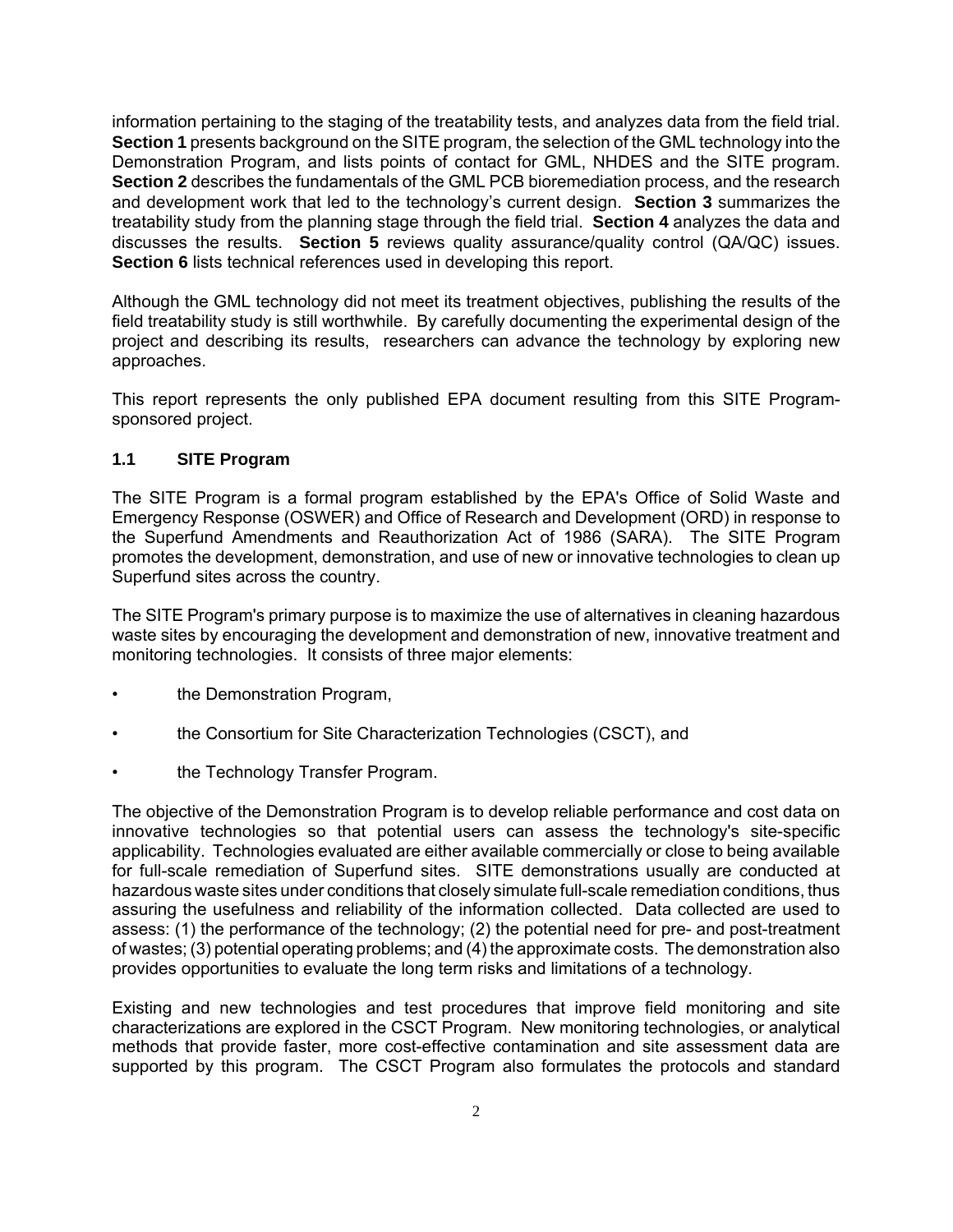information pertaining to the staging of the treatability tests, and analyzes data from the field trial. **Section 1** presents background on the SITE program, the selection of the GML technology into the Demonstration Program, and lists points of contact for GML, NHDES and the SITE program. **Section 2** describes the fundamentals of the GML PCB bioremediation process, and the research and development work that led to the technology's current design. **Section 3** summarizes the treatability study from the planning stage through the field trial. **Section 4** analyzes the data and discusses the results. **Section 5** reviews quality assurance/quality control (QA/QC) issues. **Section 6** lists technical references used in developing this report.

Although the GML technology did not meet its treatment objectives, publishing the results of the field treatability study is still worthwhile. By carefully documenting the experimental design of the project and describing its results, researchers can advance the technology by exploring new approaches.

This report represents the only published EPA document resulting from this SITE Program-sponsored project.

### 1.1 SITE Program

The SITE Program is a formal program established by the EPA's Office of Solid Waste and Emergency Response (OSWER) and Office of Research and Development (ORD) in response to the Superfund Amendments and Reauthorization Act of 1986 (SARA). The SITE Program promotes the development, demonstration, and use of new or innovative technologies to clean up Superfund sites across the country.

The SITE Program's primary purpose is to maximize the use of alternatives in cleaning hazardous waste sites by encouraging the development and demonstration of new, innovative treatment and monitoring technologies. It consists of three major elements:

- the Demonstration Program,
- the Consortium for Site Characterization Technologies (CSCT), and
- the Technology Transfer Program.

The objective of the Demonstration Program is to develop reliable performance and cost data on innovative technologies so that potential users can assess the technology's site-specific applicability. Technologies evaluated are either available commercially or close to being available for full-scale remediation of Superfund sites. SITE demonstrations usually are conducted at hazardous waste sites under conditions that closely simulate full-scale remediation conditions, thus assuring the usefulness and reliability of the information collected. Data collected are used to assess: (1) the performance of the technology; (2) the potential need for pre- and post-treatment of wastes; (3) potential operating problems; and (4) the approximate costs. The demonstration also provides opportunities to evaluate the long term risks and limitations of a technology.

Existing and new technologies and test procedures that improve field monitoring and site characterizations are explored in the CSCT Program. New monitoring technologies, or analytical methods that provide faster, more cost-effective contamination and site assessment data are supported by this program. The CSCT Program also formulates the protocols and standard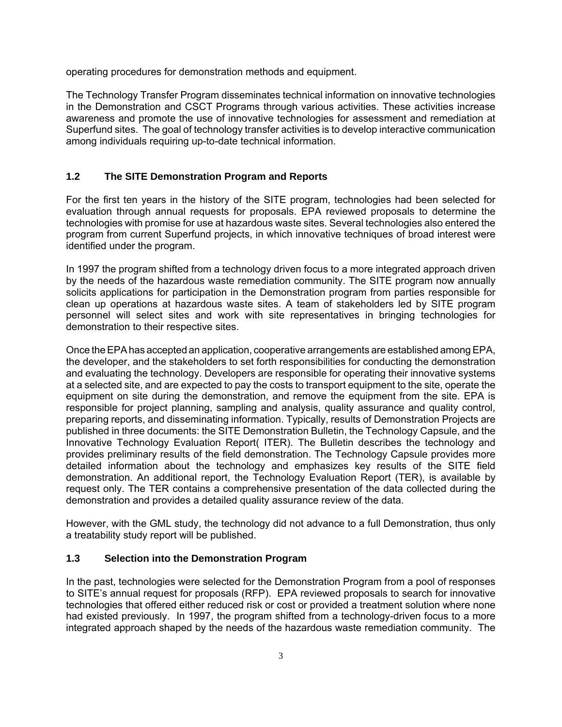operating procedures for demonstration methods and equipment.

The Technology Transfer Program disseminates technical information on innovative technologies in the Demonstration and CSCT Programs through various activities. These activities increase awareness and promote the use of innovative technologies for assessment and remediation at Superfund sites. The goal of technology transfer activities is to develop interactive communication among individuals requiring up-to-date technical information.

## 1.2 The SITE Demonstration Program and Reports

For the first ten years in the history of the SITE program, technologies had been selected for evaluation through annual requests for proposals. EPA reviewed proposals to determine the technologies with promise for use at hazardous waste sites. Several technologies also entered the program from current Superfund projects, in which innovative techniques of broad interest were identified under the program.

In 1997 the program shifted from a technology driven focus to a more integrated approach driven by the needs of the hazardous waste remediation community. The SITE program now annually solicits applications for participation in the Demonstration program from parties responsible for clean up operations at hazardous waste sites. A team of stakeholders led by SITE program personnel will select sites and work with site representatives in bringing technologies for demonstration to their respective sites.

Once the EPA has accepted an application, cooperative arrangements are established among EPA, the developer, and the stakeholders to set forth responsibilities for conducting the demonstration and evaluating the technology. Developers are responsible for operating their innovative systems at a selected site, and are expected to pay the costs to transport equipment to the site, operate the equipment on site during the demonstration, and remove the equipment from the site. EPA is responsible for project planning, sampling and analysis, quality assurance and quality control, preparing reports, and disseminating information. Typically, results of Demonstration Projects are published in three documents: the SITE Demonstration Bulletin, the Technology Capsule, and the Innovative Technology Evaluation Report( ITER). The Bulletin describes the technology and provides preliminary results of the field demonstration. The Technology Capsule provides more detailed information about the technology and emphasizes key results of the SITE field demonstration. An additional report, the Technology Evaluation Report (TER), is available by request only. The TER contains a comprehensive presentation of the data collected during the demonstration and provides a detailed quality assurance review of the data.

However, with the GML study, the technology did not advance to a full Demonstration, thus only a treatability study report will be published.

## 1.3 Selection into the Demonstration Program

In the past, technologies were selected for the Demonstration Program from a pool of responses to SITE's annual request for proposals (RFP). EPA reviewed proposals to search for innovative technologies that offered either reduced risk or cost or provided a treatment solution where none had existed previously. In 1997, the program shifted from a technology-driven focus to a more integrated approach shaped by the needs of the hazardous waste remediation community. The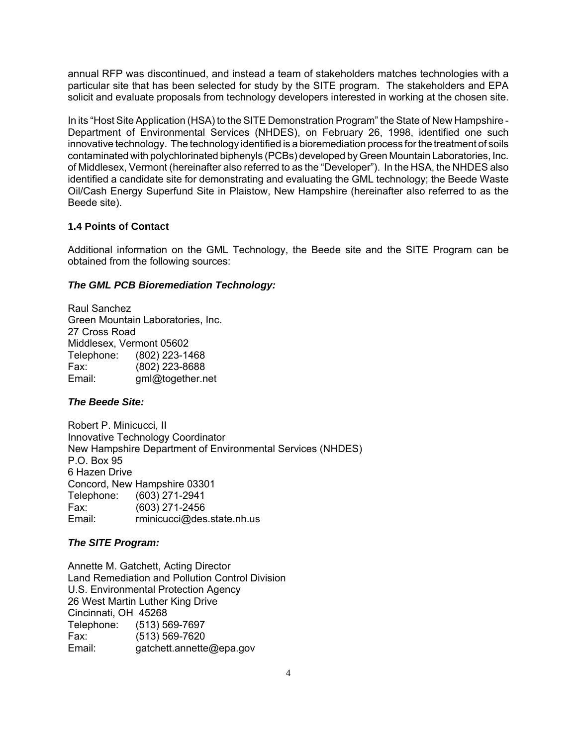annual RFP was discontinued, and instead a team of stakeholders matches technologies with a particular site that has been selected for study by the SITE program. The stakeholders and EPA solicit and evaluate proposals from technology developers interested in working at the chosen site.

In its "Host Site Application (HSA) to the SITE Demonstration Program" the State of New Hampshire - Department of Environmental Services (NHDES), on February 26, 1998, identified one such innovative technology. The technology identified is a bioremediation process for the treatment of soils contaminated with polychlorinated biphenyls (PCBs) developed by Green Mountain Laboratories, Inc. of Middlesex, Vermont (hereinafter also referred to as the "Developer"). In the HSA, the NHDES also identified a candidate site for demonstrating and evaluating the GML technology; the Beede Waste Oil/Cash Energy Superfund Site in Plaistow, New Hampshire (hereinafter also referred to as the Beede site).

### 1.4 Points of Contact

Additional information on the GML Technology, the Beede site and the SITE Program can be obtained from the following sources:

***The GML PCB Bioremediation Technology:***

Raul Sanchez
Green Mountain Laboratories, Inc.
27 Cross Road
Middlesex, Vermont 05602
Telephone: (802) 223-1468
Fax: (802) 223-8688
Email: gml@together.net

***The Beede Site:***

Robert P. Minicucci, II
Innovative Technology Coordinator
New Hampshire Department of Environmental Services (NHDES)
P.O. Box 95
6 Hazen Drive
Concord, New Hampshire 03301
Telephone: (603) 271-2941
Fax: (603) 271-2456
Email: rminicucci@des.state.nh.us

***The SITE Program:***

Annette M. Gatchett, Acting Director
Land Remediation and Pollution Control Division
U.S. Environmental Protection Agency
26 West Martin Luther King Drive
Cincinnati, OH 45268
Telephone: (513) 569-7697
Fax: (513) 569-7620
Email: gatchett.annette@epa.gov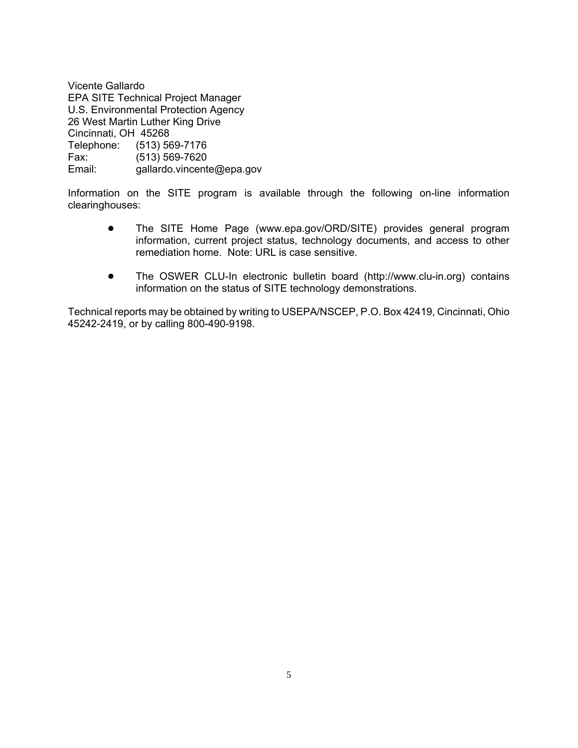Vicente Gallardo
EPA SITE Technical Project Manager
U.S. Environmental Protection Agency
26 West Martin Luther King Drive
Cincinnati, OH 45268
Telephone: (513) 569-7176
Fax: (513) 569-7620
Email: gallardo.vincente@epa.gov

Information on the SITE program is available through the following on-line information clearinghouses:

- The SITE Home Page (www.epa.gov/ORD/SITE) provides general program information, current project status, technology documents, and access to other remediation home. Note: URL is case sensitive.

- The OSWER CLU-In electronic bulletin board (http://www.clu-in.org) contains information on the status of SITE technology demonstrations.

Technical reports may be obtained by writing to USEPA/NSCEP, P.O. Box 42419, Cincinnati, Ohio 45242-2419, or by calling 800-490-9198.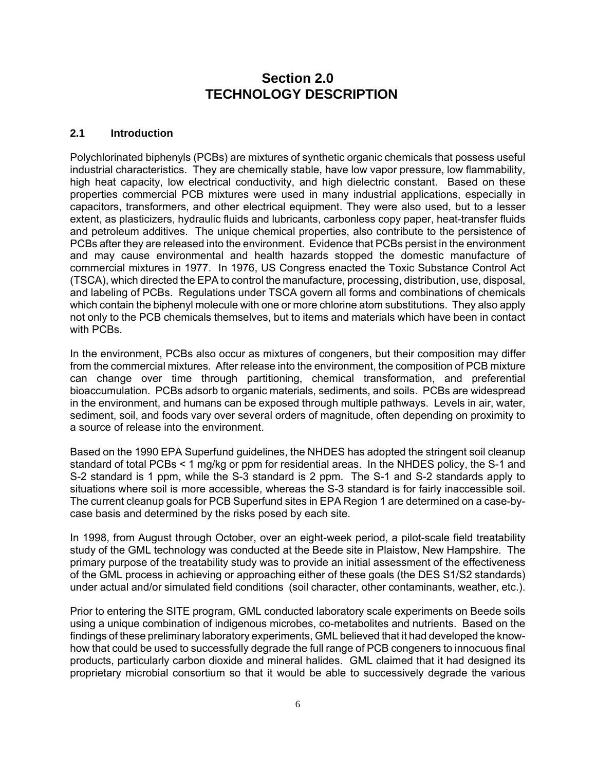# Section 2.0
# TECHNOLOGY DESCRIPTION

## 2.1 Introduction

Polychlorinated biphenyls (PCBs) are mixtures of synthetic organic chemicals that possess useful industrial characteristics. They are chemically stable, have low vapor pressure, low flammability, high heat capacity, low electrical conductivity, and high dielectric constant. Based on these properties commercial PCB mixtures were used in many industrial applications, especially in capacitors, transformers, and other electrical equipment. They were also used, but to a lesser extent, as plasticizers, hydraulic fluids and lubricants, carbonless copy paper, heat-transfer fluids and petroleum additives. The unique chemical properties, also contribute to the persistence of PCBs after they are released into the environment. Evidence that PCBs persist in the environment and may cause environmental and health hazards stopped the domestic manufacture of commercial mixtures in 1977. In 1976, US Congress enacted the Toxic Substance Control Act (TSCA), which directed the EPA to control the manufacture, processing, distribution, use, disposal, and labeling of PCBs. Regulations under TSCA govern all forms and combinations of chemicals which contain the biphenyl molecule with one or more chlorine atom substitutions. They also apply not only to the PCB chemicals themselves, but to items and materials which have been in contact with PCBs.

In the environment, PCBs also occur as mixtures of congeners, but their composition may differ from the commercial mixtures. After release into the environment, the composition of PCB mixture can change over time through partitioning, chemical transformation, and preferential bioaccumulation. PCBs adsorb to organic materials, sediments, and soils. PCBs are widespread in the environment, and humans can be exposed through multiple pathways. Levels in air, water, sediment, soil, and foods vary over several orders of magnitude, often depending on proximity to a source of release into the environment.

Based on the 1990 EPA Superfund guidelines, the NHDES has adopted the stringent soil cleanup standard of total PCBs < 1 mg/kg or ppm for residential areas. In the NHDES policy, the S-1 and S-2 standard is 1 ppm, while the S-3 standard is 2 ppm. The S-1 and S-2 standards apply to situations where soil is more accessible, whereas the S-3 standard is for fairly inaccessible soil. The current cleanup goals for PCB Superfund sites in EPA Region 1 are determined on a case-by-case basis and determined by the risks posed by each site.

In 1998, from August through October, over an eight-week period, a pilot-scale field treatability study of the GML technology was conducted at the Beede site in Plaistow, New Hampshire. The primary purpose of the treatability study was to provide an initial assessment of the effectiveness of the GML process in achieving or approaching either of these goals (the DES S1/S2 standards) under actual and/or simulated field conditions (soil character, other contaminants, weather, etc.).

Prior to entering the SITE program, GML conducted laboratory scale experiments on Beede soils using a unique combination of indigenous microbes, co-metabolites and nutrients. Based on the findings of these preliminary laboratory experiments, GML believed that it had developed the know-how that could be used to successfully degrade the full range of PCB congeners to innocuous final products, particularly carbon dioxide and mineral halides. GML claimed that it had designed its proprietary microbial consortium so that it would be able to successively degrade the various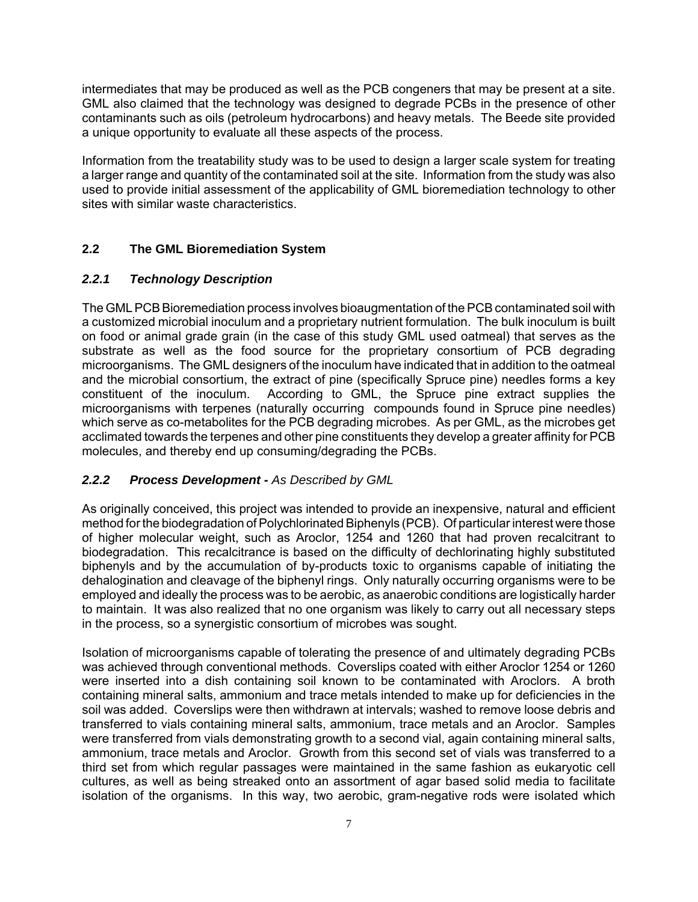intermediates that may be produced as well as the PCB congeners that may be present at a site. GML also claimed that the technology was designed to degrade PCBs in the presence of other contaminants such as oils (petroleum hydrocarbons) and heavy metals. The Beede site provided a unique opportunity to evaluate all these aspects of the process.

Information from the treatability study was to be used to design a larger scale system for treating a larger range and quantity of the contaminated soil at the site. Information from the study was also used to provide initial assessment of the applicability of GML bioremediation technology to other sites with similar waste characteristics.

## 2.2 The GML Bioremediation System

### *2.2.1 Technology Description*

The GML PCB Bioremediation process involves bioaugmentation of the PCB contaminated soil with a customized microbial inoculum and a proprietary nutrient formulation. The bulk inoculum is built on food or animal grade grain (in the case of this study GML used oatmeal) that serves as the substrate as well as the food source for the proprietary consortium of PCB degrading microorganisms. The GML designers of the inoculum have indicated that in addition to the oatmeal and the microbial consortium, the extract of pine (specifically Spruce pine) needles forms a key constituent of the inoculum. According to GML, the Spruce pine extract supplies the microorganisms with terpenes (naturally occurring compounds found in Spruce pine needles) which serve as co-metabolites for the PCB degrading microbes. As per GML, as the microbes get acclimated towards the terpenes and other pine constituents they develop a greater affinity for PCB molecules, and thereby end up consuming/degrading the PCBs.

### *2.2.2 Process Development - As Described by GML*

As originally conceived, this project was intended to provide an inexpensive, natural and efficient method for the biodegradation of Polychlorinated Biphenyls (PCB). Of particular interest were those of higher molecular weight, such as Aroclor, 1254 and 1260 that had proven recalcitrant to biodegradation. This recalcitrance is based on the difficulty of dechlorinating highly substituted biphenyls and by the accumulation of by-products toxic to organisms capable of initiating the dehalogination and cleavage of the biphenyl rings. Only naturally occurring organisms were to be employed and ideally the process was to be aerobic, as anaerobic conditions are logistically harder to maintain. It was also realized that no one organism was likely to carry out all necessary steps in the process, so a synergistic consortium of microbes was sought.

Isolation of microorganisms capable of tolerating the presence of and ultimately degrading PCBs was achieved through conventional methods. Coverslips coated with either Aroclor 1254 or 1260 were inserted into a dish containing soil known to be contaminated with Aroclors. A broth containing mineral salts, ammonium and trace metals intended to make up for deficiencies in the soil was added. Coverslips were then withdrawn at intervals; washed to remove loose debris and transferred to vials containing mineral salts, ammonium, trace metals and an Aroclor. Samples were transferred from vials demonstrating growth to a second vial, again containing mineral salts, ammonium, trace metals and Aroclor. Growth from this second set of vials was transferred to a third set from which regular passages were maintained in the same fashion as eukaryotic cell cultures, as well as being streaked onto an assortment of agar based solid media to facilitate isolation of the organisms. In this way, two aerobic, gram-negative rods were isolated which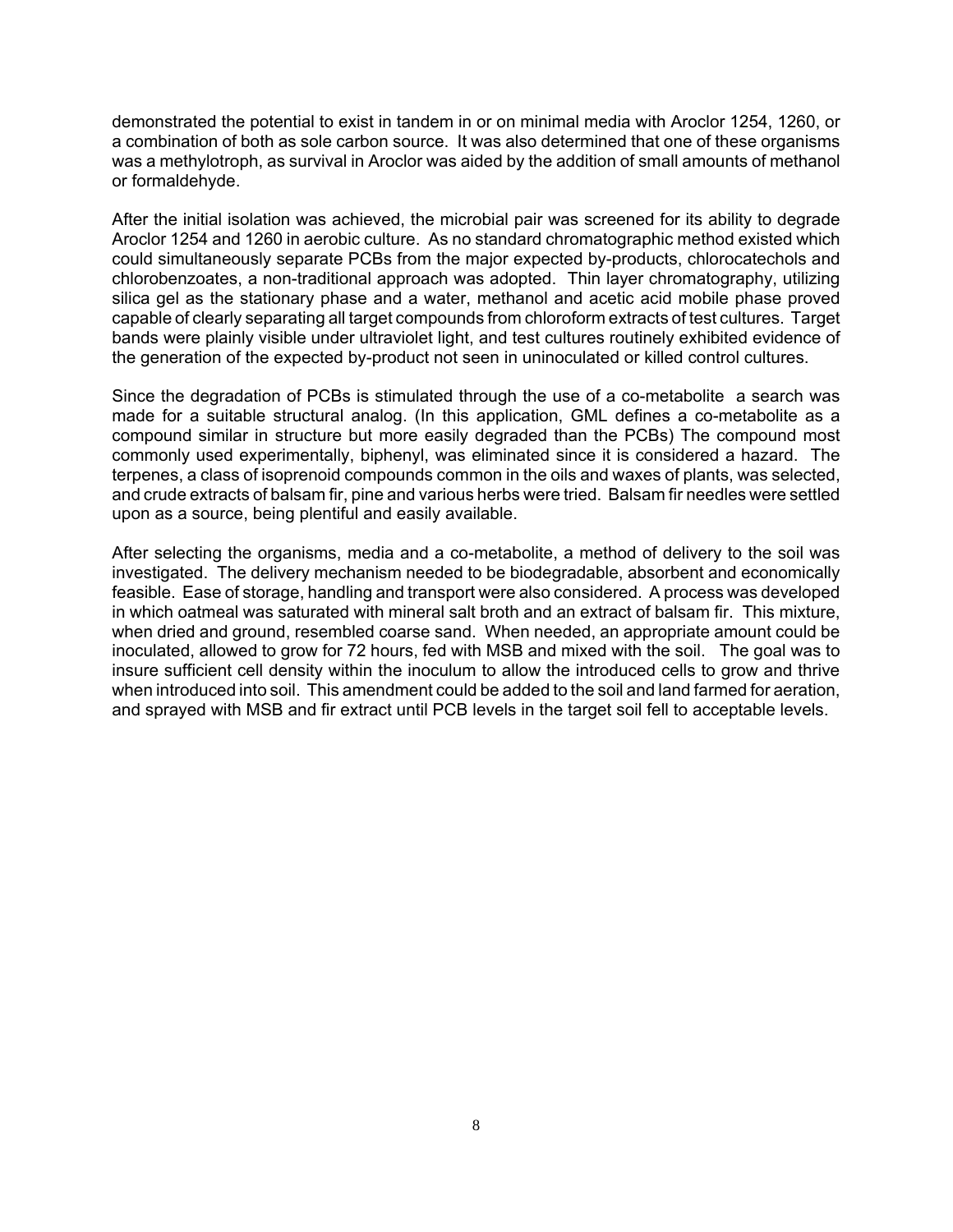demonstrated the potential to exist in tandem in or on minimal media with Aroclor 1254, 1260, or a combination of both as sole carbon source. It was also determined that one of these organisms was a methylotroph, as survival in Aroclor was aided by the addition of small amounts of methanol or formaldehyde.

After the initial isolation was achieved, the microbial pair was screened for its ability to degrade Aroclor 1254 and 1260 in aerobic culture. As no standard chromatographic method existed which could simultaneously separate PCBs from the major expected by-products, chlorocatechols and chlorobenzoates, a non-traditional approach was adopted. Thin layer chromatography, utilizing silica gel as the stationary phase and a water, methanol and acetic acid mobile phase proved capable of clearly separating all target compounds from chloroform extracts of test cultures. Target bands were plainly visible under ultraviolet light, and test cultures routinely exhibited evidence of the generation of the expected by-product not seen in uninoculated or killed control cultures.

Since the degradation of PCBs is stimulated through the use of a co-metabolite a search was made for a suitable structural analog. (In this application, GML defines a co-metabolite as a compound similar in structure but more easily degraded than the PCBs) The compound most commonly used experimentally, biphenyl, was eliminated since it is considered a hazard. The terpenes, a class of isoprenoid compounds common in the oils and waxes of plants, was selected, and crude extracts of balsam fir, pine and various herbs were tried. Balsam fir needles were settled upon as a source, being plentiful and easily available.

After selecting the organisms, media and a co-metabolite, a method of delivery to the soil was investigated. The delivery mechanism needed to be biodegradable, absorbent and economically feasible. Ease of storage, handling and transport were also considered. A process was developed in which oatmeal was saturated with mineral salt broth and an extract of balsam fir. This mixture, when dried and ground, resembled coarse sand. When needed, an appropriate amount could be inoculated, allowed to grow for 72 hours, fed with MSB and mixed with the soil. The goal was to insure sufficient cell density within the inoculum to allow the introduced cells to grow and thrive when introduced into soil. This amendment could be added to the soil and land farmed for aeration, and sprayed with MSB and fir extract until PCB levels in the target soil fell to acceptable levels.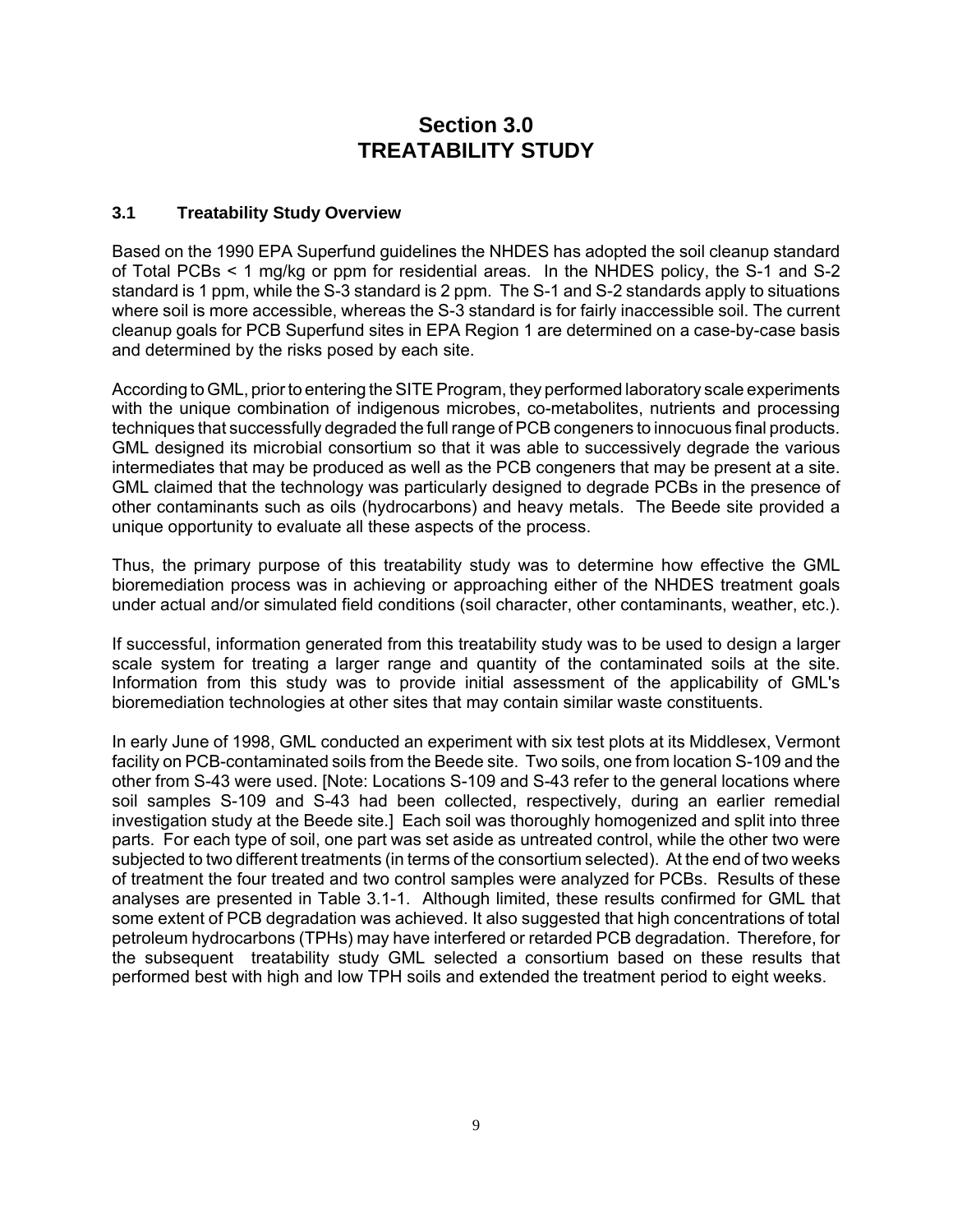# Section 3.0
# TREATABILITY STUDY

## 3.1 Treatability Study Overview

Based on the 1990 EPA Superfund guidelines the NHDES has adopted the soil cleanup standard of Total PCBs < 1 mg/kg or ppm for residential areas. In the NHDES policy, the S-1 and S-2 standard is 1 ppm, while the S-3 standard is 2 ppm. The S-1 and S-2 standards apply to situations where soil is more accessible, whereas the S-3 standard is for fairly inaccessible soil. The current cleanup goals for PCB Superfund sites in EPA Region 1 are determined on a case-by-case basis and determined by the risks posed by each site.

According to GML, prior to entering the SITE Program, they performed laboratory scale experiments with the unique combination of indigenous microbes, co-metabolites, nutrients and processing techniques that successfully degraded the full range of PCB congeners to innocuous final products. GML designed its microbial consortium so that it was able to successively degrade the various intermediates that may be produced as well as the PCB congeners that may be present at a site. GML claimed that the technology was particularly designed to degrade PCBs in the presence of other contaminants such as oils (hydrocarbons) and heavy metals. The Beede site provided a unique opportunity to evaluate all these aspects of the process.

Thus, the primary purpose of this treatability study was to determine how effective the GML bioremediation process was in achieving or approaching either of the NHDES treatment goals under actual and/or simulated field conditions (soil character, other contaminants, weather, etc.).

If successful, information generated from this treatability study was to be used to design a larger scale system for treating a larger range and quantity of the contaminated soils at the site. Information from this study was to provide initial assessment of the applicability of GML's bioremediation technologies at other sites that may contain similar waste constituents.

In early June of 1998, GML conducted an experiment with six test plots at its Middlesex, Vermont facility on PCB-contaminated soils from the Beede site. Two soils, one from location S-109 and the other from S-43 were used. [Note: Locations S-109 and S-43 refer to the general locations where soil samples S-109 and S-43 had been collected, respectively, during an earlier remedial investigation study at the Beede site.] Each soil was thoroughly homogenized and split into three parts. For each type of soil, one part was set aside as untreated control, while the other two were subjected to two different treatments (in terms of the consortium selected). At the end of two weeks of treatment the four treated and two control samples were analyzed for PCBs. Results of these analyses are presented in Table 3.1-1. Although limited, these results confirmed for GML that some extent of PCB degradation was achieved. It also suggested that high concentrations of total petroleum hydrocarbons (TPHs) may have interfered or retarded PCB degradation. Therefore, for the subsequent treatability study GML selected a consortium based on these results that performed best with high and low TPH soils and extended the treatment period to eight weeks.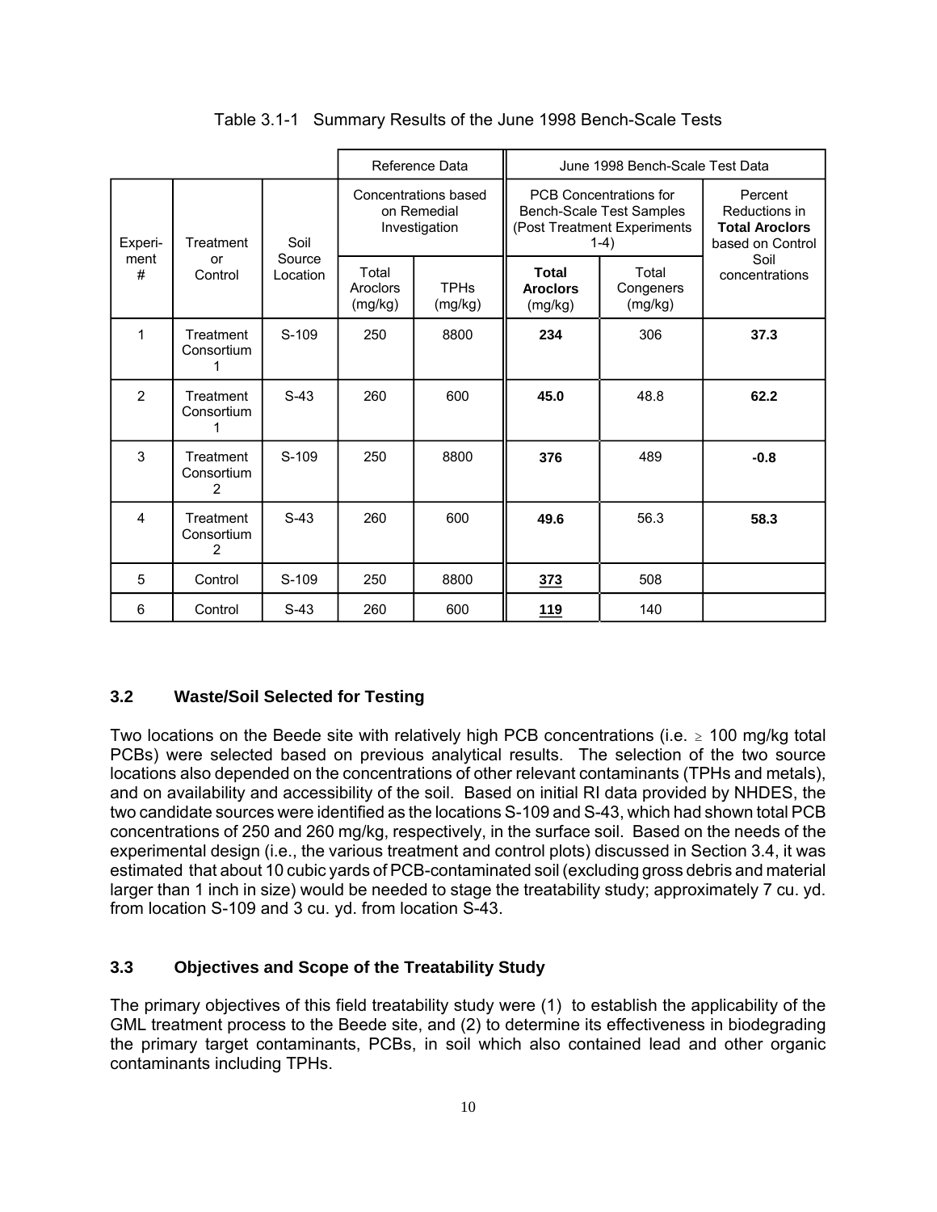Table 3.1-1 Summary Results of the June 1998 Bench-Scale Tests

| Experiment # | Treatment or Control | Soil Source Location | Reference Data: Concentrations based on Remedial Investigation | | June 1998 Bench-Scale Test Data: PCB Concentrations for Bench-Scale Test Samples (Post Treatment Experiments 1-4) | | Percent Reductions in **Total Aroclors** based on Control Soil concentrations |
|---|---|---|---|---|---|---|---|
| | | | Total Aroclors (mg/kg) | TPHs (mg/kg) | **Total Aroclors** (mg/kg) | Total Congeners (mg/kg) | |
| 1 | Treatment Consortium 1 | S-109 | 250 | 8800 | **234** | 306 | **37.3** |
| 2 | Treatment Consortium 1 | S-43 | 260 | 600 | **45.0** | 48.8 | **62.2** |
| 3 | Treatment Consortium 2 | S-109 | 250 | 8800 | **376** | 489 | **-0.8** |
| 4 | Treatment Consortium 2 | S-43 | 260 | 600 | **49.6** | 56.3 | **58.3** |
| 5 | Control | S-109 | 250 | 8800 | **373** | 508 | |
| 6 | Control | S-43 | 260 | 600 | **119** | 140 | |

## 3.2 Waste/Soil Selected for Testing

Two locations on the Beede site with relatively high PCB concentrations (i.e. $\geq$ 100 mg/kg total PCBs) were selected based on previous analytical results. The selection of the two source locations also depended on the concentrations of other relevant contaminants (TPHs and metals), and on availability and accessibility of the soil. Based on initial RI data provided by NHDES, the two candidate sources were identified as the locations S-109 and S-43, which had shown total PCB concentrations of 250 and 260 mg/kg, respectively, in the surface soil. Based on the needs of the experimental design (i.e., the various treatment and control plots) discussed in Section 3.4, it was estimated that about 10 cubic yards of PCB-contaminated soil (excluding gross debris and material larger than 1 inch in size) would be needed to stage the treatability study; approximately 7 cu. yd. from location S-109 and 3 cu. yd. from location S-43.

## 3.3 Objectives and Scope of the Treatability Study

The primary objectives of this field treatability study were (1) to establish the applicability of the GML treatment process to the Beede site, and (2) to determine its effectiveness in biodegrading the primary target contaminants, PCBs, in soil which also contained lead and other organic contaminants including TPHs.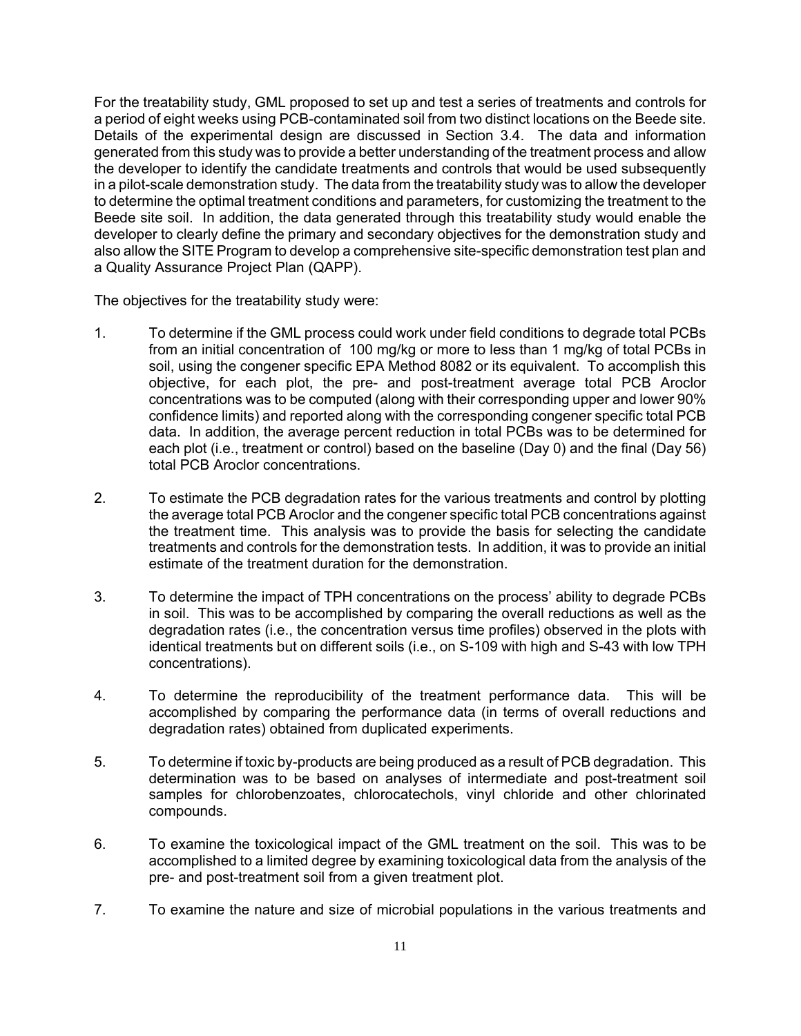For the treatability study, GML proposed to set up and test a series of treatments and controls for a period of eight weeks using PCB-contaminated soil from two distinct locations on the Beede site. Details of the experimental design are discussed in Section 3.4. The data and information generated from this study was to provide a better understanding of the treatment process and allow the developer to identify the candidate treatments and controls that would be used subsequently in a pilot-scale demonstration study. The data from the treatability study was to allow the developer to determine the optimal treatment conditions and parameters, for customizing the treatment to the Beede site soil. In addition, the data generated through this treatability study would enable the developer to clearly define the primary and secondary objectives for the demonstration study and also allow the SITE Program to develop a comprehensive site-specific demonstration test plan and a Quality Assurance Project Plan (QAPP).

The objectives for the treatability study were:

1. To determine if the GML process could work under field conditions to degrade total PCBs from an initial concentration of 100 mg/kg or more to less than 1 mg/kg of total PCBs in soil, using the congener specific EPA Method 8082 or its equivalent. To accomplish this objective, for each plot, the pre- and post-treatment average total PCB Aroclor concentrations was to be computed (along with their corresponding upper and lower 90% confidence limits) and reported along with the corresponding congener specific total PCB data. In addition, the average percent reduction in total PCBs was to be determined for each plot (i.e., treatment or control) based on the baseline (Day 0) and the final (Day 56) total PCB Aroclor concentrations.

2. To estimate the PCB degradation rates for the various treatments and control by plotting the average total PCB Aroclor and the congener specific total PCB concentrations against the treatment time. This analysis was to provide the basis for selecting the candidate treatments and controls for the demonstration tests. In addition, it was to provide an initial estimate of the treatment duration for the demonstration.

3. To determine the impact of TPH concentrations on the process' ability to degrade PCBs in soil. This was to be accomplished by comparing the overall reductions as well as the degradation rates (i.e., the concentration versus time profiles) observed in the plots with identical treatments but on different soils (i.e., on S-109 with high and S-43 with low TPH concentrations).

4. To determine the reproducibility of the treatment performance data. This will be accomplished by comparing the performance data (in terms of overall reductions and degradation rates) obtained from duplicated experiments.

5. To determine if toxic by-products are being produced as a result of PCB degradation. This determination was to be based on analyses of intermediate and post-treatment soil samples for chlorobenzoates, chlorocatechols, vinyl chloride and other chlorinated compounds.

6. To examine the toxicological impact of the GML treatment on the soil. This was to be accomplished to a limited degree by examining toxicological data from the analysis of the pre- and post-treatment soil from a given treatment plot.

7. To examine the nature and size of microbial populations in the various treatments and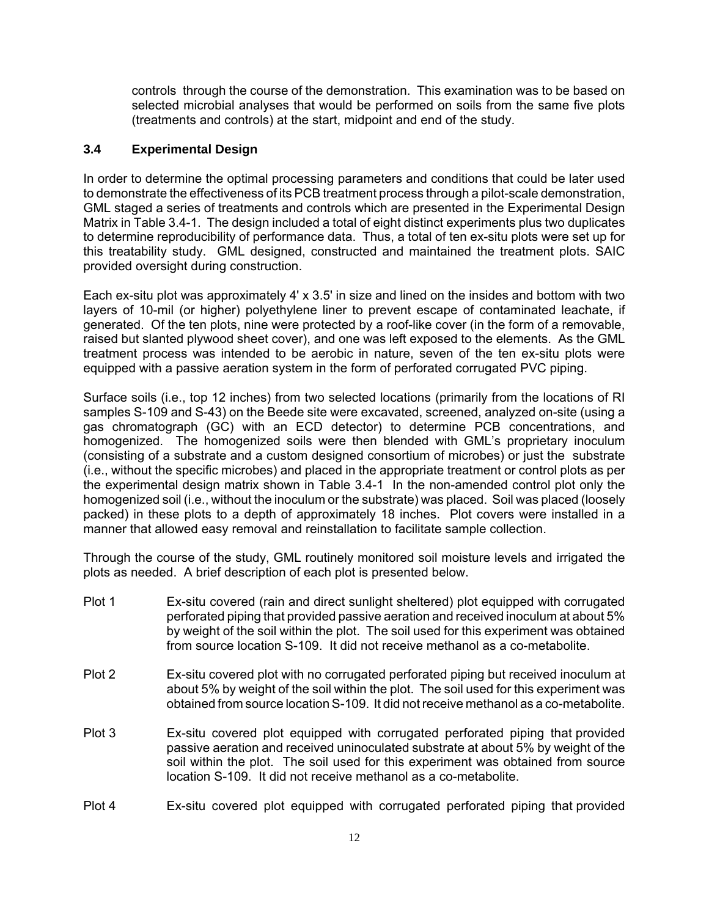controls through the course of the demonstration. This examination was to be based on selected microbial analyses that would be performed on soils from the same five plots (treatments and controls) at the start, midpoint and end of the study.

### 3.4 Experimental Design

In order to determine the optimal processing parameters and conditions that could be later used to demonstrate the effectiveness of its PCB treatment process through a pilot-scale demonstration, GML staged a series of treatments and controls which are presented in the Experimental Design Matrix in Table 3.4-1. The design included a total of eight distinct experiments plus two duplicates to determine reproducibility of performance data. Thus, a total of ten ex-situ plots were set up for this treatability study. GML designed, constructed and maintained the treatment plots. SAIC provided oversight during construction.

Each ex-situ plot was approximately 4' x 3.5' in size and lined on the insides and bottom with two layers of 10-mil (or higher) polyethylene liner to prevent escape of contaminated leachate, if generated. Of the ten plots, nine were protected by a roof-like cover (in the form of a removable, raised but slanted plywood sheet cover), and one was left exposed to the elements. As the GML treatment process was intended to be aerobic in nature, seven of the ten ex-situ plots were equipped with a passive aeration system in the form of perforated corrugated PVC piping.

Surface soils (i.e., top 12 inches) from two selected locations (primarily from the locations of RI samples S-109 and S-43) on the Beede site were excavated, screened, analyzed on-site (using a gas chromatograph (GC) with an ECD detector) to determine PCB concentrations, and homogenized. The homogenized soils were then blended with GML's proprietary inoculum (consisting of a substrate and a custom designed consortium of microbes) or just the substrate (i.e., without the specific microbes) and placed in the appropriate treatment or control plots as per the experimental design matrix shown in Table 3.4-1 In the non-amended control plot only the homogenized soil (i.e., without the inoculum or the substrate) was placed. Soil was placed (loosely packed) in these plots to a depth of approximately 18 inches. Plot covers were installed in a manner that allowed easy removal and reinstallation to facilitate sample collection.

Through the course of the study, GML routinely monitored soil moisture levels and irrigated the plots as needed. A brief description of each plot is presented below.

Plot 1 Ex-situ covered (rain and direct sunlight sheltered) plot equipped with corrugated perforated piping that provided passive aeration and received inoculum at about 5% by weight of the soil within the plot. The soil used for this experiment was obtained from source location S-109. It did not receive methanol as a co-metabolite.

Plot 2 Ex-situ covered plot with no corrugated perforated piping but received inoculum at about 5% by weight of the soil within the plot. The soil used for this experiment was obtained from source location S-109. It did not receive methanol as a co-metabolite.

Plot 3 Ex-situ covered plot equipped with corrugated perforated piping that provided passive aeration and received uninoculated substrate at about 5% by weight of the soil within the plot. The soil used for this experiment was obtained from source location S-109. It did not receive methanol as a co-metabolite.

Plot 4 Ex-situ covered plot equipped with corrugated perforated piping that provided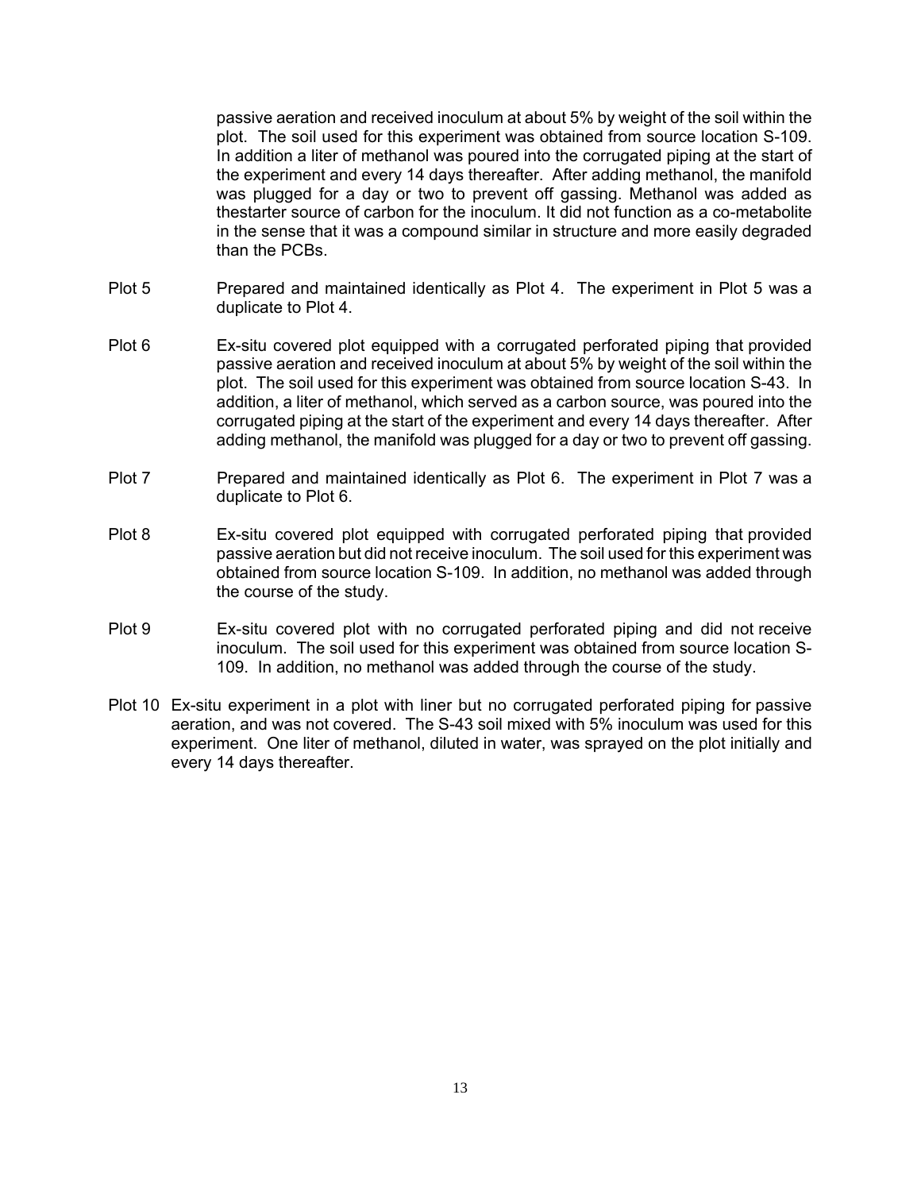passive aeration and received inoculum at about 5% by weight of the soil within the plot. The soil used for this experiment was obtained from source location S-109. In addition a liter of methanol was poured into the corrugated piping at the start of the experiment and every 14 days thereafter. After adding methanol, the manifold was plugged for a day or two to prevent off gassing. Methanol was added as thestarter source of carbon for the inoculum. It did not function as a co-metabolite in the sense that it was a compound similar in structure and more easily degraded than the PCBs.

Plot 5 Prepared and maintained identically as Plot 4. The experiment in Plot 5 was a duplicate to Plot 4.

Plot 6 Ex-situ covered plot equipped with a corrugated perforated piping that provided passive aeration and received inoculum at about 5% by weight of the soil within the plot. The soil used for this experiment was obtained from source location S-43. In addition, a liter of methanol, which served as a carbon source, was poured into the corrugated piping at the start of the experiment and every 14 days thereafter. After adding methanol, the manifold was plugged for a day or two to prevent off gassing.

Plot 7 Prepared and maintained identically as Plot 6. The experiment in Plot 7 was a duplicate to Plot 6.

Plot 8 Ex-situ covered plot equipped with corrugated perforated piping that provided passive aeration but did not receive inoculum. The soil used for this experiment was obtained from source location S-109. In addition, no methanol was added through the course of the study.

Plot 9 Ex-situ covered plot with no corrugated perforated piping and did not receive inoculum. The soil used for this experiment was obtained from source location S-109. In addition, no methanol was added through the course of the study.

Plot 10 Ex-situ experiment in a plot with liner but no corrugated perforated piping for passive aeration, and was not covered. The S-43 soil mixed with 5% inoculum was used for this experiment. One liter of methanol, diluted in water, was sprayed on the plot initially and every 14 days thereafter.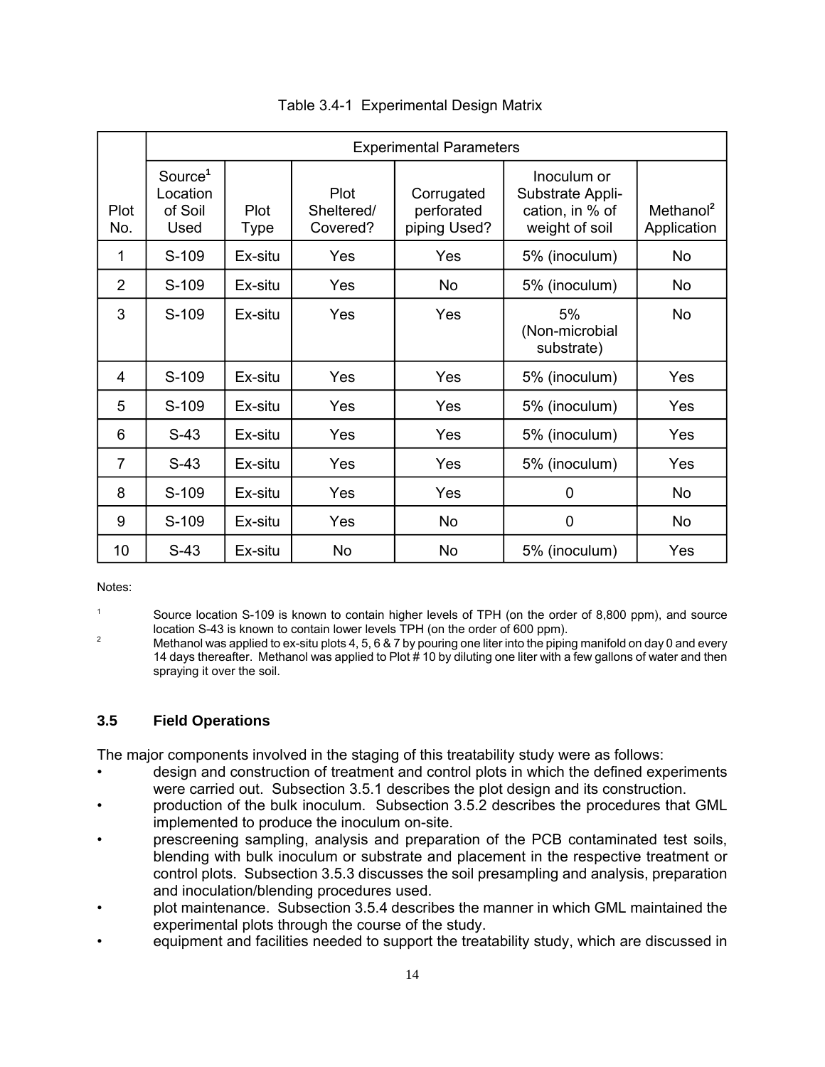Table 3.4-1 Experimental Design Matrix

| Plot No. | Experimental Parameters | | | | | |
|---|---|---|---|---|---|---|
| | Source[1] Location of Soil Used | Plot Type | Plot Sheltered/ Covered? | Corrugated perforated piping Used? | Inoculum or Substrate Application, in % of weight of soil | Methanol[2] Application |
| 1 | S-109 | Ex-situ | Yes | Yes | 5% (inoculum) | No |
| 2 | S-109 | Ex-situ | Yes | No | 5% (inoculum) | No |
| 3 | S-109 | Ex-situ | Yes | Yes | 5% (Non-microbial substrate) | No |
| 4 | S-109 | Ex-situ | Yes | Yes | 5% (inoculum) | Yes |
| 5 | S-109 | Ex-situ | Yes | Yes | 5% (inoculum) | Yes |
| 6 | S-43 | Ex-situ | Yes | Yes | 5% (inoculum) | Yes |
| 7 | S-43 | Ex-situ | Yes | Yes | 5% (inoculum) | Yes |
| 8 | S-109 | Ex-situ | Yes | Yes | 0 | No |
| 9 | S-109 | Ex-situ | Yes | No | 0 | No |
| 10 | S-43 | Ex-situ | No | No | 5% (inoculum) | Yes |

Notes:

[1] Source location S-109 is known to contain higher levels of TPH (on the order of 8,800 ppm), and source location S-43 is known to contain lower levels TPH (on the order of 600 ppm).

[2] Methanol was applied to ex-situ plots 4, 5, 6 & 7 by pouring one liter into the piping manifold on day 0 and every 14 days thereafter. Methanol was applied to Plot # 10 by diluting one liter with a few gallons of water and then spraying it over the soil.

### 3.5 Field Operations

The major components involved in the staging of this treatability study were as follows:

- design and construction of treatment and control plots in which the defined experiments were carried out. Subsection 3.5.1 describes the plot design and its construction.
- production of the bulk inoculum. Subsection 3.5.2 describes the procedures that GML implemented to produce the inoculum on-site.
- prescreening sampling, analysis and preparation of the PCB contaminated test soils, blending with bulk inoculum or substrate and placement in the respective treatment or control plots. Subsection 3.5.3 discusses the soil presampling and analysis, preparation and inoculation/blending procedures used.
- plot maintenance. Subsection 3.5.4 describes the manner in which GML maintained the experimental plots through the course of the study.
- equipment and facilities needed to support the treatability study, which are discussed in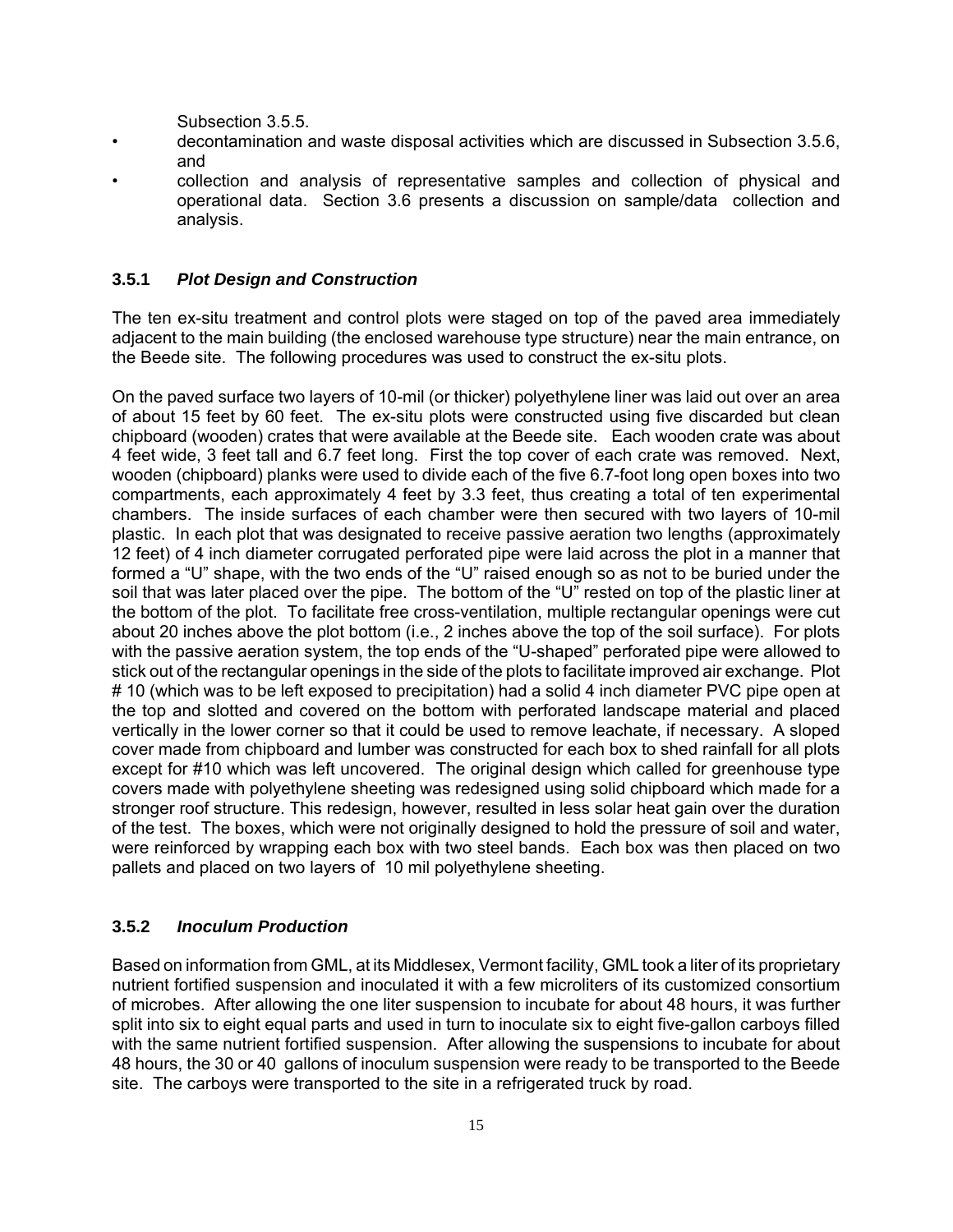Subsection 3.5.5.

- decontamination and waste disposal activities which are discussed in Subsection 3.5.6, and
- collection and analysis of representative samples and collection of physical and operational data. Section 3.6 presents a discussion on sample/data collection and analysis.

### 3.5.1 *Plot Design and Construction*

The ten ex-situ treatment and control plots were staged on top of the paved area immediately adjacent to the main building (the enclosed warehouse type structure) near the main entrance, on the Beede site. The following procedures was used to construct the ex-situ plots.

On the paved surface two layers of 10-mil (or thicker) polyethylene liner was laid out over an area of about 15 feet by 60 feet. The ex-situ plots were constructed using five discarded but clean chipboard (wooden) crates that were available at the Beede site. Each wooden crate was about 4 feet wide, 3 feet tall and 6.7 feet long. First the top cover of each crate was removed. Next, wooden (chipboard) planks were used to divide each of the five 6.7-foot long open boxes into two compartments, each approximately 4 feet by 3.3 feet, thus creating a total of ten experimental chambers. The inside surfaces of each chamber were then secured with two layers of 10-mil plastic. In each plot that was designated to receive passive aeration two lengths (approximately 12 feet) of 4 inch diameter corrugated perforated pipe were laid across the plot in a manner that formed a "U" shape, with the two ends of the "U" raised enough so as not to be buried under the soil that was later placed over the pipe. The bottom of the "U" rested on top of the plastic liner at the bottom of the plot. To facilitate free cross-ventilation, multiple rectangular openings were cut about 20 inches above the plot bottom (i.e., 2 inches above the top of the soil surface). For plots with the passive aeration system, the top ends of the "U-shaped" perforated pipe were allowed to stick out of the rectangular openings in the side of the plots to facilitate improved air exchange. Plot # 10 (which was to be left exposed to precipitation) had a solid 4 inch diameter PVC pipe open at the top and slotted and covered on the bottom with perforated landscape material and placed vertically in the lower corner so that it could be used to remove leachate, if necessary. A sloped cover made from chipboard and lumber was constructed for each box to shed rainfall for all plots except for #10 which was left uncovered. The original design which called for greenhouse type covers made with polyethylene sheeting was redesigned using solid chipboard which made for a stronger roof structure. This redesign, however, resulted in less solar heat gain over the duration of the test. The boxes, which were not originally designed to hold the pressure of soil and water, were reinforced by wrapping each box with two steel bands. Each box was then placed on two pallets and placed on two layers of 10 mil polyethylene sheeting.

### 3.5.2 *Inoculum Production*

Based on information from GML, at its Middlesex, Vermont facility, GML took a liter of its proprietary nutrient fortified suspension and inoculated it with a few microliters of its customized consortium of microbes. After allowing the one liter suspension to incubate for about 48 hours, it was further split into six to eight equal parts and used in turn to inoculate six to eight five-gallon carboys filled with the same nutrient fortified suspension. After allowing the suspensions to incubate for about 48 hours, the 30 or 40 gallons of inoculum suspension were ready to be transported to the Beede site. The carboys were transported to the site in a refrigerated truck by road.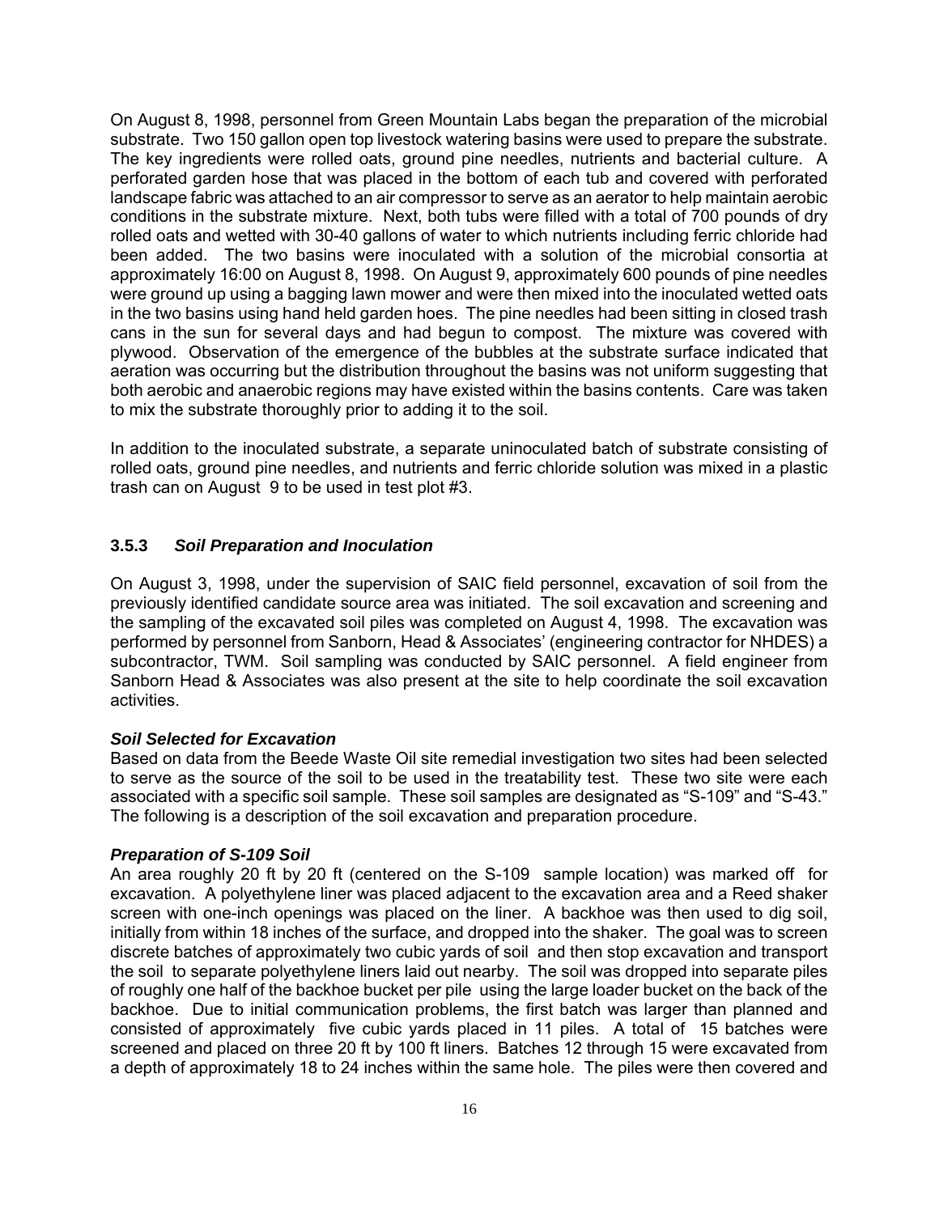On August 8, 1998, personnel from Green Mountain Labs began the preparation of the microbial substrate. Two 150 gallon open top livestock watering basins were used to prepare the substrate. The key ingredients were rolled oats, ground pine needles, nutrients and bacterial culture. A perforated garden hose that was placed in the bottom of each tub and covered with perforated landscape fabric was attached to an air compressor to serve as an aerator to help maintain aerobic conditions in the substrate mixture. Next, both tubs were filled with a total of 700 pounds of dry rolled oats and wetted with 30-40 gallons of water to which nutrients including ferric chloride had been added. The two basins were inoculated with a solution of the microbial consortia at approximately 16:00 on August 8, 1998. On August 9, approximately 600 pounds of pine needles were ground up using a bagging lawn mower and were then mixed into the inoculated wetted oats in the two basins using hand held garden hoes. The pine needles had been sitting in closed trash cans in the sun for several days and had begun to compost. The mixture was covered with plywood. Observation of the emergence of the bubbles at the substrate surface indicated that aeration was occurring but the distribution throughout the basins was not uniform suggesting that both aerobic and anaerobic regions may have existed within the basins contents. Care was taken to mix the substrate thoroughly prior to adding it to the soil.

In addition to the inoculated substrate, a separate uninoculated batch of substrate consisting of rolled oats, ground pine needles, and nutrients and ferric chloride solution was mixed in a plastic trash can on August 9 to be used in test plot #3.

### 3.5.3 *Soil Preparation and Inoculation*

On August 3, 1998, under the supervision of SAIC field personnel, excavation of soil from the previously identified candidate source area was initiated. The soil excavation and screening and the sampling of the excavated soil piles was completed on August 4, 1998. The excavation was performed by personnel from Sanborn, Head & Associates' (engineering contractor for NHDES) a subcontractor, TWM. Soil sampling was conducted by SAIC personnel. A field engineer from Sanborn Head & Associates was also present at the site to help coordinate the soil excavation activities.

***Soil Selected for Excavation***

Based on data from the Beede Waste Oil site remedial investigation two sites had been selected to serve as the source of the soil to be used in the treatability test. These two site were each associated with a specific soil sample. These soil samples are designated as "S-109" and "S-43." The following is a description of the soil excavation and preparation procedure.

***Preparation of S-109 Soil***

An area roughly 20 ft by 20 ft (centered on the S-109 sample location) was marked off for excavation. A polyethylene liner was placed adjacent to the excavation area and a Reed shaker screen with one-inch openings was placed on the liner. A backhoe was then used to dig soil, initially from within 18 inches of the surface, and dropped into the shaker. The goal was to screen discrete batches of approximately two cubic yards of soil and then stop excavation and transport the soil to separate polyethylene liners laid out nearby. The soil was dropped into separate piles of roughly one half of the backhoe bucket per pile using the large loader bucket on the back of the backhoe. Due to initial communication problems, the first batch was larger than planned and consisted of approximately five cubic yards placed in 11 piles. A total of 15 batches were screened and placed on three 20 ft by 100 ft liners. Batches 12 through 15 were excavated from a depth of approximately 18 to 24 inches within the same hole. The piles were then covered and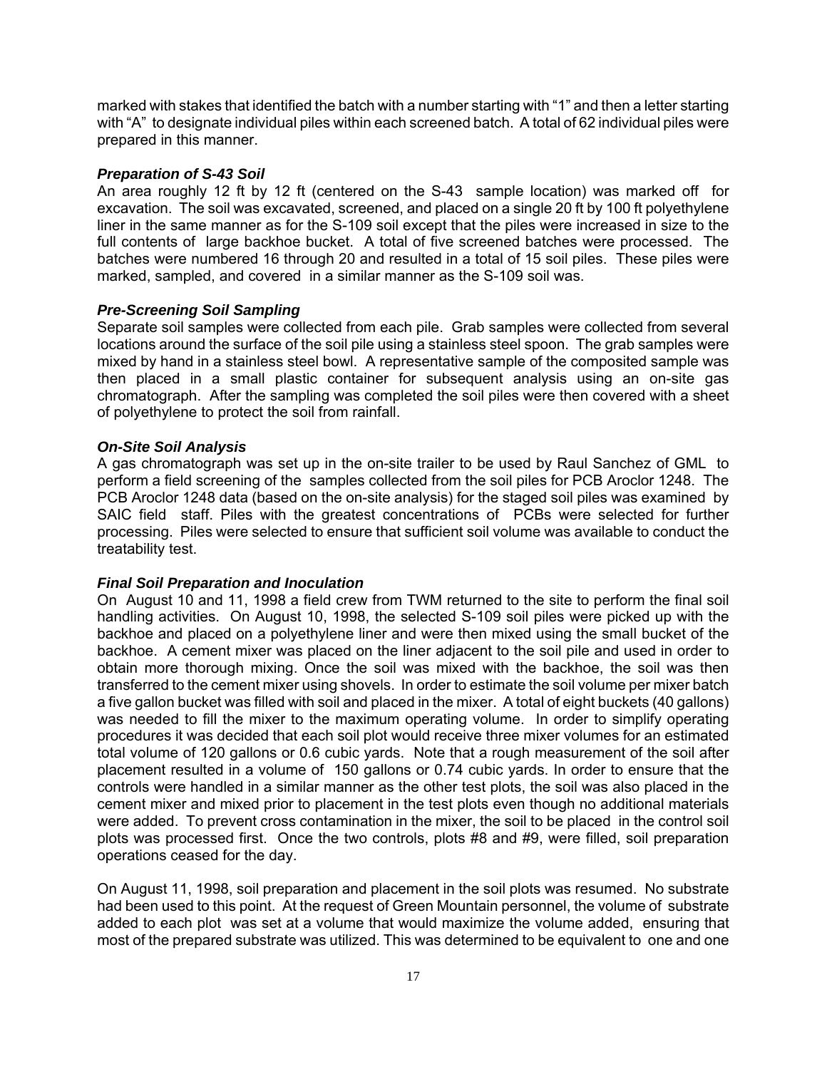marked with stakes that identified the batch with a number starting with "1" and then a letter starting with "A" to designate individual piles within each screened batch. A total of 62 individual piles were prepared in this manner.

***Preparation of S-43 Soil***

An area roughly 12 ft by 12 ft (centered on the S-43 sample location) was marked off for excavation. The soil was excavated, screened, and placed on a single 20 ft by 100 ft polyethylene liner in the same manner as for the S-109 soil except that the piles were increased in size to the full contents of large backhoe bucket. A total of five screened batches were processed. The batches were numbered 16 through 20 and resulted in a total of 15 soil piles. These piles were marked, sampled, and covered in a similar manner as the S-109 soil was.

***Pre-Screening Soil Sampling***

Separate soil samples were collected from each pile. Grab samples were collected from several locations around the surface of the soil pile using a stainless steel spoon. The grab samples were mixed by hand in a stainless steel bowl. A representative sample of the composited sample was then placed in a small plastic container for subsequent analysis using an on-site gas chromatograph. After the sampling was completed the soil piles were then covered with a sheet of polyethylene to protect the soil from rainfall.

***On-Site Soil Analysis***

A gas chromatograph was set up in the on-site trailer to be used by Raul Sanchez of GML to perform a field screening of the samples collected from the soil piles for PCB Aroclor 1248. The PCB Aroclor 1248 data (based on the on-site analysis) for the staged soil piles was examined by SAIC field staff. Piles with the greatest concentrations of PCBs were selected for further processing. Piles were selected to ensure that sufficient soil volume was available to conduct the treatability test.

***Final Soil Preparation and Inoculation***

On August 10 and 11, 1998 a field crew from TWM returned to the site to perform the final soil handling activities. On August 10, 1998, the selected S-109 soil piles were picked up with the backhoe and placed on a polyethylene liner and were then mixed using the small bucket of the backhoe. A cement mixer was placed on the liner adjacent to the soil pile and used in order to obtain more thorough mixing. Once the soil was mixed with the backhoe, the soil was then transferred to the cement mixer using shovels. In order to estimate the soil volume per mixer batch a five gallon bucket was filled with soil and placed in the mixer. A total of eight buckets (40 gallons) was needed to fill the mixer to the maximum operating volume. In order to simplify operating procedures it was decided that each soil plot would receive three mixer volumes for an estimated total volume of 120 gallons or 0.6 cubic yards. Note that a rough measurement of the soil after placement resulted in a volume of 150 gallons or 0.74 cubic yards. In order to ensure that the controls were handled in a similar manner as the other test plots, the soil was also placed in the cement mixer and mixed prior to placement in the test plots even though no additional materials were added. To prevent cross contamination in the mixer, the soil to be placed in the control soil plots was processed first. Once the two controls, plots #8 and #9, were filled, soil preparation operations ceased for the day.

On August 11, 1998, soil preparation and placement in the soil plots was resumed. No substrate had been used to this point. At the request of Green Mountain personnel, the volume of substrate added to each plot was set at a volume that would maximize the volume added, ensuring that most of the prepared substrate was utilized. This was determined to be equivalent to one and one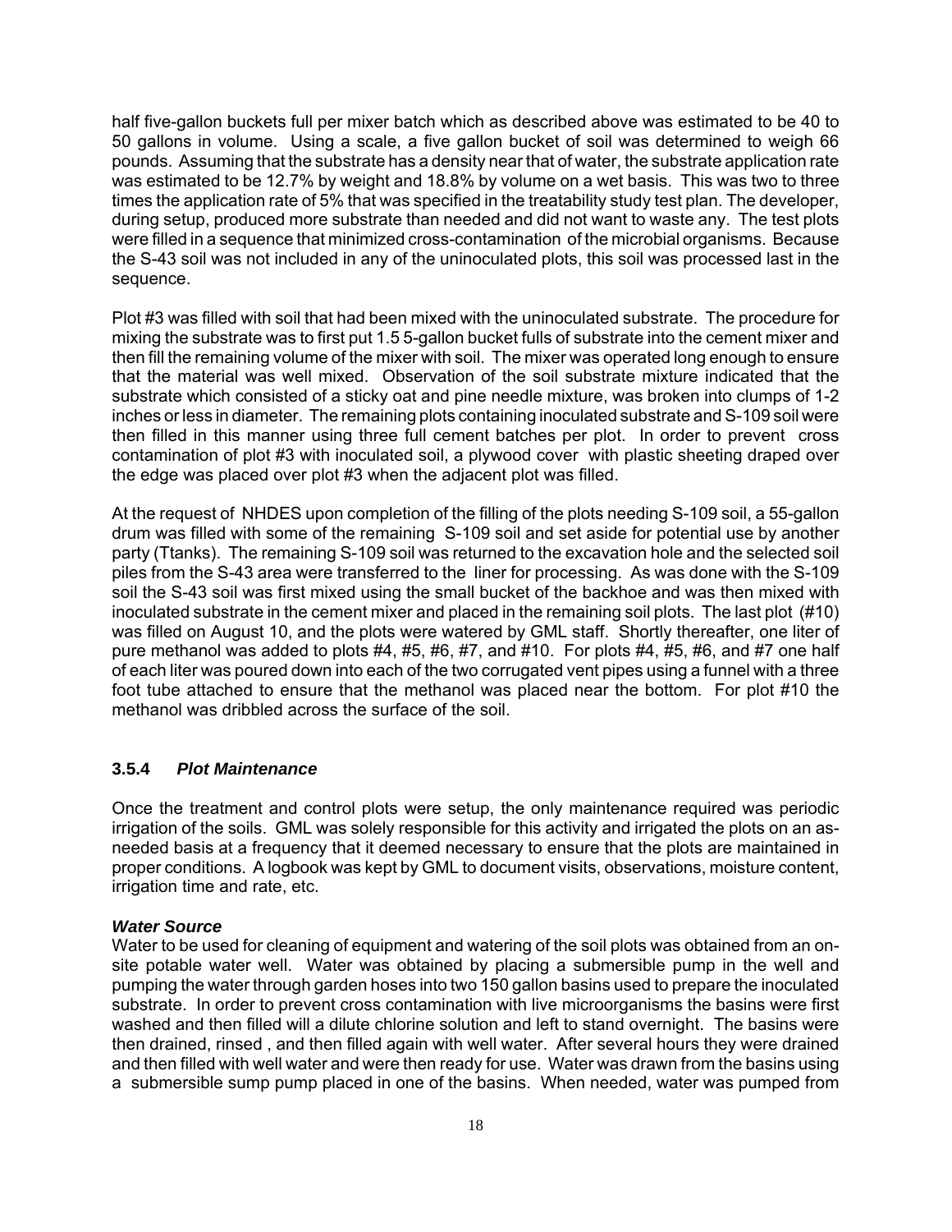half five-gallon buckets full per mixer batch which as described above was estimated to be 40 to 50 gallons in volume. Using a scale, a five gallon bucket of soil was determined to weigh 66 pounds. Assuming that the substrate has a density near that of water, the substrate application rate was estimated to be 12.7% by weight and 18.8% by volume on a wet basis. This was two to three times the application rate of 5% that was specified in the treatability study test plan. The developer, during setup, produced more substrate than needed and did not want to waste any. The test plots were filled in a sequence that minimized cross-contamination of the microbial organisms. Because the S-43 soil was not included in any of the uninoculated plots, this soil was processed last in the sequence.

Plot #3 was filled with soil that had been mixed with the uninoculated substrate. The procedure for mixing the substrate was to first put 1.5 5-gallon bucket fulls of substrate into the cement mixer and then fill the remaining volume of the mixer with soil. The mixer was operated long enough to ensure that the material was well mixed. Observation of the soil substrate mixture indicated that the substrate which consisted of a sticky oat and pine needle mixture, was broken into clumps of 1-2 inches or less in diameter. The remaining plots containing inoculated substrate and S-109 soil were then filled in this manner using three full cement batches per plot. In order to prevent cross contamination of plot #3 with inoculated soil, a plywood cover with plastic sheeting draped over the edge was placed over plot #3 when the adjacent plot was filled.

At the request of NHDES upon completion of the filling of the plots needing S-109 soil, a 55-gallon drum was filled with some of the remaining S-109 soil and set aside for potential use by another party (Ttanks). The remaining S-109 soil was returned to the excavation hole and the selected soil piles from the S-43 area were transferred to the liner for processing. As was done with the S-109 soil the S-43 soil was first mixed using the small bucket of the backhoe and was then mixed with inoculated substrate in the cement mixer and placed in the remaining soil plots. The last plot (#10) was filled on August 10, and the plots were watered by GML staff. Shortly thereafter, one liter of pure methanol was added to plots #4, #5, #6, #7, and #10. For plots #4, #5, #6, and #7 one half of each liter was poured down into each of the two corrugated vent pipes using a funnel with a three foot tube attached to ensure that the methanol was placed near the bottom. For plot #10 the methanol was dribbled across the surface of the soil.

### 3.5.4 *Plot Maintenance*

Once the treatment and control plots were setup, the only maintenance required was periodic irrigation of the soils. GML was solely responsible for this activity and irrigated the plots on an as-needed basis at a frequency that it deemed necessary to ensure that the plots are maintained in proper conditions. A logbook was kept by GML to document visits, observations, moisture content, irrigation time and rate, etc.

***Water Source***

Water to be used for cleaning of equipment and watering of the soil plots was obtained from an on-site potable water well. Water was obtained by placing a submersible pump in the well and pumping the water through garden hoses into two 150 gallon basins used to prepare the inoculated substrate. In order to prevent cross contamination with live microorganisms the basins were first washed and then filled will a dilute chlorine solution and left to stand overnight. The basins were then drained, rinsed , and then filled again with well water. After several hours they were drained and then filled with well water and were then ready for use. Water was drawn from the basins using a submersible sump pump placed in one of the basins. When needed, water was pumped from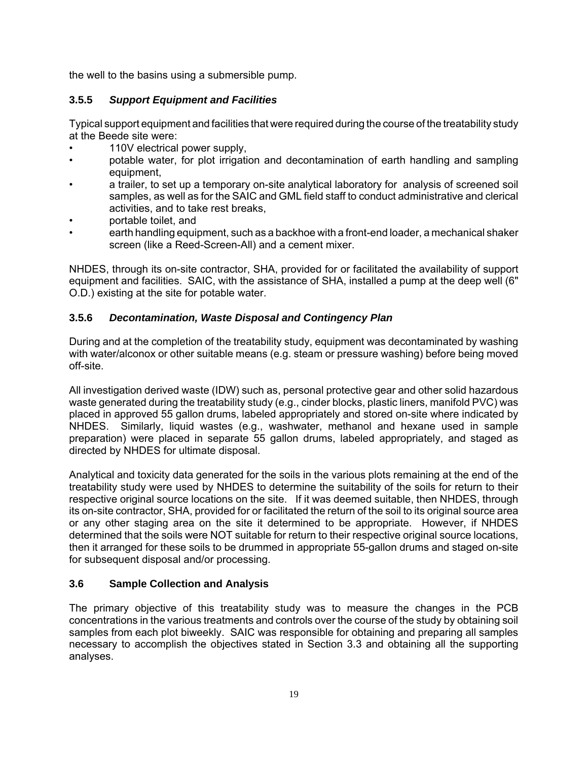the well to the basins using a submersible pump.

### 3.5.5 *Support Equipment and Facilities*

Typical support equipment and facilities that were required during the course of the treatability study at the Beede site were:

- 110V electrical power supply,
- potable water, for plot irrigation and decontamination of earth handling and sampling equipment,
- a trailer, to set up a temporary on-site analytical laboratory for analysis of screened soil samples, as well as for the SAIC and GML field staff to conduct administrative and clerical activities, and to take rest breaks,
- portable toilet, and
- earth handling equipment, such as a backhoe with a front-end loader, a mechanical shaker screen (like a Reed-Screen-All) and a cement mixer.

NHDES, through its on-site contractor, SHA, provided for or facilitated the availability of support equipment and facilities. SAIC, with the assistance of SHA, installed a pump at the deep well (6" O.D.) existing at the site for potable water.

### 3.5.6 *Decontamination, Waste Disposal and Contingency Plan*

During and at the completion of the treatability study, equipment was decontaminated by washing with water/alconox or other suitable means (e.g. steam or pressure washing) before being moved off-site.

All investigation derived waste (IDW) such as, personal protective gear and other solid hazardous waste generated during the treatability study (e.g., cinder blocks, plastic liners, manifold PVC) was placed in approved 55 gallon drums, labeled appropriately and stored on-site where indicated by NHDES. Similarly, liquid wastes (e.g., washwater, methanol and hexane used in sample preparation) were placed in separate 55 gallon drums, labeled appropriately, and staged as directed by NHDES for ultimate disposal.

Analytical and toxicity data generated for the soils in the various plots remaining at the end of the treatability study were used by NHDES to determine the suitability of the soils for return to their respective original source locations on the site. If it was deemed suitable, then NHDES, through its on-site contractor, SHA, provided for or facilitated the return of the soil to its original source area or any other staging area on the site it determined to be appropriate. However, if NHDES determined that the soils were NOT suitable for return to their respective original source locations, then it arranged for these soils to be drummed in appropriate 55-gallon drums and staged on-site for subsequent disposal and/or processing.

## 3.6 Sample Collection and Analysis

The primary objective of this treatability study was to measure the changes in the PCB concentrations in the various treatments and controls over the course of the study by obtaining soil samples from each plot biweekly. SAIC was responsible for obtaining and preparing all samples necessary to accomplish the objectives stated in Section 3.3 and obtaining all the supporting analyses.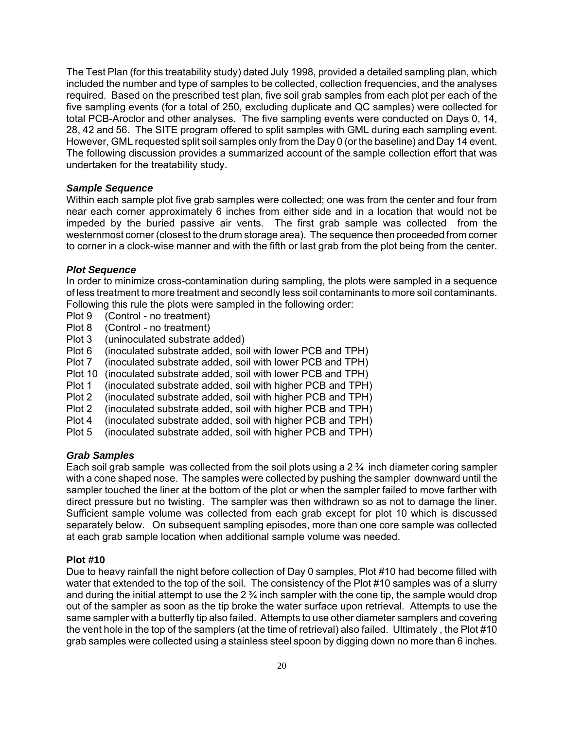The Test Plan (for this treatability study) dated July 1998, provided a detailed sampling plan, which included the number and type of samples to be collected, collection frequencies, and the analyses required. Based on the prescribed test plan, five soil grab samples from each plot per each of the five sampling events (for a total of 250, excluding duplicate and QC samples) were collected for total PCB-Aroclor and other analyses. The five sampling events were conducted on Days 0, 14, 28, 42 and 56. The SITE program offered to split samples with GML during each sampling event. However, GML requested split soil samples only from the Day 0 (or the baseline) and Day 14 event. The following discussion provides a summarized account of the sample collection effort that was undertaken for the treatability study.

***Sample Sequence***

Within each sample plot five grab samples were collected; one was from the center and four from near each corner approximately 6 inches from either side and in a location that would not be impeded by the buried passive air vents. The first grab sample was collected from the westernmost corner (closest to the drum storage area). The sequence then proceeded from corner to corner in a clock-wise manner and with the fifth or last grab from the plot being from the center.

***Plot Sequence***

In order to minimize cross-contamination during sampling, the plots were sampled in a sequence of less treatment to more treatment and secondly less soil contaminants to more soil contaminants. Following this rule the plots were sampled in the following order:

Plot 9 (Control - no treatment)
Plot 8 (Control - no treatment)
Plot 3 (uninoculated substrate added)
Plot 6 (inoculated substrate added, soil with lower PCB and TPH)
Plot 7 (inoculated substrate added, soil with lower PCB and TPH)
Plot 10 (inoculated substrate added, soil with lower PCB and TPH)
Plot 1 (inoculated substrate added, soil with higher PCB and TPH)
Plot 2 (inoculated substrate added, soil with higher PCB and TPH)
Plot 2 (inoculated substrate added, soil with higher PCB and TPH)
Plot 4 (inoculated substrate added, soil with higher PCB and TPH)
Plot 5 (inoculated substrate added, soil with higher PCB and TPH)

***Grab Samples***

Each soil grab sample was collected from the soil plots using a 2 ¾ inch diameter coring sampler with a cone shaped nose. The samples were collected by pushing the sampler downward until the sampler touched the liner at the bottom of the plot or when the sampler failed to move farther with direct pressure but no twisting. The sampler was then withdrawn so as not to damage the liner. Sufficient sample volume was collected from each grab except for plot 10 which is discussed separately below. On subsequent sampling episodes, more than one core sample was collected at each grab sample location when additional sample volume was needed.

**Plot #10**

Due to heavy rainfall the night before collection of Day 0 samples, Plot #10 had become filled with water that extended to the top of the soil. The consistency of the Plot #10 samples was of a slurry and during the initial attempt to use the 2 ¾ inch sampler with the cone tip, the sample would drop out of the sampler as soon as the tip broke the water surface upon retrieval. Attempts to use the same sampler with a butterfly tip also failed. Attempts to use other diameter samplers and covering the vent hole in the top of the samplers (at the time of retrieval) also failed. Ultimately , the Plot #10 grab samples were collected using a stainless steel spoon by digging down no more than 6 inches.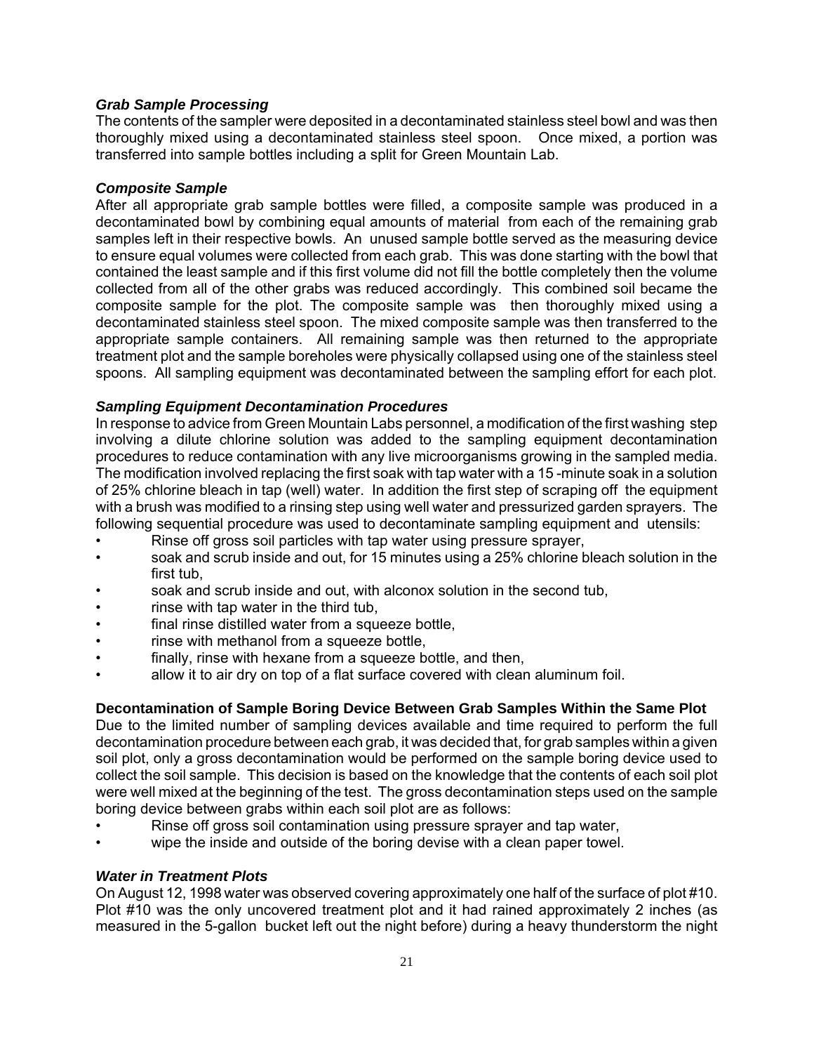### *Grab Sample Processing*

The contents of the sampler were deposited in a decontaminated stainless steel bowl and was then thoroughly mixed using a decontaminated stainless steel spoon. Once mixed, a portion was transferred into sample bottles including a split for Green Mountain Lab.

### *Composite Sample*

After all appropriate grab sample bottles were filled, a composite sample was produced in a decontaminated bowl by combining equal amounts of material from each of the remaining grab samples left in their respective bowls. An unused sample bottle served as the measuring device to ensure equal volumes were collected from each grab. This was done starting with the bowl that contained the least sample and if this first volume did not fill the bottle completely then the volume collected from all of the other grabs was reduced accordingly. This combined soil became the composite sample for the plot. The composite sample was then thoroughly mixed using a decontaminated stainless steel spoon. The mixed composite sample was then transferred to the appropriate sample containers. All remaining sample was then returned to the appropriate treatment plot and the sample boreholes were physically collapsed using one of the stainless steel spoons. All sampling equipment was decontaminated between the sampling effort for each plot.

### *Sampling Equipment Decontamination Procedures*

In response to advice from Green Mountain Labs personnel, a modification of the first washing step involving a dilute chlorine solution was added to the sampling equipment decontamination procedures to reduce contamination with any live microorganisms growing in the sampled media. The modification involved replacing the first soak with tap water with a 15 -minute soak in a solution of 25% chlorine bleach in tap (well) water. In addition the first step of scraping off the equipment with a brush was modified to a rinsing step using well water and pressurized garden sprayers. The following sequential procedure was used to decontaminate sampling equipment and utensils:

- Rinse off gross soil particles with tap water using pressure sprayer,
- soak and scrub inside and out, for 15 minutes using a 25% chlorine bleach solution in the first tub,
- soak and scrub inside and out, with alconox solution in the second tub,
- rinse with tap water in the third tub,
- final rinse distilled water from a squeeze bottle,
- rinse with methanol from a squeeze bottle,
- finally, rinse with hexane from a squeeze bottle, and then,
- allow it to air dry on top of a flat surface covered with clean aluminum foil.

### **Decontamination of Sample Boring Device Between Grab Samples Within the Same Plot**

Due to the limited number of sampling devices available and time required to perform the full decontamination procedure between each grab, it was decided that, for grab samples within a given soil plot, only a gross decontamination would be performed on the sample boring device used to collect the soil sample. This decision is based on the knowledge that the contents of each soil plot were well mixed at the beginning of the test. The gross decontamination steps used on the sample boring device between grabs within each soil plot are as follows:

- Rinse off gross soil contamination using pressure sprayer and tap water,
- wipe the inside and outside of the boring devise with a clean paper towel.

### *Water in Treatment Plots*

On August 12, 1998 water was observed covering approximately one half of the surface of plot #10. Plot #10 was the only uncovered treatment plot and it had rained approximately 2 inches (as measured in the 5-gallon bucket left out the night before) during a heavy thunderstorm the night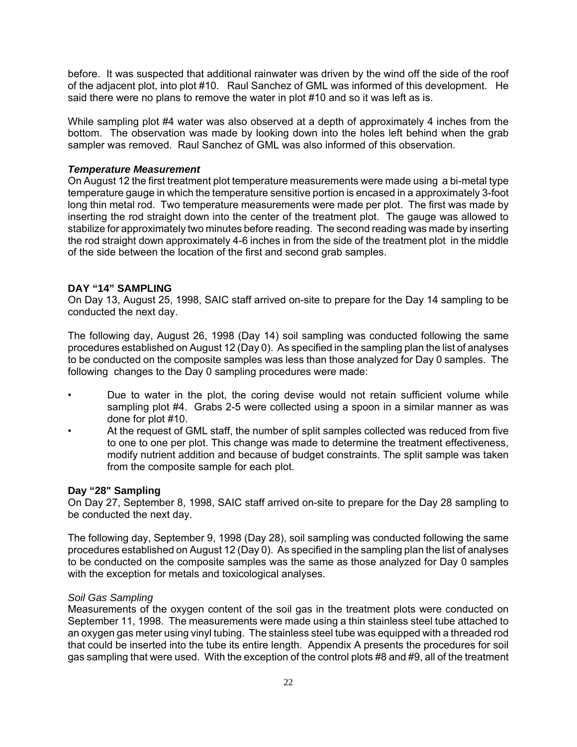before. It was suspected that additional rainwater was driven by the wind off the side of the roof of the adjacent plot, into plot #10. Raul Sanchez of GML was informed of this development. He said there were no plans to remove the water in plot #10 and so it was left as is.

While sampling plot #4 water was also observed at a depth of approximately 4 inches from the bottom. The observation was made by looking down into the holes left behind when the grab sampler was removed. Raul Sanchez of GML was also informed of this observation.

***Temperature Measurement***

On August 12 the first treatment plot temperature measurements were made using a bi-metal type temperature gauge in which the temperature sensitive portion is encased in a approximately 3-foot long thin metal rod. Two temperature measurements were made per plot. The first was made by inserting the rod straight down into the center of the treatment plot. The gauge was allowed to stabilize for approximately two minutes before reading. The second reading was made by inserting the rod straight down approximately 4-6 inches in from the side of the treatment plot in the middle of the side between the location of the first and second grab samples.

## DAY "14" SAMPLING

On Day 13, August 25, 1998, SAIC staff arrived on-site to prepare for the Day 14 sampling to be conducted the next day.

The following day, August 26, 1998 (Day 14) soil sampling was conducted following the same procedures established on August 12 (Day 0). As specified in the sampling plan the list of analyses to be conducted on the composite samples was less than those analyzed for Day 0 samples. The following changes to the Day 0 sampling procedures were made:

- Due to water in the plot, the coring devise would not retain sufficient volume while sampling plot #4. Grabs 2-5 were collected using a spoon in a similar manner as was done for plot #10.
- At the request of GML staff, the number of split samples collected was reduced from five to one to one per plot. This change was made to determine the treatment effectiveness, modify nutrient addition and because of budget constraints. The split sample was taken from the composite sample for each plot.

## Day "28" Sampling

On Day 27, September 8, 1998, SAIC staff arrived on-site to prepare for the Day 28 sampling to be conducted the next day.

The following day, September 9, 1998 (Day 28), soil sampling was conducted following the same procedures established on August 12 (Day 0). As specified in the sampling plan the list of analyses to be conducted on the composite samples was the same as those analyzed for Day 0 samples with the exception for metals and toxicological analyses.

*Soil Gas Sampling*

Measurements of the oxygen content of the soil gas in the treatment plots were conducted on September 11, 1998. The measurements were made using a thin stainless steel tube attached to an oxygen gas meter using vinyl tubing. The stainless steel tube was equipped with a threaded rod that could be inserted into the tube its entire length. Appendix A presents the procedures for soil gas sampling that were used. With the exception of the control plots #8 and #9, all of the treatment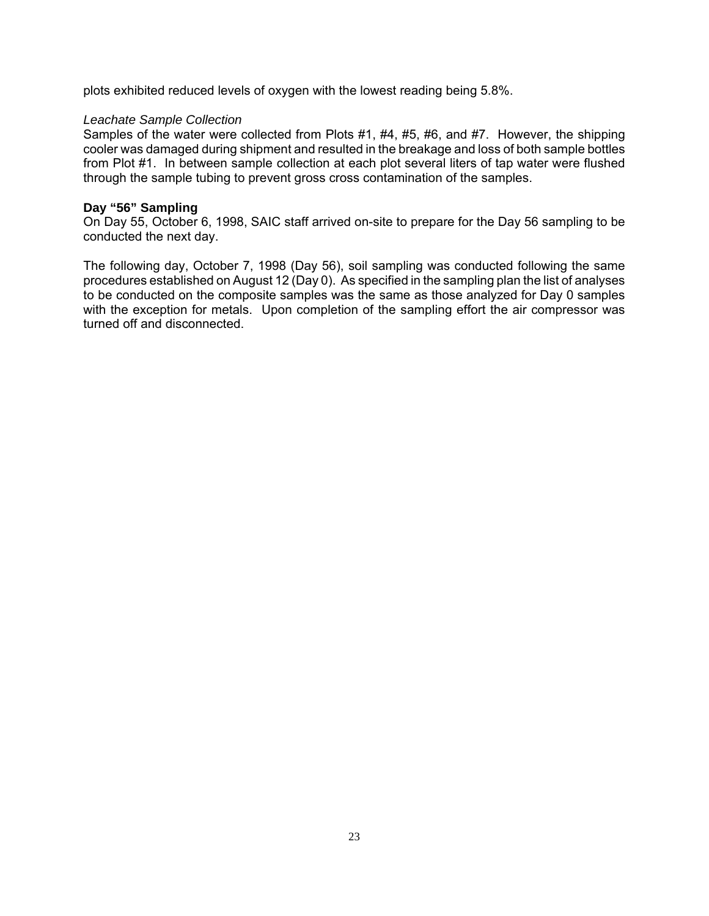plots exhibited reduced levels of oxygen with the lowest reading being 5.8%.

*Leachate Sample Collection*

Samples of the water were collected from Plots #1, #4, #5, #6, and #7. However, the shipping cooler was damaged during shipment and resulted in the breakage and loss of both sample bottles from Plot #1. In between sample collection at each plot several liters of tap water were flushed through the sample tubing to prevent gross cross contamination of the samples.

**Day "56" Sampling**

On Day 55, October 6, 1998, SAIC staff arrived on-site to prepare for the Day 56 sampling to be conducted the next day.

The following day, October 7, 1998 (Day 56), soil sampling was conducted following the same procedures established on August 12 (Day 0). As specified in the sampling plan the list of analyses to be conducted on the composite samples was the same as those analyzed for Day 0 samples with the exception for metals. Upon completion of the sampling effort the air compressor was turned off and disconnected.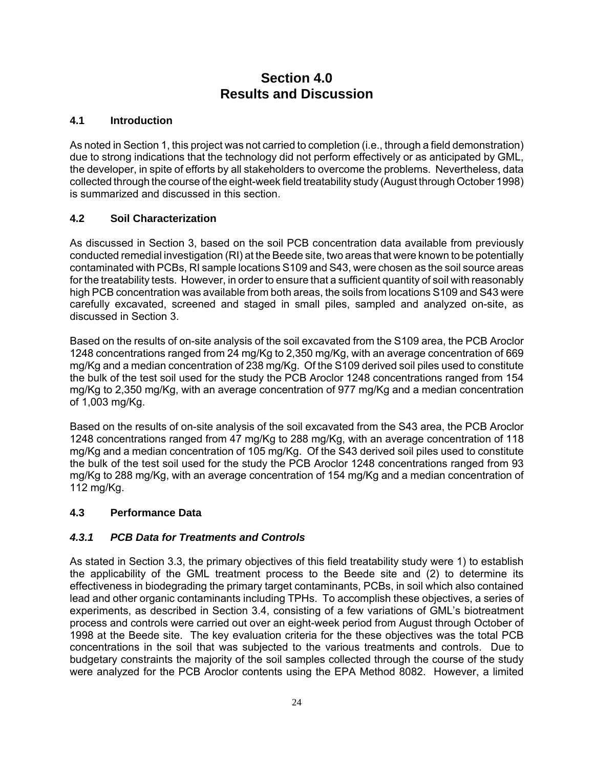# Section 4.0
# Results and Discussion

## 4.1 Introduction

As noted in Section 1, this project was not carried to completion (i.e., through a field demonstration) due to strong indications that the technology did not perform effectively or as anticipated by GML, the developer, in spite of efforts by all stakeholders to overcome the problems. Nevertheless, data collected through the course of the eight-week field treatability study (August through October 1998) is summarized and discussed in this section.

## 4.2 Soil Characterization

As discussed in Section 3, based on the soil PCB concentration data available from previously conducted remedial investigation (RI) at the Beede site, two areas that were known to be potentially contaminated with PCBs, RI sample locations S109 and S43, were chosen as the soil source areas for the treatability tests. However, in order to ensure that a sufficient quantity of soil with reasonably high PCB concentration was available from both areas, the soils from locations S109 and S43 were carefully excavated, screened and staged in small piles, sampled and analyzed on-site, as discussed in Section 3.

Based on the results of on-site analysis of the soil excavated from the S109 area, the PCB Aroclor 1248 concentrations ranged from 24 mg/Kg to 2,350 mg/Kg, with an average concentration of 669 mg/Kg and a median concentration of 238 mg/Kg. Of the S109 derived soil piles used to constitute the bulk of the test soil used for the study the PCB Aroclor 1248 concentrations ranged from 154 mg/Kg to 2,350 mg/Kg, with an average concentration of 977 mg/Kg and a median concentration of 1,003 mg/Kg.

Based on the results of on-site analysis of the soil excavated from the S43 area, the PCB Aroclor 1248 concentrations ranged from 47 mg/Kg to 288 mg/Kg, with an average concentration of 118 mg/Kg and a median concentration of 105 mg/Kg. Of the S43 derived soil piles used to constitute the bulk of the test soil used for the study the PCB Aroclor 1248 concentrations ranged from 93 mg/Kg to 288 mg/Kg, with an average concentration of 154 mg/Kg and a median concentration of 112 mg/Kg.

## 4.3 Performance Data

### *4.3.1 PCB Data for Treatments and Controls*

As stated in Section 3.3, the primary objectives of this field treatability study were 1) to establish the applicability of the GML treatment process to the Beede site and (2) to determine its effectiveness in biodegrading the primary target contaminants, PCBs, in soil which also contained lead and other organic contaminants including TPHs. To accomplish these objectives, a series of experiments, as described in Section 3.4, consisting of a few variations of GML's biotreatment process and controls were carried out over an eight-week period from August through October of 1998 at the Beede site. The key evaluation criteria for the these objectives was the total PCB concentrations in the soil that was subjected to the various treatments and controls. Due to budgetary constraints the majority of the soil samples collected through the course of the study were analyzed for the PCB Aroclor contents using the EPA Method 8082. However, a limited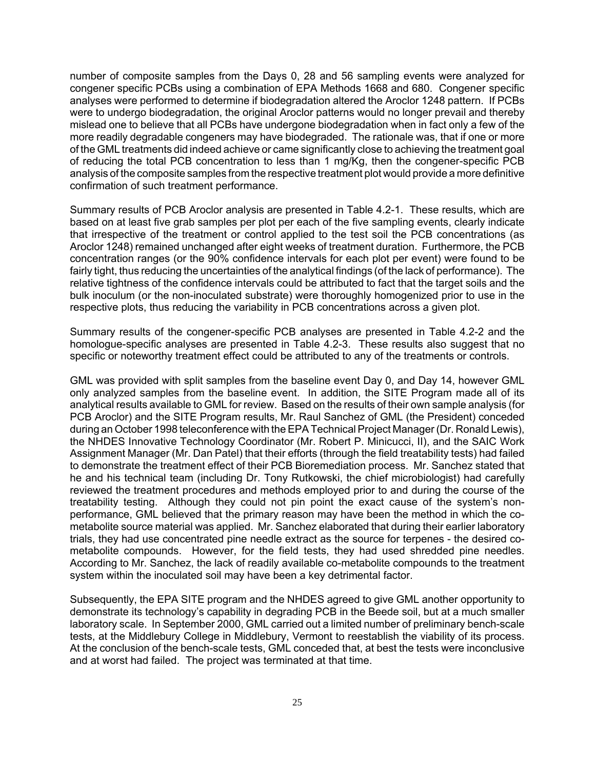number of composite samples from the Days 0, 28 and 56 sampling events were analyzed for congener specific PCBs using a combination of EPA Methods 1668 and 680. Congener specific analyses were performed to determine if biodegradation altered the Aroclor 1248 pattern. If PCBs were to undergo biodegradation, the original Aroclor patterns would no longer prevail and thereby mislead one to believe that all PCBs have undergone biodegradation when in fact only a few of the more readily degradable congeners may have biodegraded. The rationale was, that if one or more of the GML treatments did indeed achieve or came significantly close to achieving the treatment goal of reducing the total PCB concentration to less than 1 mg/Kg, then the congener-specific PCB analysis of the composite samples from the respective treatment plot would provide a more definitive confirmation of such treatment performance.

Summary results of PCB Aroclor analysis are presented in Table 4.2-1. These results, which are based on at least five grab samples per plot per each of the five sampling events, clearly indicate that irrespective of the treatment or control applied to the test soil the PCB concentrations (as Aroclor 1248) remained unchanged after eight weeks of treatment duration. Furthermore, the PCB concentration ranges (or the 90% confidence intervals for each plot per event) were found to be fairly tight, thus reducing the uncertainties of the analytical findings (of the lack of performance). The relative tightness of the confidence intervals could be attributed to fact that the target soils and the bulk inoculum (or the non-inoculated substrate) were thoroughly homogenized prior to use in the respective plots, thus reducing the variability in PCB concentrations across a given plot.

Summary results of the congener-specific PCB analyses are presented in Table 4.2-2 and the homologue-specific analyses are presented in Table 4.2-3. These results also suggest that no specific or noteworthy treatment effect could be attributed to any of the treatments or controls.

GML was provided with split samples from the baseline event Day 0, and Day 14, however GML only analyzed samples from the baseline event. In addition, the SITE Program made all of its analytical results available to GML for review. Based on the results of their own sample analysis (for PCB Aroclor) and the SITE Program results, Mr. Raul Sanchez of GML (the President) conceded during an October 1998 teleconference with the EPA Technical Project Manager (Dr. Ronald Lewis), the NHDES Innovative Technology Coordinator (Mr. Robert P. Minicucci, II), and the SAIC Work Assignment Manager (Mr. Dan Patel) that their efforts (through the field treatability tests) had failed to demonstrate the treatment effect of their PCB Bioremediation process. Mr. Sanchez stated that he and his technical team (including Dr. Tony Rutkowski, the chief microbiologist) had carefully reviewed the treatment procedures and methods employed prior to and during the course of the treatability testing. Although they could not pin point the exact cause of the system's non-performance, GML believed that the primary reason may have been the method in which the co-metabolite source material was applied. Mr. Sanchez elaborated that during their earlier laboratory trials, they had use concentrated pine needle extract as the source for terpenes - the desired co-metabolite compounds. However, for the field tests, they had used shredded pine needles. According to Mr. Sanchez, the lack of readily available co-metabolite compounds to the treatment system within the inoculated soil may have been a key detrimental factor.

Subsequently, the EPA SITE program and the NHDES agreed to give GML another opportunity to demonstrate its technology's capability in degrading PCB in the Beede soil, but at a much smaller laboratory scale. In September 2000, GML carried out a limited number of preliminary bench-scale tests, at the Middlebury College in Middlebury, Vermont to reestablish the viability of its process. At the conclusion of the bench-scale tests, GML conceded that, at best the tests were inconclusive and at worst had failed. The project was terminated at that time.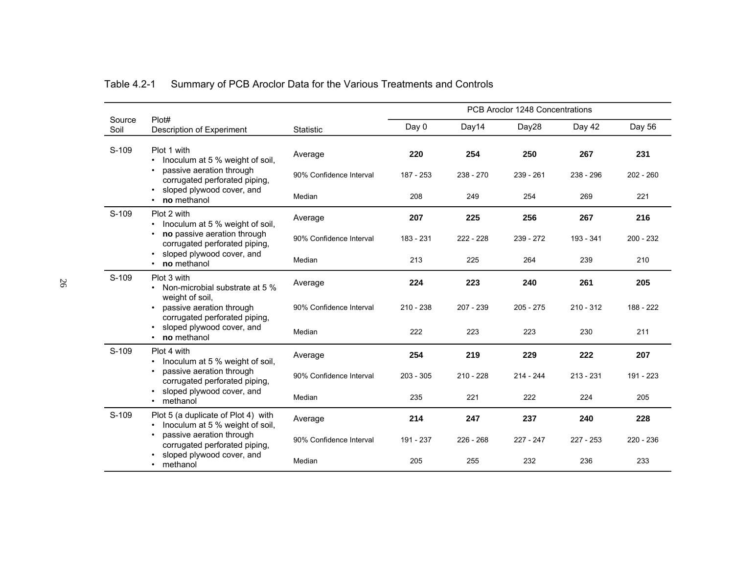Table 4.2-1 Summary of PCB Aroclor Data for the Various Treatments and Controls

| Source Soil | Plot# Description of Experiment | Statistic | PCB Aroclor 1248 Concentrations | | | | |
|---|---|---|---|---|---|---|---|
| | | | Day 0 | Day14 | Day28 | Day 42 | Day 56 |
| S-109 | Plot 1 with • Inoculum at 5 % weight of soil, • passive aeration through corrugated perforated piping, • sloped plywood cover, and • **no** methanol | Average | **220** | **254** | **250** | **267** | **231** |
| | | 90% Confidence Interval | 187 - 253 | 238 - 270 | 239 - 261 | 238 - 296 | 202 - 260 |
| | | Median | 208 | 249 | 254 | 269 | 221 |
| S-109 | Plot 2 with • Inoculum at 5 % weight of soil, • **no** passive aeration through corrugated perforated piping, • sloped plywood cover, and • **no** methanol | Average | **207** | **225** | **256** | **267** | **216** |
| | | 90% Confidence Interval | 183 - 231 | 222 - 228 | 239 - 272 | 193 - 341 | 200 - 232 |
| | | Median | 213 | 225 | 264 | 239 | 210 |
| S-109 | Plot 3 with • Non-microbial substrate at 5 % weight of soil, • passive aeration through corrugated perforated piping, • sloped plywood cover, and • **no** methanol | Average | **224** | **223** | **240** | **261** | **205** |
| | | 90% Confidence Interval | 210 - 238 | 207 - 239 | 205 - 275 | 210 - 312 | 188 - 222 |
| | | Median | 222 | 223 | 223 | 230 | 211 |
| S-109 | Plot 4 with • Inoculum at 5 % weight of soil, • passive aeration through corrugated perforated piping, • sloped plywood cover, and • methanol | Average | **254** | **219** | **229** | **222** | **207** |
| | | 90% Confidence Interval | 203 - 305 | 210 - 228 | 214 - 244 | 213 - 231 | 191 - 223 |
| | | Median | 235 | 221 | 222 | 224 | 205 |
| S-109 | Plot 5 (a duplicate of Plot 4) with • Inoculum at 5 % weight of soil, • passive aeration through corrugated perforated piping, • sloped plywood cover, and • methanol | Average | **214** | **247** | **237** | **240** | **228** |
| | | 90% Confidence Interval | 191 - 237 | 226 - 268 | 227 - 247 | 227 - 253 | 220 - 236 |
| | | Median | 205 | 255 | 232 | 236 | 233 |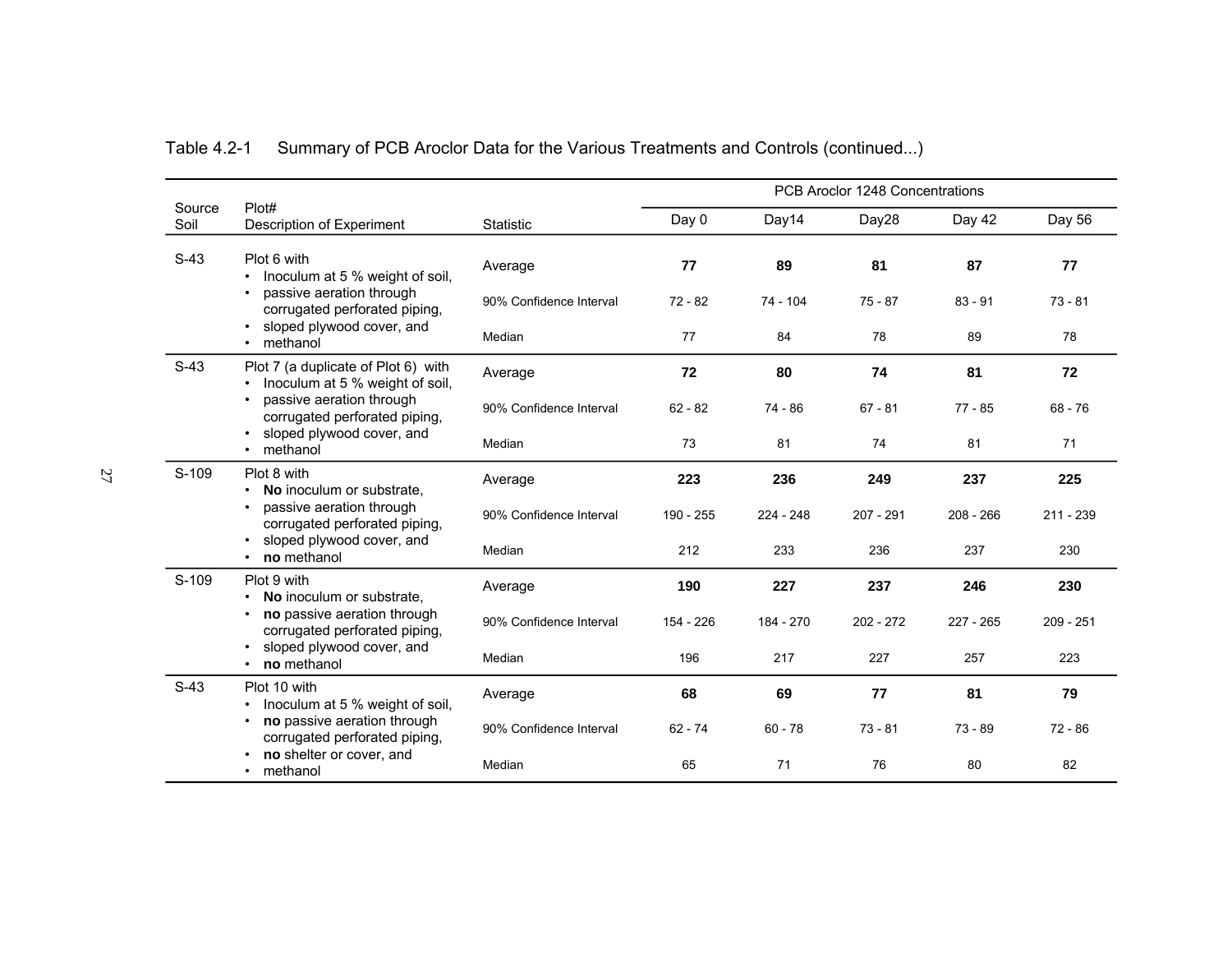Table 4.2-1 Summary of PCB Aroclor Data for the Various Treatments and Controls (continued...)

| Source Soil | Plot# Description of Experiment | Statistic | PCB Aroclor 1248 Concentrations | | | | |
|---|---|---|---|---|---|---|---|
| | | | Day 0 | Day14 | Day28 | Day 42 | Day 56 |
| S-43 | Plot 6 with • Inoculum at 5 % weight of soil, • passive aeration through corrugated perforated piping, • sloped plywood cover, and • methanol | Average | **77** | **89** | **81** | **87** | **77** |
| | | 90% Confidence Interval | 72 - 82 | 74 - 104 | 75 - 87 | 83 - 91 | 73 - 81 |
| | | Median | 77 | 84 | 78 | 89 | 78 |
| S-43 | Plot 7 (a duplicate of Plot 6) with • Inoculum at 5 % weight of soil, • passive aeration through corrugated perforated piping, • sloped plywood cover, and • methanol | Average | **72** | **80** | **74** | **81** | **72** |
| | | 90% Confidence Interval | 62 - 82 | 74 - 86 | 67 - 81 | 77 - 85 | 68 - 76 |
| | | Median | 73 | 81 | 74 | 81 | 71 |
| S-109 | Plot 8 with • **No** inoculum or substrate, • passive aeration through corrugated perforated piping, • sloped plywood cover, and • **no** methanol | Average | **223** | **236** | **249** | **237** | **225** |
| | | 90% Confidence Interval | 190 - 255 | 224 - 248 | 207 - 291 | 208 - 266 | 211 - 239 |
| | | Median | 212 | 233 | 236 | 237 | 230 |
| S-109 | Plot 9 with • **No** inoculum or substrate, • **no** passive aeration through corrugated perforated piping, • sloped plywood cover, and • **no** methanol | Average | **190** | **227** | **237** | **246** | **230** |
| | | 90% Confidence Interval | 154 - 226 | 184 - 270 | 202 - 272 | 227 - 265 | 209 - 251 |
| | | Median | 196 | 217 | 227 | 257 | 223 |
| S-43 | Plot 10 with • Inoculum at 5 % weight of soil, • **no** passive aeration through corrugated perforated piping, • **no** shelter or cover, and • methanol | Average | **68** | **69** | **77** | **81** | **79** |
| | | 90% Confidence Interval | 62 - 74 | 60 - 78 | 73 - 81 | 73 - 89 | 72 - 86 |
| | | Median | 65 | 71 | 76 | 80 | 82 |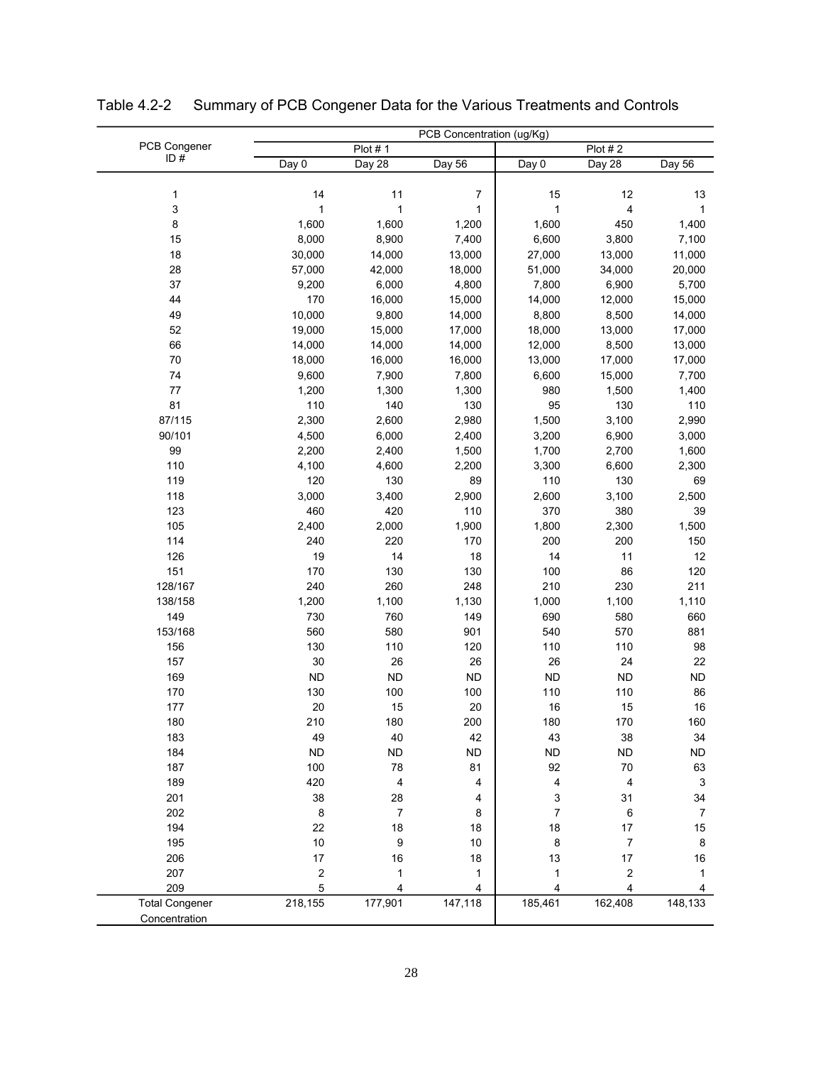Table 4.2-2 Summary of PCB Congener Data for the Various Treatments and Controls

| PCB Congener ID # | PCB Concentration (ug/Kg) | | | | | |
|---|---|---|---|---|---|---|
| | Plot # 1 | | | Plot # 2 | | |
| | Day 0 | Day 28 | Day 56 | Day 0 | Day 28 | Day 56 |
| 1 | 14 | 11 | 7 | 15 | 12 | 13 |
| 3 | 1 | 1 | 1 | 1 | 4 | 1 |
| 8 | 1,600 | 1,600 | 1,200 | 1,600 | 450 | 1,400 |
| 15 | 8,000 | 8,900 | 7,400 | 6,600 | 3,800 | 7,100 |
| 18 | 30,000 | 14,000 | 13,000 | 27,000 | 13,000 | 11,000 |
| 28 | 57,000 | 42,000 | 18,000 | 51,000 | 34,000 | 20,000 |
| 37 | 9,200 | 6,000 | 4,800 | 7,800 | 6,900 | 5,700 |
| 44 | 170 | 16,000 | 15,000 | 14,000 | 12,000 | 15,000 |
| 49 | 10,000 | 9,800 | 14,000 | 8,800 | 8,500 | 14,000 |
| 52 | 19,000 | 15,000 | 17,000 | 18,000 | 13,000 | 17,000 |
| 66 | 14,000 | 14,000 | 14,000 | 12,000 | 8,500 | 13,000 |
| 70 | 18,000 | 16,000 | 16,000 | 13,000 | 17,000 | 17,000 |
| 74 | 9,600 | 7,900 | 7,800 | 6,600 | 15,000 | 7,700 |
| 77 | 1,200 | 1,300 | 1,300 | 980 | 1,500 | 1,400 |
| 81 | 110 | 140 | 130 | 95 | 130 | 110 |
| 87/115 | 2,300 | 2,600 | 2,980 | 1,500 | 3,100 | 2,990 |
| 90/101 | 4,500 | 6,000 | 2,400 | 3,200 | 6,900 | 3,000 |
| 99 | 2,200 | 2,400 | 1,500 | 1,700 | 2,700 | 1,600 |
| 110 | 4,100 | 4,600 | 2,200 | 3,300 | 6,600 | 2,300 |
| 119 | 120 | 130 | 89 | 110 | 130 | 69 |
| 118 | 3,000 | 3,400 | 2,900 | 2,600 | 3,100 | 2,500 |
| 123 | 460 | 420 | 110 | 370 | 380 | 39 |
| 105 | 2,400 | 2,000 | 1,900 | 1,800 | 2,300 | 1,500 |
| 114 | 240 | 220 | 170 | 200 | 200 | 150 |
| 126 | 19 | 14 | 18 | 14 | 11 | 12 |
| 151 | 170 | 130 | 130 | 100 | 86 | 120 |
| 128/167 | 240 | 260 | 248 | 210 | 230 | 211 |
| 138/158 | 1,200 | 1,100 | 1,130 | 1,000 | 1,100 | 1,110 |
| 149 | 730 | 760 | 149 | 690 | 580 | 660 |
| 153/168 | 560 | 580 | 901 | 540 | 570 | 881 |
| 156 | 130 | 110 | 120 | 110 | 110 | 98 |
| 157 | 30 | 26 | 26 | 26 | 24 | 22 |
| 169 | ND | ND | ND | ND | ND | ND |
| 170 | 130 | 100 | 100 | 110 | 110 | 86 |
| 177 | 20 | 15 | 20 | 16 | 15 | 16 |
| 180 | 210 | 180 | 200 | 180 | 170 | 160 |
| 183 | 49 | 40 | 42 | 43 | 38 | 34 |
| 184 | ND | ND | ND | ND | ND | ND |
| 187 | 100 | 78 | 81 | 92 | 70 | 63 |
| 189 | 420 | 4 | 4 | 4 | 4 | 3 |
| 201 | 38 | 28 | 4 | 3 | 31 | 34 |
| 202 | 8 | 7 | 8 | 7 | 6 | 7 |
| 194 | 22 | 18 | 18 | 18 | 17 | 15 |
| 195 | 10 | 9 | 10 | 8 | 7 | 8 |
| 206 | 17 | 16 | 18 | 13 | 17 | 16 |
| 207 | 2 | 1 | 1 | 1 | 2 | 1 |
| 209 | 5 | 4 | 4 | 4 | 4 | 4 |
| Total Congener Concentration | 218,155 | 177,901 | 147,118 | 185,461 | 162,408 | 148,133 |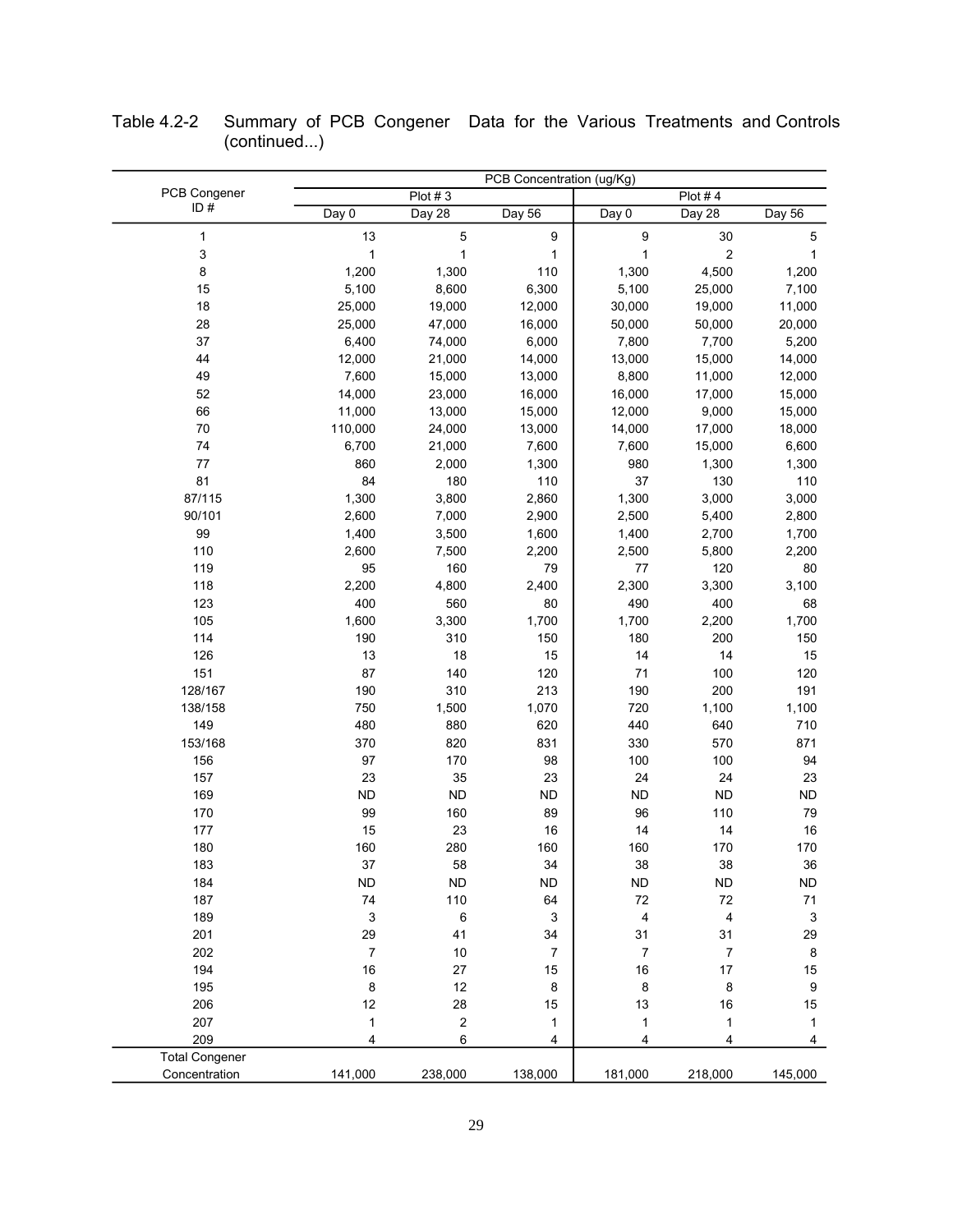Table 4.2-2 Summary of PCB Congener Data for the Various Treatments and Controls (continued...)

| PCB Congener ID # | PCB Concentration (ug/Kg) | | | | | |
|---|---|---|---|---|---|---|
| | Plot # 3 | | | Plot # 4 | | |
| | Day 0 | Day 28 | Day 56 | Day 0 | Day 28 | Day 56 |
| 1 | 13 | 5 | 9 | 9 | 30 | 5 |
| 3 | 1 | 1 | 1 | 1 | 2 | 1 |
| 8 | 1,200 | 1,300 | 110 | 1,300 | 4,500 | 1,200 |
| 15 | 5,100 | 8,600 | 6,300 | 5,100 | 25,000 | 7,100 |
| 18 | 25,000 | 19,000 | 12,000 | 30,000 | 19,000 | 11,000 |
| 28 | 25,000 | 47,000 | 16,000 | 50,000 | 50,000 | 20,000 |
| 37 | 6,400 | 74,000 | 6,000 | 7,800 | 7,700 | 5,200 |
| 44 | 12,000 | 21,000 | 14,000 | 13,000 | 15,000 | 14,000 |
| 49 | 7,600 | 15,000 | 13,000 | 8,800 | 11,000 | 12,000 |
| 52 | 14,000 | 23,000 | 16,000 | 16,000 | 17,000 | 15,000 |
| 66 | 11,000 | 13,000 | 15,000 | 12,000 | 9,000 | 15,000 |
| 70 | 110,000 | 24,000 | 13,000 | 14,000 | 17,000 | 18,000 |
| 74 | 6,700 | 21,000 | 7,600 | 7,600 | 15,000 | 6,600 |
| 77 | 860 | 2,000 | 1,300 | 980 | 1,300 | 1,300 |
| 81 | 84 | 180 | 110 | 37 | 130 | 110 |
| 87/115 | 1,300 | 3,800 | 2,860 | 1,300 | 3,000 | 3,000 |
| 90/101 | 2,600 | 7,000 | 2,900 | 2,500 | 5,400 | 2,800 |
| 99 | 1,400 | 3,500 | 1,600 | 1,400 | 2,700 | 1,700 |
| 110 | 2,600 | 7,500 | 2,200 | 2,500 | 5,800 | 2,200 |
| 119 | 95 | 160 | 79 | 77 | 120 | 80 |
| 118 | 2,200 | 4,800 | 2,400 | 2,300 | 3,300 | 3,100 |
| 123 | 400 | 560 | 80 | 490 | 400 | 68 |
| 105 | 1,600 | 3,300 | 1,700 | 1,700 | 2,200 | 1,700 |
| 114 | 190 | 310 | 150 | 180 | 200 | 150 |
| 126 | 13 | 18 | 15 | 14 | 14 | 15 |
| 151 | 87 | 140 | 120 | 71 | 100 | 120 |
| 128/167 | 190 | 310 | 213 | 190 | 200 | 191 |
| 138/158 | 750 | 1,500 | 1,070 | 720 | 1,100 | 1,100 |
| 149 | 480 | 880 | 620 | 440 | 640 | 710 |
| 153/168 | 370 | 820 | 831 | 330 | 570 | 871 |
| 156 | 97 | 170 | 98 | 100 | 100 | 94 |
| 157 | 23 | 35 | 23 | 24 | 24 | 23 |
| 169 | ND | ND | ND | ND | ND | ND |
| 170 | 99 | 160 | 89 | 96 | 110 | 79 |
| 177 | 15 | 23 | 16 | 14 | 14 | 16 |
| 180 | 160 | 280 | 160 | 160 | 170 | 170 |
| 183 | 37 | 58 | 34 | 38 | 38 | 36 |
| 184 | ND | ND | ND | ND | ND | ND |
| 187 | 74 | 110 | 64 | 72 | 72 | 71 |
| 189 | 3 | 6 | 3 | 4 | 4 | 3 |
| 201 | 29 | 41 | 34 | 31 | 31 | 29 |
| 202 | 7 | 10 | 7 | 7 | 7 | 8 |
| 194 | 16 | 27 | 15 | 16 | 17 | 15 |
| 195 | 8 | 12 | 8 | 8 | 8 | 9 |
| 206 | 12 | 28 | 15 | 13 | 16 | 15 |
| 207 | 1 | 2 | 1 | 1 | 1 | 1 |
| 209 | 4 | 6 | 4 | 4 | 4 | 4 |
| Total Congener Concentration | 141,000 | 238,000 | 138,000 | 181,000 | 218,000 | 145,000 |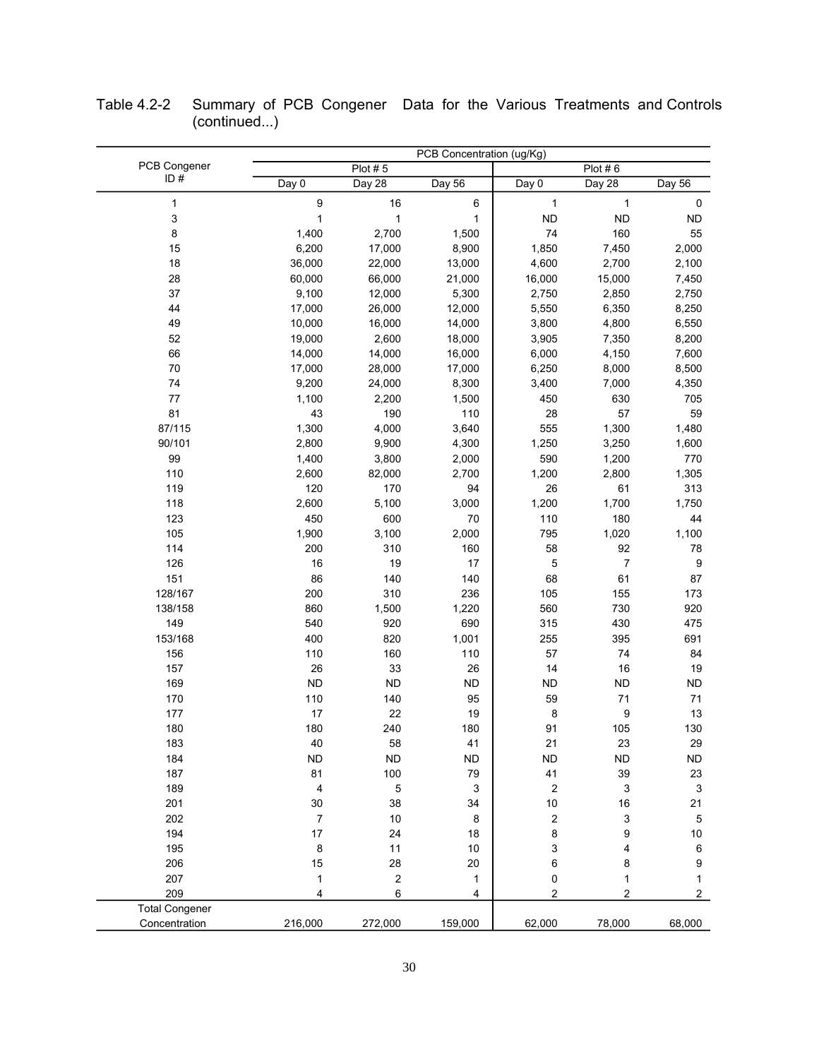Table 4.2-2 Summary of PCB Congener Data for the Various Treatments and Controls (continued...)

| PCB Congener ID # | PCB Concentration (ug/Kg) | | | | | |
|---|---|---|---|---|---|---|
| | Plot # 5 | | | Plot # 6 | | |
| | Day 0 | Day 28 | Day 56 | Day 0 | Day 28 | Day 56 |
| 1 | 9 | 16 | 6 | 1 | 1 | 0 |
| 3 | 1 | 1 | 1 | ND | ND | ND |
| 8 | 1,400 | 2,700 | 1,500 | 74 | 160 | 55 |
| 15 | 6,200 | 17,000 | 8,900 | 1,850 | 7,450 | 2,000 |
| 18 | 36,000 | 22,000 | 13,000 | 4,600 | 2,700 | 2,100 |
| 28 | 60,000 | 66,000 | 21,000 | 16,000 | 15,000 | 7,450 |
| 37 | 9,100 | 12,000 | 5,300 | 2,750 | 2,850 | 2,750 |
| 44 | 17,000 | 26,000 | 12,000 | 5,550 | 6,350 | 8,250 |
| 49 | 10,000 | 16,000 | 14,000 | 3,800 | 4,800 | 6,550 |
| 52 | 19,000 | 2,600 | 18,000 | 3,905 | 7,350 | 8,200 |
| 66 | 14,000 | 14,000 | 16,000 | 6,000 | 4,150 | 7,600 |
| 70 | 17,000 | 28,000 | 17,000 | 6,250 | 8,000 | 8,500 |
| 74 | 9,200 | 24,000 | 8,300 | 3,400 | 7,000 | 4,350 |
| 77 | 1,100 | 2,200 | 1,500 | 450 | 630 | 705 |
| 81 | 43 | 190 | 110 | 28 | 57 | 59 |
| 87/115 | 1,300 | 4,000 | 3,640 | 555 | 1,300 | 1,480 |
| 90/101 | 2,800 | 9,900 | 4,300 | 1,250 | 3,250 | 1,600 |
| 99 | 1,400 | 3,800 | 2,000 | 590 | 1,200 | 770 |
| 110 | 2,600 | 82,000 | 2,700 | 1,200 | 2,800 | 1,305 |
| 119 | 120 | 170 | 94 | 26 | 61 | 313 |
| 118 | 2,600 | 5,100 | 3,000 | 1,200 | 1,700 | 1,750 |
| 123 | 450 | 600 | 70 | 110 | 180 | 44 |
| 105 | 1,900 | 3,100 | 2,000 | 795 | 1,020 | 1,100 |
| 114 | 200 | 310 | 160 | 58 | 92 | 78 |
| 126 | 16 | 19 | 17 | 5 | 7 | 9 |
| 151 | 86 | 140 | 140 | 68 | 61 | 87 |
| 128/167 | 200 | 310 | 236 | 105 | 155 | 173 |
| 138/158 | 860 | 1,500 | 1,220 | 560 | 730 | 920 |
| 149 | 540 | 920 | 690 | 315 | 430 | 475 |
| 153/168 | 400 | 820 | 1,001 | 255 | 395 | 691 |
| 156 | 110 | 160 | 110 | 57 | 74 | 84 |
| 157 | 26 | 33 | 26 | 14 | 16 | 19 |
| 169 | ND | ND | ND | ND | ND | ND |
| 170 | 110 | 140 | 95 | 59 | 71 | 71 |
| 177 | 17 | 22 | 19 | 8 | 9 | 13 |
| 180 | 180 | 240 | 180 | 91 | 105 | 130 |
| 183 | 40 | 58 | 41 | 21 | 23 | 29 |
| 184 | ND | ND | ND | ND | ND | ND |
| 187 | 81 | 100 | 79 | 41 | 39 | 23 |
| 189 | 4 | 5 | 3 | 2 | 3 | 3 |
| 201 | 30 | 38 | 34 | 10 | 16 | 21 |
| 202 | 7 | 10 | 8 | 2 | 3 | 5 |
| 194 | 17 | 24 | 18 | 8 | 9 | 10 |
| 195 | 8 | 11 | 10 | 3 | 4 | 6 |
| 206 | 15 | 28 | 20 | 6 | 8 | 9 |
| 207 | 1 | 2 | 1 | 0 | 1 | 1 |
| 209 | 4 | 6 | 4 | 2 | 2 | 2 |
| Total Congener Concentration | 216,000 | 272,000 | 159,000 | 62,000 | 78,000 | 68,000 |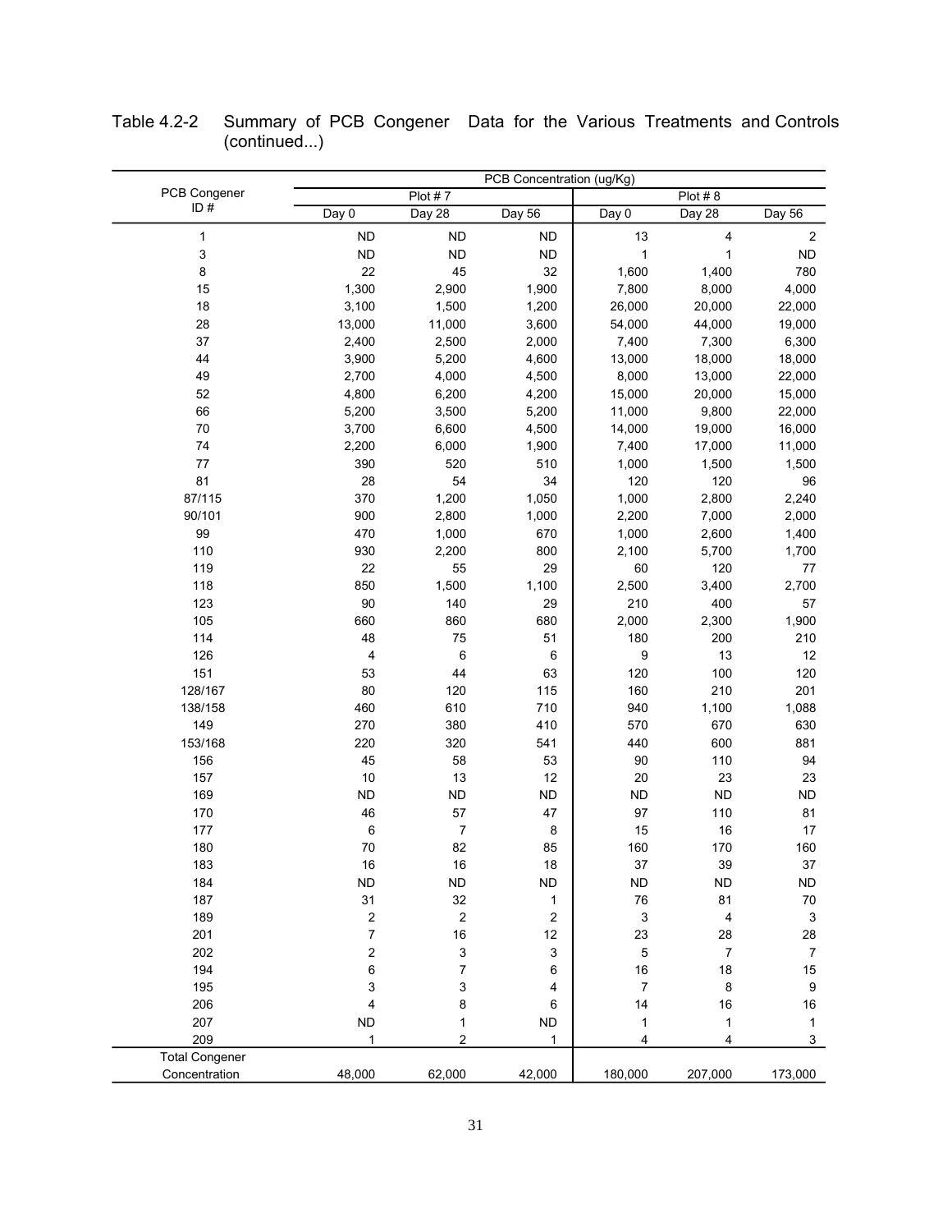Table 4.2-2 Summary of PCB Congener Data for the Various Treatments and Controls (continued...)

| PCB Congener ID # | PCB Concentration (ug/Kg) | | | | | |
|---|---|---|---|---|---|---|
| | Plot # 7 | | | Plot # 8 | | |
| | Day 0 | Day 28 | Day 56 | Day 0 | Day 28 | Day 56 |
| 1 | ND | ND | ND | 13 | 4 | 2 |
| 3 | ND | ND | ND | 1 | 1 | ND |
| 8 | 22 | 45 | 32 | 1,600 | 1,400 | 780 |
| 15 | 1,300 | 2,900 | 1,900 | 7,800 | 8,000 | 4,000 |
| 18 | 3,100 | 1,500 | 1,200 | 26,000 | 20,000 | 22,000 |
| 28 | 13,000 | 11,000 | 3,600 | 54,000 | 44,000 | 19,000 |
| 37 | 2,400 | 2,500 | 2,000 | 7,400 | 7,300 | 6,300 |
| 44 | 3,900 | 5,200 | 4,600 | 13,000 | 18,000 | 18,000 |
| 49 | 2,700 | 4,000 | 4,500 | 8,000 | 13,000 | 22,000 |
| 52 | 4,800 | 6,200 | 4,200 | 15,000 | 20,000 | 15,000 |
| 66 | 5,200 | 3,500 | 5,200 | 11,000 | 9,800 | 22,000 |
| 70 | 3,700 | 6,600 | 4,500 | 14,000 | 19,000 | 16,000 |
| 74 | 2,200 | 6,000 | 1,900 | 7,400 | 17,000 | 11,000 |
| 77 | 390 | 520 | 510 | 1,000 | 1,500 | 1,500 |
| 81 | 28 | 54 | 34 | 120 | 120 | 96 |
| 87/115 | 370 | 1,200 | 1,050 | 1,000 | 2,800 | 2,240 |
| 90/101 | 900 | 2,800 | 1,000 | 2,200 | 7,000 | 2,000 |
| 99 | 470 | 1,000 | 670 | 1,000 | 2,600 | 1,400 |
| 110 | 930 | 2,200 | 800 | 2,100 | 5,700 | 1,700 |
| 119 | 22 | 55 | 29 | 60 | 120 | 77 |
| 118 | 850 | 1,500 | 1,100 | 2,500 | 3,400 | 2,700 |
| 123 | 90 | 140 | 29 | 210 | 400 | 57 |
| 105 | 660 | 860 | 680 | 2,000 | 2,300 | 1,900 |
| 114 | 48 | 75 | 51 | 180 | 200 | 210 |
| 126 | 4 | 6 | 6 | 9 | 13 | 12 |
| 151 | 53 | 44 | 63 | 120 | 100 | 120 |
| 128/167 | 80 | 120 | 115 | 160 | 210 | 201 |
| 138/158 | 460 | 610 | 710 | 940 | 1,100 | 1,088 |
| 149 | 270 | 380 | 410 | 570 | 670 | 630 |
| 153/168 | 220 | 320 | 541 | 440 | 600 | 881 |
| 156 | 45 | 58 | 53 | 90 | 110 | 94 |
| 157 | 10 | 13 | 12 | 20 | 23 | 23 |
| 169 | ND | ND | ND | ND | ND | ND |
| 170 | 46 | 57 | 47 | 97 | 110 | 81 |
| 177 | 6 | 7 | 8 | 15 | 16 | 17 |
| 180 | 70 | 82 | 85 | 160 | 170 | 160 |
| 183 | 16 | 16 | 18 | 37 | 39 | 37 |
| 184 | ND | ND | ND | ND | ND | ND |
| 187 | 31 | 32 | 1 | 76 | 81 | 70 |
| 189 | 2 | 2 | 2 | 3 | 4 | 3 |
| 201 | 7 | 16 | 12 | 23 | 28 | 28 |
| 202 | 2 | 3 | 3 | 5 | 7 | 7 |
| 194 | 6 | 7 | 6 | 16 | 18 | 15 |
| 195 | 3 | 3 | 4 | 7 | 8 | 9 |
| 206 | 4 | 8 | 6 | 14 | 16 | 16 |
| 207 | ND | 1 | ND | 1 | 1 | 1 |
| 209 | 1 | 2 | 1 | 4 | 4 | 3 |
| Total Congener Concentration | 48,000 | 62,000 | 42,000 | 180,000 | 207,000 | 173,000 |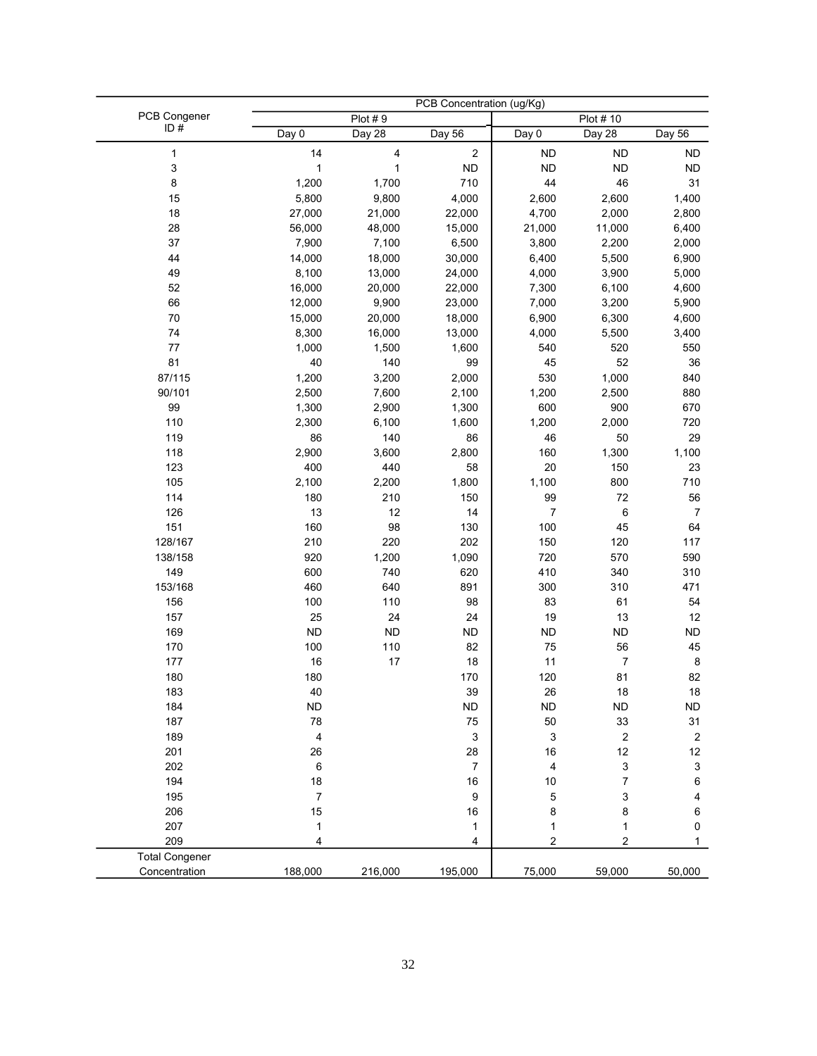| PCB Congener ID # | PCB Concentration (ug/Kg) | | | | | |
|---|---|---|---|---|---|---|
| | Plot # 9 | | | Plot # 10 | | |
| | Day 0 | Day 28 | Day 56 | Day 0 | Day 28 | Day 56 |
| 1 | 14 | 4 | 2 | ND | ND | ND |
| 3 | 1 | 1 | ND | ND | ND | ND |
| 8 | 1,200 | 1,700 | 710 | 44 | 46 | 31 |
| 15 | 5,800 | 9,800 | 4,000 | 2,600 | 2,600 | 1,400 |
| 18 | 27,000 | 21,000 | 22,000 | 4,700 | 2,000 | 2,800 |
| 28 | 56,000 | 48,000 | 15,000 | 21,000 | 11,000 | 6,400 |
| 37 | 7,900 | 7,100 | 6,500 | 3,800 | 2,200 | 2,000 |
| 44 | 14,000 | 18,000 | 30,000 | 6,400 | 5,500 | 6,900 |
| 49 | 8,100 | 13,000 | 24,000 | 4,000 | 3,900 | 5,000 |
| 52 | 16,000 | 20,000 | 22,000 | 7,300 | 6,100 | 4,600 |
| 66 | 12,000 | 9,900 | 23,000 | 7,000 | 3,200 | 5,900 |
| 70 | 15,000 | 20,000 | 18,000 | 6,900 | 6,300 | 4,600 |
| 74 | 8,300 | 16,000 | 13,000 | 4,000 | 5,500 | 3,400 |
| 77 | 1,000 | 1,500 | 1,600 | 540 | 520 | 550 |
| 81 | 40 | 140 | 99 | 45 | 52 | 36 |
| 87/115 | 1,200 | 3,200 | 2,000 | 530 | 1,000 | 840 |
| 90/101 | 2,500 | 7,600 | 2,100 | 1,200 | 2,500 | 880 |
| 99 | 1,300 | 2,900 | 1,300 | 600 | 900 | 670 |
| 110 | 2,300 | 6,100 | 1,600 | 1,200 | 2,000 | 720 |
| 119 | 86 | 140 | 86 | 46 | 50 | 29 |
| 118 | 2,900 | 3,600 | 2,800 | 160 | 1,300 | 1,100 |
| 123 | 400 | 440 | 58 | 20 | 150 | 23 |
| 105 | 2,100 | 2,200 | 1,800 | 1,100 | 800 | 710 |
| 114 | 180 | 210 | 150 | 99 | 72 | 56 |
| 126 | 13 | 12 | 14 | 7 | 6 | 7 |
| 151 | 160 | 98 | 130 | 100 | 45 | 64 |
| 128/167 | 210 | 220 | 202 | 150 | 120 | 117 |
| 138/158 | 920 | 1,200 | 1,090 | 720 | 570 | 590 |
| 149 | 600 | 740 | 620 | 410 | 340 | 310 |
| 153/168 | 460 | 640 | 891 | 300 | 310 | 471 |
| 156 | 100 | 110 | 98 | 83 | 61 | 54 |
| 157 | 25 | 24 | 24 | 19 | 13 | 12 |
| 169 | ND | ND | ND | ND | ND | ND |
| 170 | 100 | 110 | 82 | 75 | 56 | 45 |
| 177 | 16 | 17 | 18 | 11 | 7 | 8 |
| 180 | 180 | | 170 | 120 | 81 | 82 |
| 183 | 40 | | 39 | 26 | 18 | 18 |
| 184 | ND | | ND | ND | ND | ND |
| 187 | 78 | | 75 | 50 | 33 | 31 |
| 189 | 4 | | 3 | 3 | 2 | 2 |
| 201 | 26 | | 28 | 16 | 12 | 12 |
| 202 | 6 | | 7 | 4 | 3 | 3 |
| 194 | 18 | | 16 | 10 | 7 | 6 |
| 195 | 7 | | 9 | 5 | 3 | 4 |
| 206 | 15 | | 16 | 8 | 8 | 6 |
| 207 | 1 | | 1 | 1 | 1 | 0 |
| 209 | 4 | | 4 | 2 | 2 | 1 |
| Total Congener Concentration | 188,000 | 216,000 | 195,000 | 75,000 | 59,000 | 50,000 |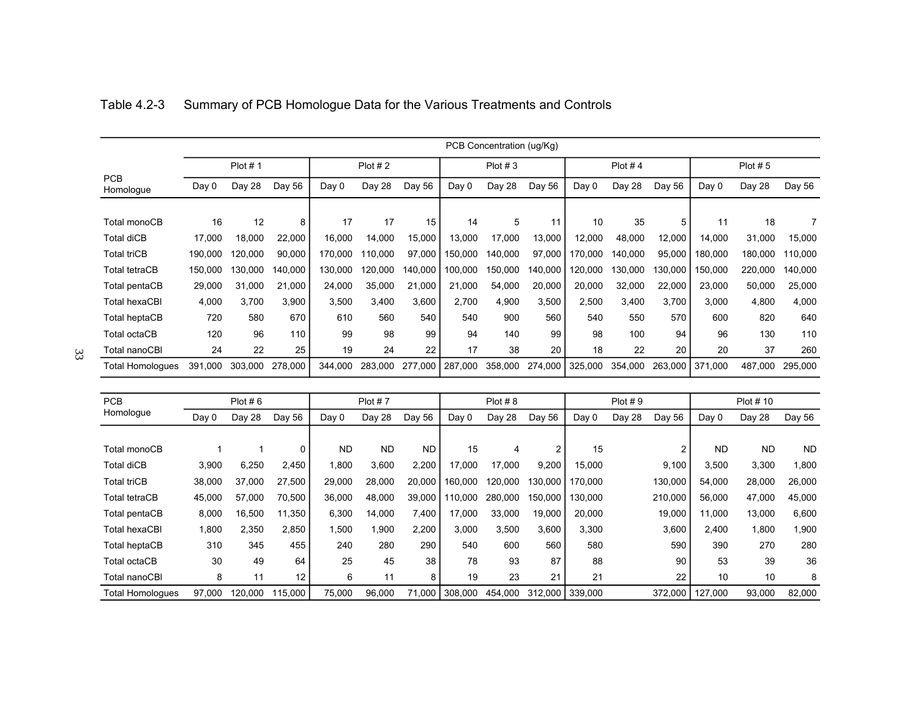Table 4.2-3 Summary of PCB Homologue Data for the Various Treatments and Controls

| PCB Homologue | PCB Concentration (ug/Kg) | | | | | | | | | | | | | | |
|---|---|---|---|---|---|---|---|---|---|---|---|---|---|---|---|
| | Plot # 1 | | | Plot # 2 | | | Plot # 3 | | | Plot # 4 | | | Plot # 5 | | |
| | Day 0 | Day 28 | Day 56 | Day 0 | Day 28 | Day 56 | Day 0 | Day 28 | Day 56 | Day 0 | Day 28 | Day 56 | Day 0 | Day 28 | Day 56 |
| Total monoCB | 16 | 12 | 8 | 17 | 17 | 15 | 14 | 5 | 11 | 10 | 35 | 5 | 11 | 18 | 7 |
| Total diCB | 17,000 | 18,000 | 22,000 | 16,000 | 14,000 | 15,000 | 13,000 | 17,000 | 13,000 | 12,000 | 48,000 | 12,000 | 14,000 | 31,000 | 15,000 |
| Total triCB | 190,000 | 120,000 | 90,000 | 170,000 | 110,000 | 97,000 | 150,000 | 140,000 | 97,000 | 170,000 | 140,000 | 95,000 | 180,000 | 180,000 | 110,000 |
| Total tetraCB | 150,000 | 130,000 | 140,000 | 130,000 | 120,000 | 140,000 | 100,000 | 150,000 | 140,000 | 120,000 | 130,000 | 130,000 | 150,000 | 220,000 | 140,000 |
| Total pentaCB | 29,000 | 31,000 | 21,000 | 24,000 | 35,000 | 21,000 | 21,000 | 54,000 | 20,000 | 20,000 | 32,000 | 22,000 | 23,000 | 50,000 | 25,000 |
| Total hexaCBl | 4,000 | 3,700 | 3,900 | 3,500 | 3,400 | 3,600 | 2,700 | 4,900 | 3,500 | 2,500 | 3,400 | 3,700 | 3,000 | 4,800 | 4,000 |
| Total heptaCB | 720 | 580 | 670 | 610 | 560 | 540 | 540 | 900 | 560 | 540 | 550 | 570 | 600 | 820 | 640 |
| Total octaCB | 120 | 96 | 110 | 99 | 98 | 99 | 94 | 140 | 99 | 98 | 100 | 94 | 96 | 130 | 110 |
| Total nanoCBl | 24 | 22 | 25 | 19 | 24 | 22 | 17 | 38 | 20 | 18 | 22 | 20 | 20 | 37 | 260 |
| Total Homologues | 391,000 | 303,000 | 278,000 | 344,000 | 283,000 | 277,000 | 287,000 | 358,000 | 274,000 | 325,000 | 354,000 | 263,000 | 371,000 | 487,000 | 295,000 |

| PCB Homologue | Plot # 6 | | | Plot # 7 | | | Plot # 8 | | | Plot # 9 | | | Plot # 10 | | |
|---|---|---|---|---|---|---|---|---|---|---|---|---|---|---|---|
| | Day 0 | Day 28 | Day 56 | Day 0 | Day 28 | Day 56 | Day 0 | Day 28 | Day 56 | Day 0 | Day 28 | Day 56 | Day 0 | Day 28 | Day 56 |
| Total monoCB | 1 | 1 | 0 | ND | ND | ND | 15 | 4 | 2 | 15 | | 2 | ND | ND | ND |
| Total diCB | 3,900 | 6,250 | 2,450 | 1,800 | 3,600 | 2,200 | 17,000 | 17,000 | 9,200 | 15,000 | | 9,100 | 3,500 | 3,300 | 1,800 |
| Total triCB | 38,000 | 37,000 | 27,500 | 29,000 | 28,000 | 20,000 | 160,000 | 120,000 | 130,000 | 170,000 | | 130,000 | 54,000 | 28,000 | 26,000 |
| Total tetraCB | 45,000 | 57,000 | 70,500 | 36,000 | 48,000 | 39,000 | 110,000 | 280,000 | 150,000 | 130,000 | | 210,000 | 56,000 | 47,000 | 45,000 |
| Total pentaCB | 8,000 | 16,500 | 11,350 | 6,300 | 14,000 | 7,400 | 17,000 | 33,000 | 19,000 | 20,000 | | 19,000 | 11,000 | 13,000 | 6,600 |
| Total hexaCBl | 1,800 | 2,350 | 2,850 | 1,500 | 1,900 | 2,200 | 3,000 | 3,500 | 3,600 | 3,300 | | 3,600 | 2,400 | 1,800 | 1,900 |
| Total heptaCB | 310 | 345 | 455 | 240 | 280 | 290 | 540 | 600 | 560 | 580 | | 590 | 390 | 270 | 280 |
| Total octaCB | 30 | 49 | 64 | 25 | 45 | 38 | 78 | 93 | 87 | 88 | | 90 | 53 | 39 | 36 |
| Total nanoCBl | 8 | 11 | 12 | 6 | 11 | 8 | 19 | 23 | 21 | 21 | | 22 | 10 | 10 | 8 |
| Total Homologues | 97,000 | 120,000 | 115,000 | 75,000 | 96,000 | 71,000 | 308,000 | 454,000 | 312,000 | 339,000 | | 372,000 | 127,000 | 93,000 | 82,000 |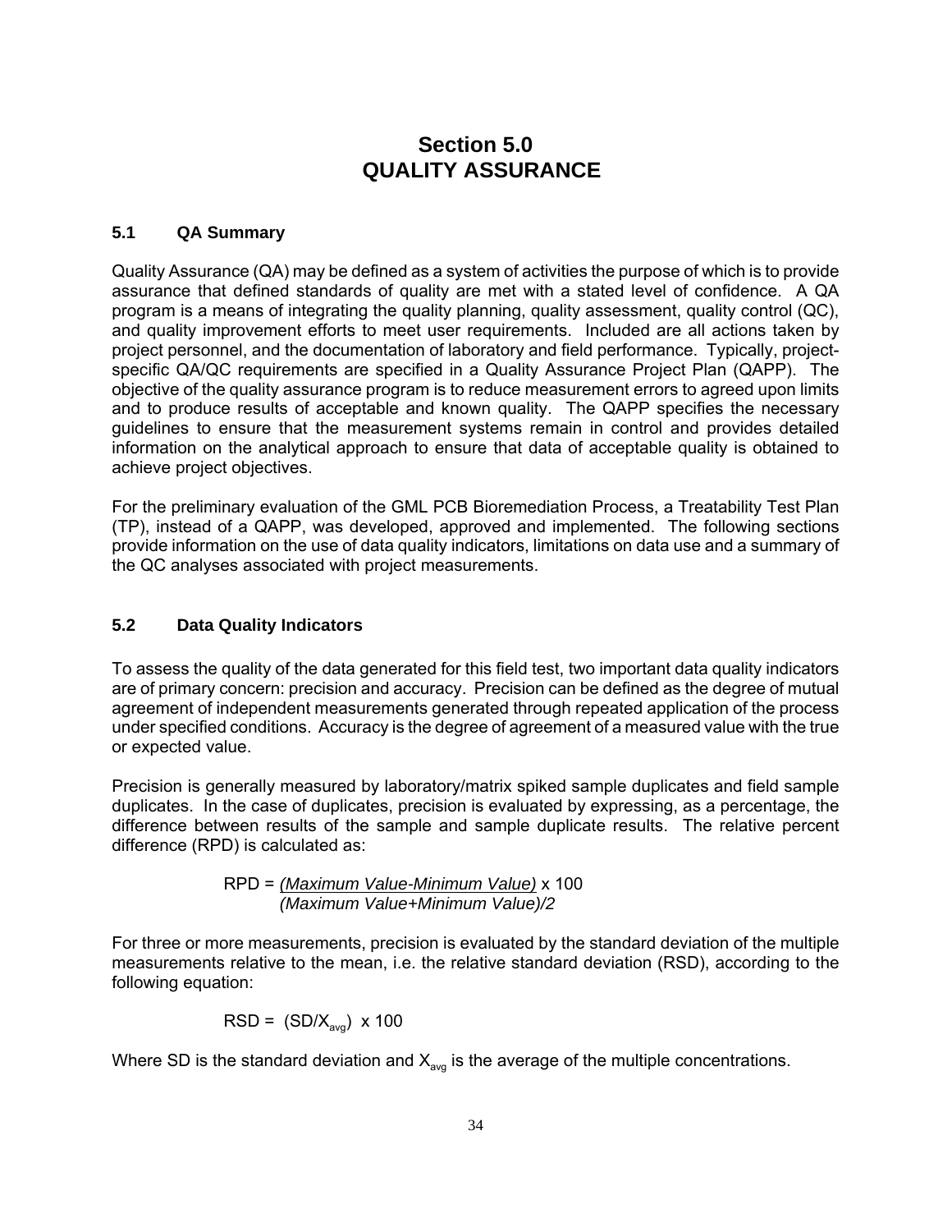# Section 5.0 QUALITY ASSURANCE

## 5.1 QA Summary

Quality Assurance (QA) may be defined as a system of activities the purpose of which is to provide assurance that defined standards of quality are met with a stated level of confidence. A QA program is a means of integrating the quality planning, quality assessment, quality control (QC), and quality improvement efforts to meet user requirements. Included are all actions taken by project personnel, and the documentation of laboratory and field performance. Typically, project-specific QA/QC requirements are specified in a Quality Assurance Project Plan (QAPP). The objective of the quality assurance program is to reduce measurement errors to agreed upon limits and to produce results of acceptable and known quality. The QAPP specifies the necessary guidelines to ensure that the measurement systems remain in control and provides detailed information on the analytical approach to ensure that data of acceptable quality is obtained to achieve project objectives.

For the preliminary evaluation of the GML PCB Bioremediation Process, a Treatability Test Plan (TP), instead of a QAPP, was developed, approved and implemented. The following sections provide information on the use of data quality indicators, limitations on data use and a summary of the QC analyses associated with project measurements.

## 5.2 Data Quality Indicators

To assess the quality of the data generated for this field test, two important data quality indicators are of primary concern: precision and accuracy. Precision can be defined as the degree of mutual agreement of independent measurements generated through repeated application of the process under specified conditions. Accuracy is the degree of agreement of a measured value with the true or expected value.

Precision is generally measured by laboratory/matrix spiked sample duplicates and field sample duplicates. In the case of duplicates, precision is evaluated by expressing, as a percentage, the difference between results of the sample and sample duplicate results. The relative percent difference (RPD) is calculated as:

$$RPD = \frac{(\text{Maximum Value} - \text{Minimum Value})}{(\text{Maximum Value} + \text{Minimum Value})/2} \times 100$$

For three or more measurements, precision is evaluated by the standard deviation of the multiple measurements relative to the mean, i.e. the relative standard deviation (RSD), according to the following equation:

$$RSD = (SD/X_{avg}) \times 100$$

Where SD is the standard deviation and $X_{avg}$ is the average of the multiple concentrations.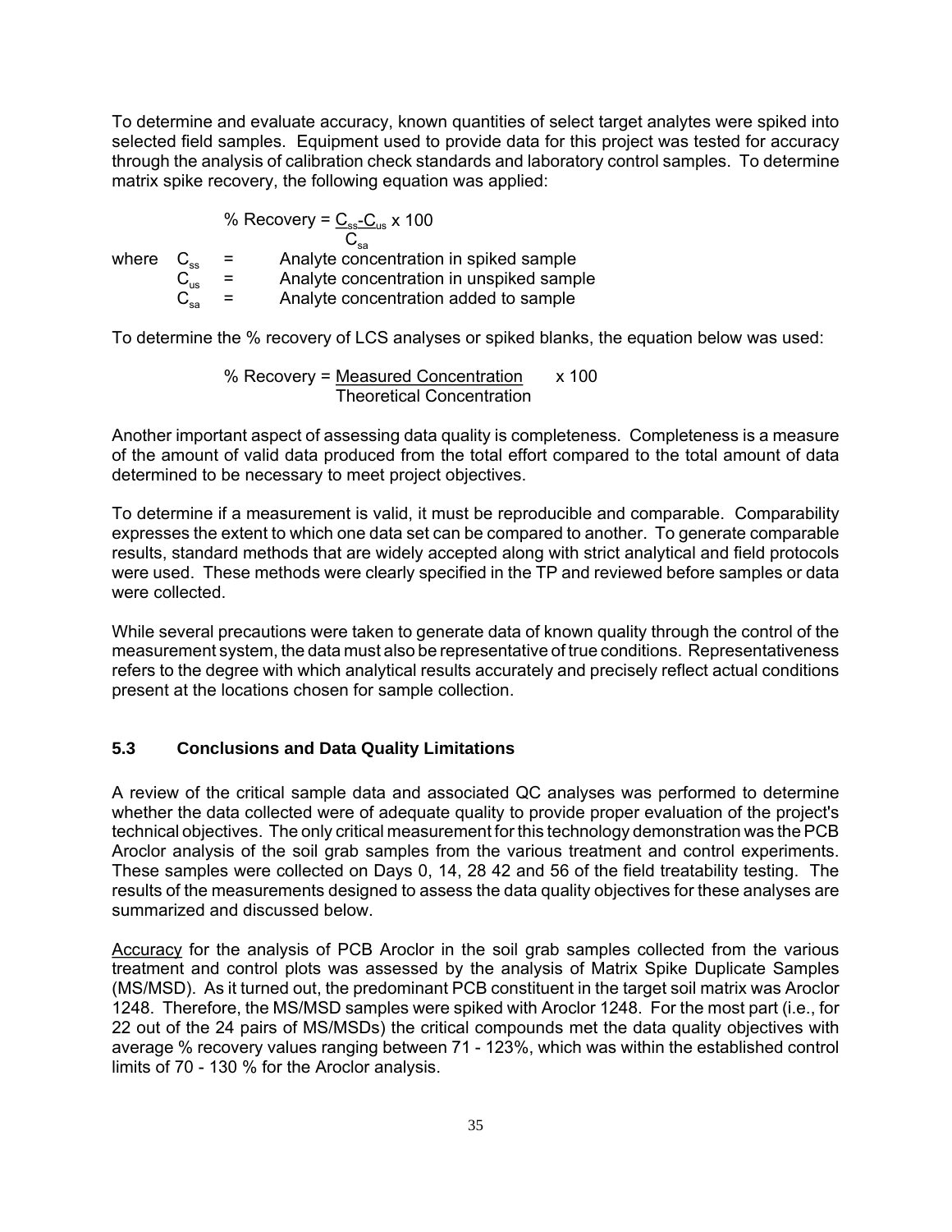To determine and evaluate accuracy, known quantities of select target analytes were spiked into selected field samples. Equipment used to provide data for this project was tested for accuracy through the analysis of calibration check standards and laboratory control samples. To determine matrix spike recovery, the following equation was applied:

$$\% \text{ Recovery} = \frac{C_{ss} - C_{us}}{C_{sa}} \times 100$$

where

- $C_{ss}$ = Analyte concentration in spiked sample
- $C_{us}$ = Analyte concentration in unspiked sample
- $C_{sa}$ = Analyte concentration added to sample

To determine the % recovery of LCS analyses or spiked blanks, the equation below was used:

$$\% \text{ Recovery} = \frac{\text{Measured Concentration}}{\text{Theoretical Concentration}} \times 100$$

Another important aspect of assessing data quality is completeness. Completeness is a measure of the amount of valid data produced from the total effort compared to the total amount of data determined to be necessary to meet project objectives.

To determine if a measurement is valid, it must be reproducible and comparable. Comparability expresses the extent to which one data set can be compared to another. To generate comparable results, standard methods that are widely accepted along with strict analytical and field protocols were used. These methods were clearly specified in the TP and reviewed before samples or data were collected.

While several precautions were taken to generate data of known quality through the control of the measurement system, the data must also be representative of true conditions. Representativeness refers to the degree with which analytical results accurately and precisely reflect actual conditions present at the locations chosen for sample collection.

### 5.3 Conclusions and Data Quality Limitations

A review of the critical sample data and associated QC analyses was performed to determine whether the data collected were of adequate quality to provide proper evaluation of the project's technical objectives. The only critical measurement for this technology demonstration was the PCB Aroclor analysis of the soil grab samples from the various treatment and control experiments. These samples were collected on Days 0, 14, 28 42 and 56 of the field treatability testing. The results of the measurements designed to assess the data quality objectives for these analyses are summarized and discussed below.

Accuracy for the analysis of PCB Aroclor in the soil grab samples collected from the various treatment and control plots was assessed by the analysis of Matrix Spike Duplicate Samples (MS/MSD). As it turned out, the predominant PCB constituent in the target soil matrix was Aroclor 1248. Therefore, the MS/MSD samples were spiked with Aroclor 1248. For the most part (i.e., for 22 out of the 24 pairs of MS/MSDs) the critical compounds met the data quality objectives with average % recovery values ranging between 71 - 123%, which was within the established control limits of 70 - 130 % for the Aroclor analysis.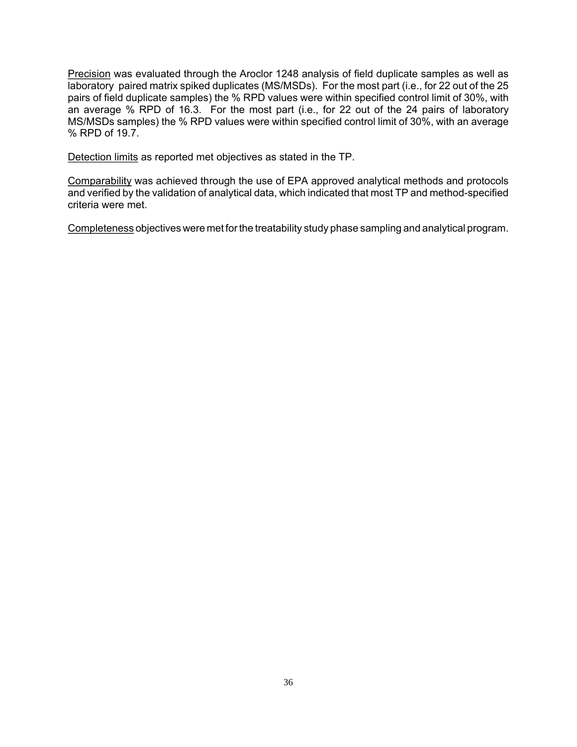<u>Precision</u> was evaluated through the Aroclor 1248 analysis of field duplicate samples as well as laboratory paired matrix spiked duplicates (MS/MSDs). For the most part (i.e., for 22 out of the 25 pairs of field duplicate samples) the % RPD values were within specified control limit of 30%, with an average % RPD of 16.3. For the most part (i.e., for 22 out of the 24 pairs of laboratory MS/MSDs samples) the % RPD values were within specified control limit of 30%, with an average % RPD of 19.7.

<u>Detection limits</u> as reported met objectives as stated in the TP.

<u>Comparability</u> was achieved through the use of EPA approved analytical methods and protocols and verified by the validation of analytical data, which indicated that most TP and method-specified criteria were met.

<u>Completeness</u> objectives were met for the treatability study phase sampling and analytical program.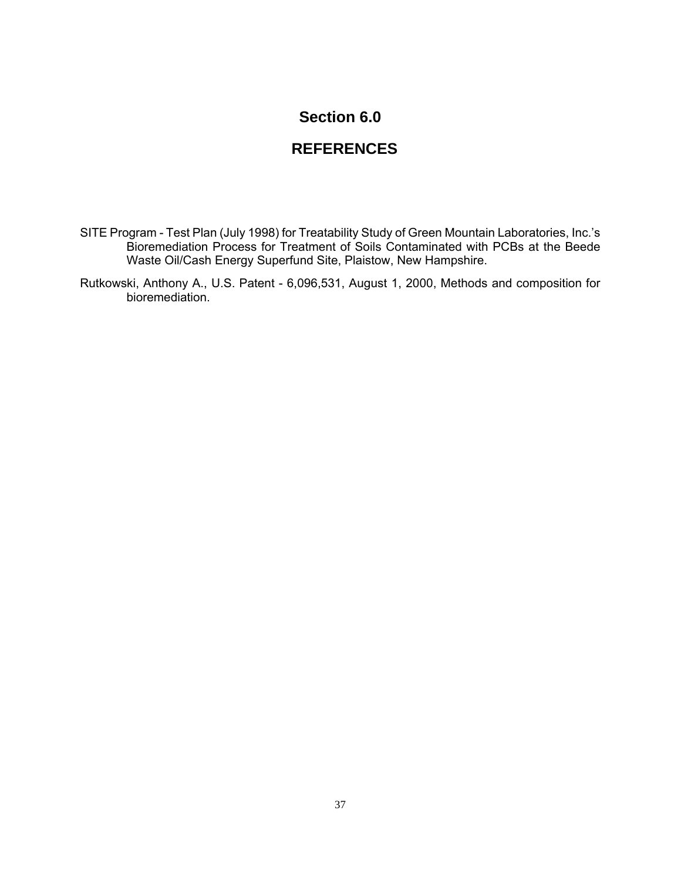# Section 6.0

# REFERENCES

SITE Program - Test Plan (July 1998) for Treatability Study of Green Mountain Laboratories, Inc.'s Bioremediation Process for Treatment of Soils Contaminated with PCBs at the Beede Waste Oil/Cash Energy Superfund Site, Plaistow, New Hampshire.

Rutkowski, Anthony A., U.S. Patent - 6,096,531, August 1, 2000, Methods and composition for bioremediation.